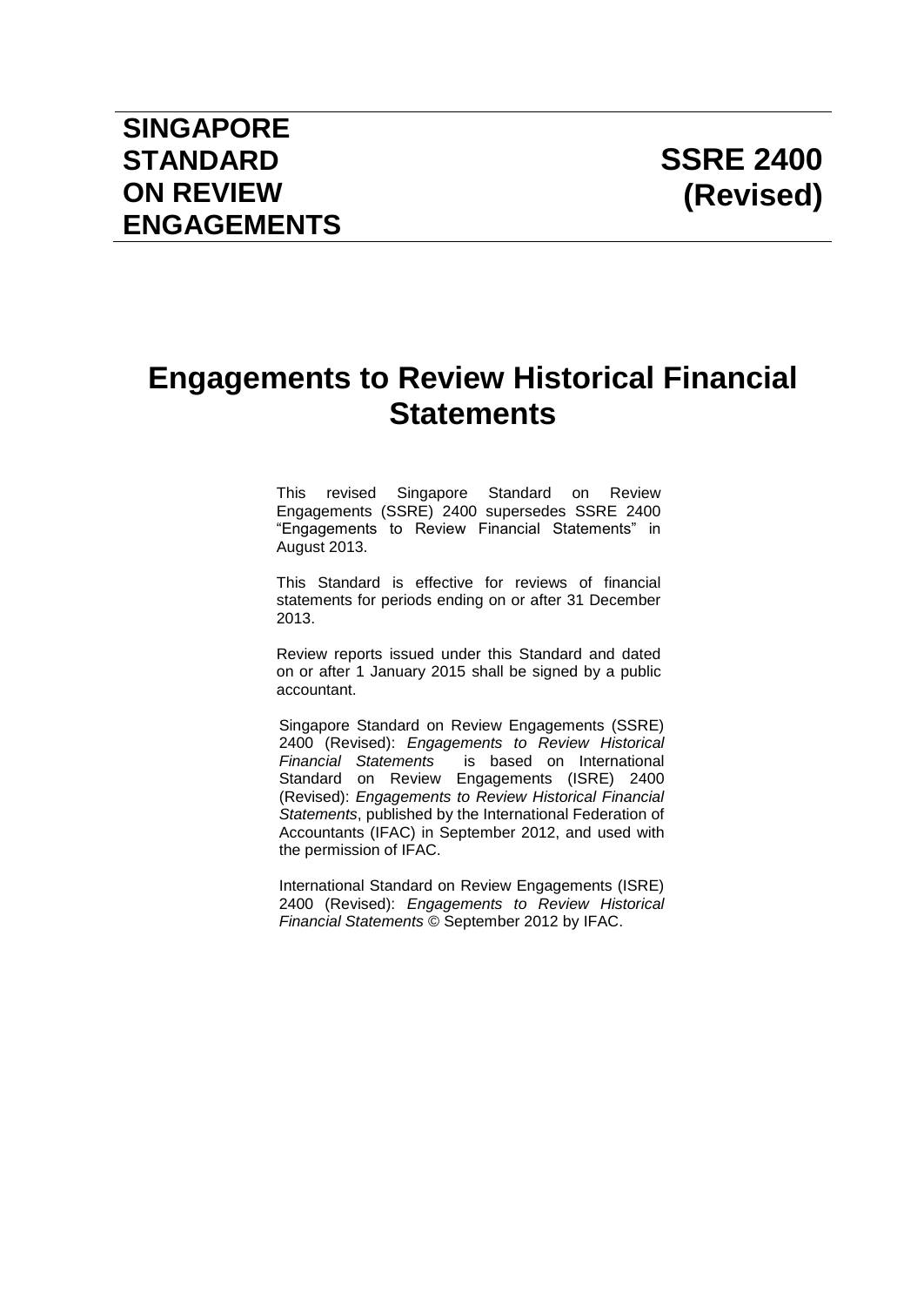# SINGAPORE STANDARD ON REVIEW ENGAGEMENTS

# SSRE 2400 (Revised)

# Engagements to Review Historical Financial Statements

This revised Singapore Standard on Review Engagements (SSRE) 2400 supersedes SSRE 2400 "Engagements to Review Financial Statements" in August 2013.

This Standard is effective for reviews of financial statements for periods ending on or after 31 December 2013.

Review reports issued under this Standard and dated on or after 1 January 2015 shall be signed by a public accountant.

Singapore Standard on Review Engagements (SSRE) 2400 (Revised): *Engagements to Review Historical Financial Statements* is based on International Standard on Review Engagements (ISRE) 2400 (Revised): *Engagements to Review Historical Financial Statements*, published by the International Federation of Accountants (IFAC) in September 2012, and used with the permission of IFAC.

International Standard on Review Engagements (ISRE) 2400 (Revised): *Engagements to Review Historical Financial Statements* © September 2012 by IFAC.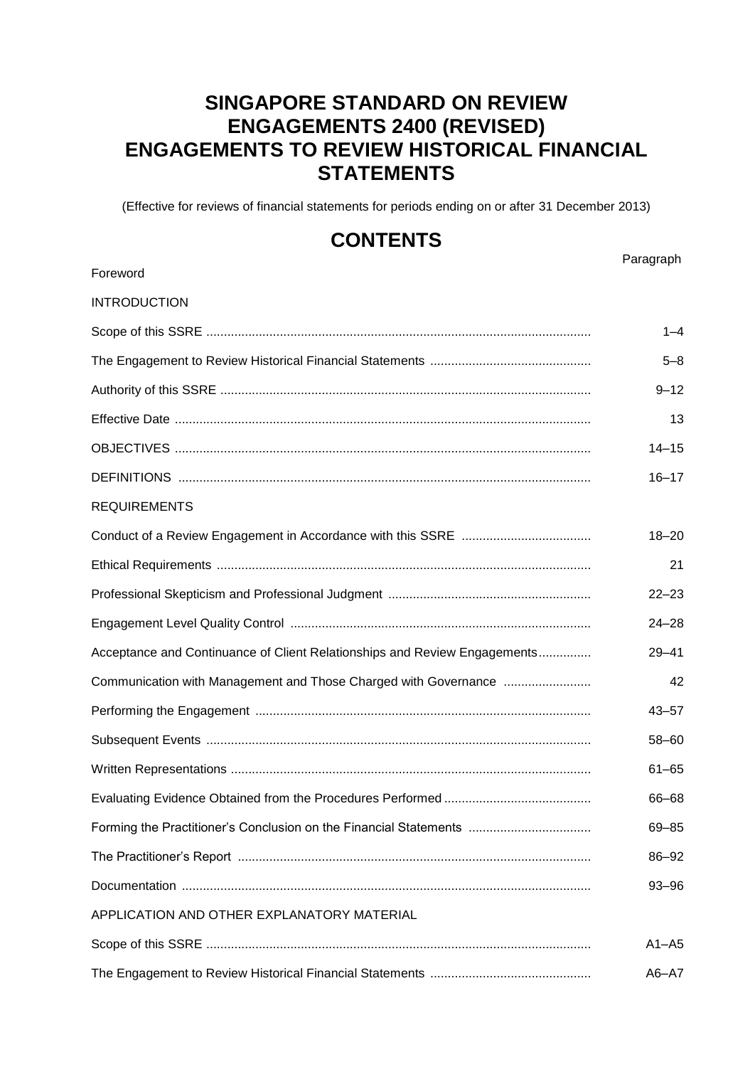# SINGAPORE STANDARD ON REVIEW ENGAGEMENTS 2400 (REVISED) ENGAGEMENTS TO REVIEW HISTORICAL FINANCIAL STATEMENTS

(Effective for reviews of financial statements for periods ending on or after 31 December 2013)

## CONTENTS

| | Paragraph |
|---|---|
| Foreword | |
| INTRODUCTION | |
| Scope of this SSRE | 1–4 |
| The Engagement to Review Historical Financial Statements | 5–8 |
| Authority of this SSRE | 9–12 |
| Effective Date | 13 |
| OBJECTIVES | 14–15 |
| DEFINITIONS | 16–17 |
| REQUIREMENTS | |
| Conduct of a Review Engagement in Accordance with this SSRE | 18–20 |
| Ethical Requirements | 21 |
| Professional Skepticism and Professional Judgment | 22–23 |
| Engagement Level Quality Control | 24–28 |
| Acceptance and Continuance of Client Relationships and Review Engagements | 29–41 |
| Communication with Management and Those Charged with Governance | 42 |
| Performing the Engagement | 43–57 |
| Subsequent Events | 58–60 |
| Written Representations | 61–65 |
| Evaluating Evidence Obtained from the Procedures Performed | 66–68 |
| Forming the Practitioner's Conclusion on the Financial Statements | 69–85 |
| The Practitioner's Report | 86–92 |
| Documentation | 93–96 |
| APPLICATION AND OTHER EXPLANATORY MATERIAL | |
| Scope of this SSRE | A1–A5 |
| The Engagement to Review Historical Financial Statements | A6–A7 |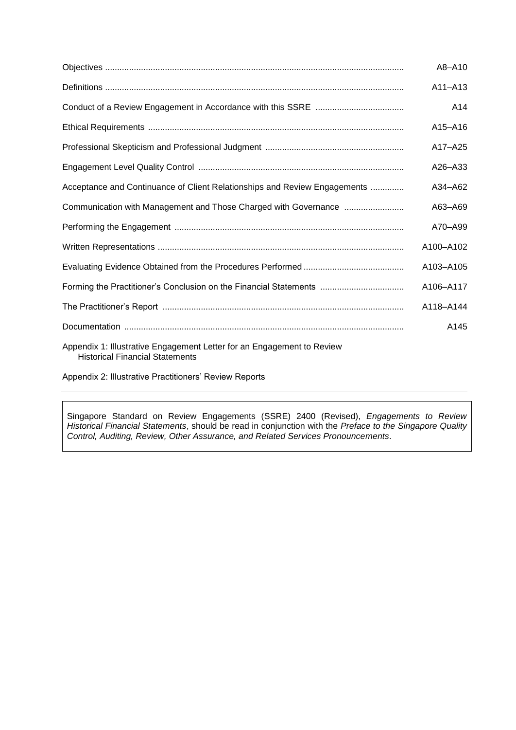| | |
|---|---|
| Objectives | A8–A10 |
| Definitions | A11–A13 |
| Conduct of a Review Engagement in Accordance with this SSRE | A14 |
| Ethical Requirements | A15–A16 |
| Professional Skepticism and Professional Judgment | A17–A25 |
| Engagement Level Quality Control | A26–A33 |
| Acceptance and Continuance of Client Relationships and Review Engagements | A34–A62 |
| Communication with Management and Those Charged with Governance | A63–A69 |
| Performing the Engagement | A70–A99 |
| Written Representations | A100–A102 |
| Evaluating Evidence Obtained from the Procedures Performed | A103–A105 |
| Forming the Practitioner's Conclusion on the Financial Statements | A106–A117 |
| The Practitioner's Report | A118–A144 |
| Documentation | A145 |

Appendix 1: Illustrative Engagement Letter for an Engagement to Review Historical Financial Statements

Appendix 2: Illustrative Practitioners' Review Reports

---

Singapore Standard on Review Engagements (SSRE) 2400 (Revised), *Engagements to Review Historical Financial Statements*, should be read in conjunction with the *Preface to the Singapore Quality Control, Auditing, Review, Other Assurance, and Related Services Pronouncements*.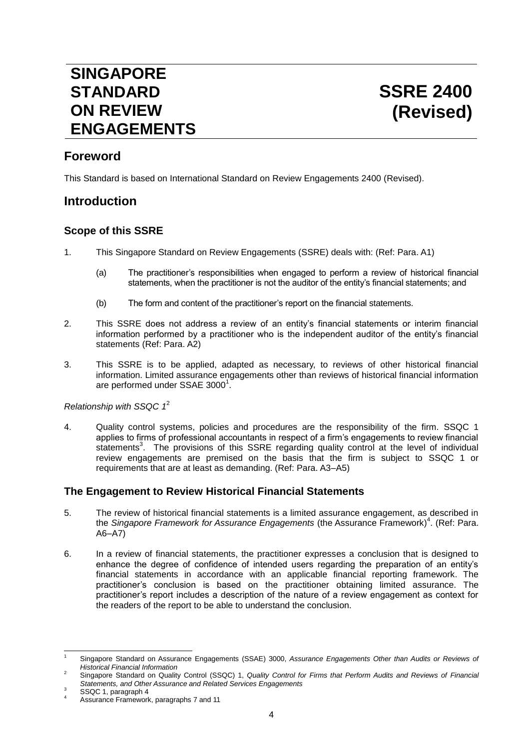# SINGAPORE STANDARD ON REVIEW ENGAGEMENTS

# SSRE 2400 (Revised)

## Foreword

This Standard is based on International Standard on Review Engagements 2400 (Revised).

## Introduction

### Scope of this SSRE

1. This Singapore Standard on Review Engagements (SSRE) deals with: (Ref: Para. A1)

   (a) The practitioner's responsibilities when engaged to perform a review of historical financial statements, when the practitioner is not the auditor of the entity's financial statements; and

   (b) The form and content of the practitioner's report on the financial statements.

2. This SSRE does not address a review of an entity's financial statements or interim financial information performed by a practitioner who is the independent auditor of the entity's financial statements (Ref: Para. A2)

3. This SSRE is to be applied, adapted as necessary, to reviews of other historical financial information. Limited assurance engagements other than reviews of historical financial information are performed under SSAE 3000[1].

*Relationship with SSQC 1*[2]

4. Quality control systems, policies and procedures are the responsibility of the firm. SSQC 1 applies to firms of professional accountants in respect of a firm's engagements to review financial statements[3]. The provisions of this SSRE regarding quality control at the level of individual review engagements are premised on the basis that the firm is subject to SSQC 1 or requirements that are at least as demanding. (Ref: Para. A3–A5)

### The Engagement to Review Historical Financial Statements

5. The review of historical financial statements is a limited assurance engagement, as described in the *Singapore Framework for Assurance Engagements* (the Assurance Framework)[4]. (Ref: Para. A6–A7)

6. In a review of financial statements, the practitioner expresses a conclusion that is designed to enhance the degree of confidence of intended users regarding the preparation of an entity's financial statements in accordance with an applicable financial reporting framework. The practitioner's conclusion is based on the practitioner obtaining limited assurance. The practitioner's report includes a description of the nature of a review engagement as context for the readers of the report to be able to understand the conclusion.

---

[1] Singapore Standard on Assurance Engagements (SSAE) 3000, *Assurance Engagements Other than Audits or Reviews of Historical Financial Information*

[2] Singapore Standard on Quality Control (SSQC) 1, *Quality Control for Firms that Perform Audits and Reviews of Financial Statements, and Other Assurance and Related Services Engagements*

[3] SSQC 1, paragraph 4

[4] Assurance Framework, paragraphs 7 and 11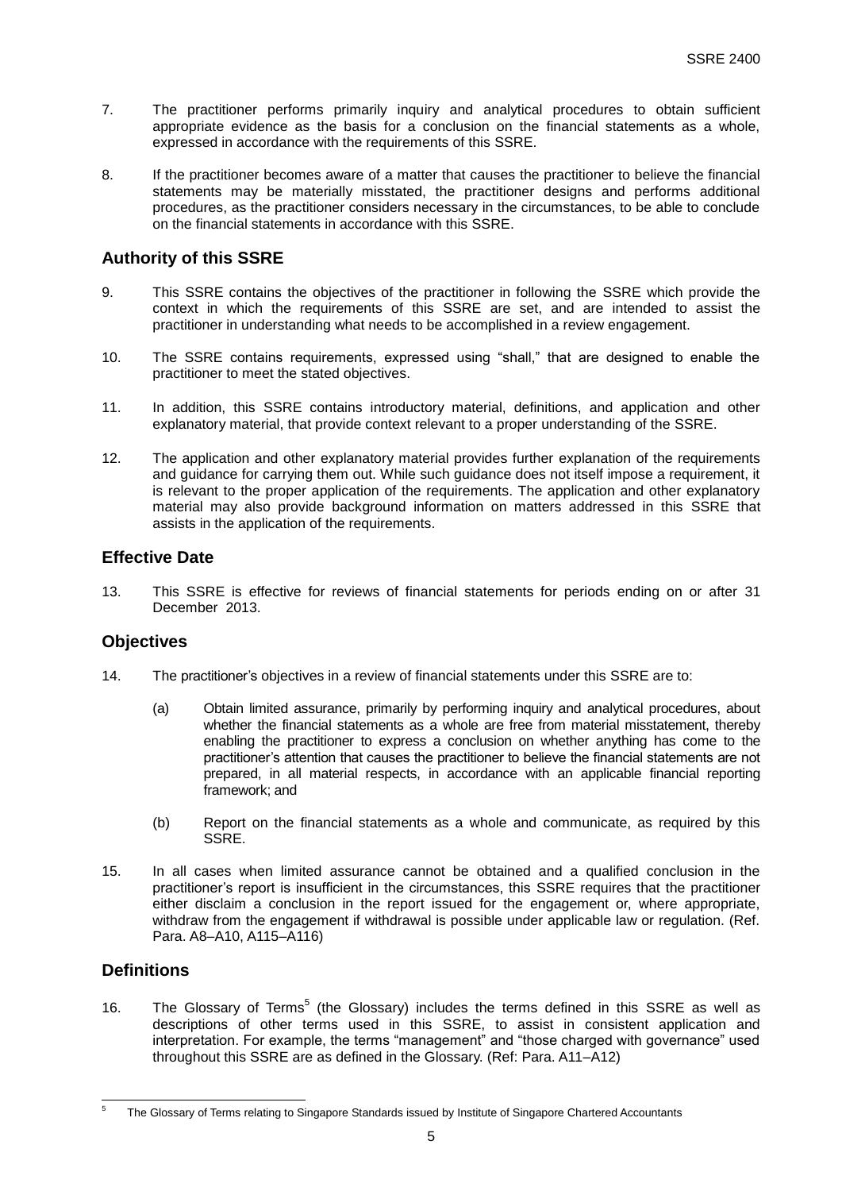7. The practitioner performs primarily inquiry and analytical procedures to obtain sufficient appropriate evidence as the basis for a conclusion on the financial statements as a whole, expressed in accordance with the requirements of this SSRE.

8. If the practitioner becomes aware of a matter that causes the practitioner to believe the financial statements may be materially misstated, the practitioner designs and performs additional procedures, as the practitioner considers necessary in the circumstances, to be able to conclude on the financial statements in accordance with this SSRE.

## Authority of this SSRE

9. This SSRE contains the objectives of the practitioner in following the SSRE which provide the context in which the requirements of this SSRE are set, and are intended to assist the practitioner in understanding what needs to be accomplished in a review engagement.

10. The SSRE contains requirements, expressed using "shall," that are designed to enable the practitioner to meet the stated objectives.

11. In addition, this SSRE contains introductory material, definitions, and application and other explanatory material, that provide context relevant to a proper understanding of the SSRE.

12. The application and other explanatory material provides further explanation of the requirements and guidance for carrying them out. While such guidance does not itself impose a requirement, it is relevant to the proper application of the requirements. The application and other explanatory material may also provide background information on matters addressed in this SSRE that assists in the application of the requirements.

## Effective Date

13. This SSRE is effective for reviews of financial statements for periods ending on or after 31 December 2013.

## Objectives

14. The practitioner's objectives in a review of financial statements under this SSRE are to:

    (a) Obtain limited assurance, primarily by performing inquiry and analytical procedures, about whether the financial statements as a whole are free from material misstatement, thereby enabling the practitioner to express a conclusion on whether anything has come to the practitioner's attention that causes the practitioner to believe the financial statements are not prepared, in all material respects, in accordance with an applicable financial reporting framework; and

    (b) Report on the financial statements as a whole and communicate, as required by this SSRE.

15. In all cases when limited assurance cannot be obtained and a qualified conclusion in the practitioner's report is insufficient in the circumstances, this SSRE requires that the practitioner either disclaim a conclusion in the report issued for the engagement or, where appropriate, withdraw from the engagement if withdrawal is possible under applicable law or regulation. (Ref. Para. A8–A10, A115–A116)

## Definitions

16. The Glossary of Terms[5] (the Glossary) includes the terms defined in this SSRE as well as descriptions of other terms used in this SSRE, to assist in consistent application and interpretation. For example, the terms "management" and "those charged with governance" used throughout this SSRE are as defined in the Glossary. (Ref: Para. A11–A12)

---

[5] The Glossary of Terms relating to Singapore Standards issued by Institute of Singapore Chartered Accountants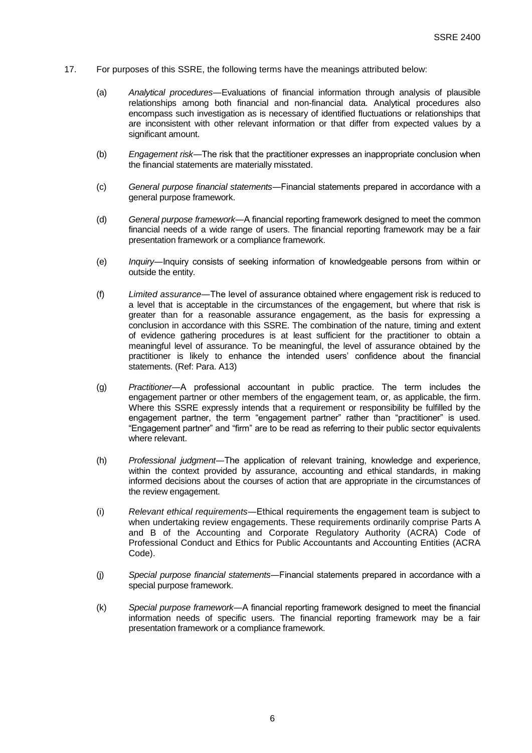17. For purposes of this SSRE, the following terms have the meanings attributed below:

    (a) *Analytical procedures*—Evaluations of financial information through analysis of plausible relationships among both financial and non-financial data. Analytical procedures also encompass such investigation as is necessary of identified fluctuations or relationships that are inconsistent with other relevant information or that differ from expected values by a significant amount.

    (b) *Engagement risk*—The risk that the practitioner expresses an inappropriate conclusion when the financial statements are materially misstated.

    (c) *General purpose financial statements*—Financial statements prepared in accordance with a general purpose framework.

    (d) *General purpose framework*—A financial reporting framework designed to meet the common financial needs of a wide range of users. The financial reporting framework may be a fair presentation framework or a compliance framework.

    (e) *Inquiry*—Inquiry consists of seeking information of knowledgeable persons from within or outside the entity.

    (f) *Limited assurance*—The level of assurance obtained where engagement risk is reduced to a level that is acceptable in the circumstances of the engagement, but where that risk is greater than for a reasonable assurance engagement, as the basis for expressing a conclusion in accordance with this SSRE. The combination of the nature, timing and extent of evidence gathering procedures is at least sufficient for the practitioner to obtain a meaningful level of assurance. To be meaningful, the level of assurance obtained by the practitioner is likely to enhance the intended users' confidence about the financial statements. (Ref: Para. A13)

    (g) *Practitioner*—A professional accountant in public practice. The term includes the engagement partner or other members of the engagement team, or, as applicable, the firm. Where this SSRE expressly intends that a requirement or responsibility be fulfilled by the engagement partner, the term "engagement partner" rather than "practitioner" is used. "Engagement partner" and "firm" are to be read as referring to their public sector equivalents where relevant.

    (h) *Professional judgment*—The application of relevant training, knowledge and experience, within the context provided by assurance, accounting and ethical standards, in making informed decisions about the courses of action that are appropriate in the circumstances of the review engagement.

    (i) *Relevant ethical requirements*—Ethical requirements the engagement team is subject to when undertaking review engagements. These requirements ordinarily comprise Parts A and B of the Accounting and Corporate Regulatory Authority (ACRA) Code of Professional Conduct and Ethics for Public Accountants and Accounting Entities (ACRA Code).

    (j) *Special purpose financial statements*—Financial statements prepared in accordance with a special purpose framework.

    (k) *Special purpose framework*—A financial reporting framework designed to meet the financial information needs of specific users. The financial reporting framework may be a fair presentation framework or a compliance framework.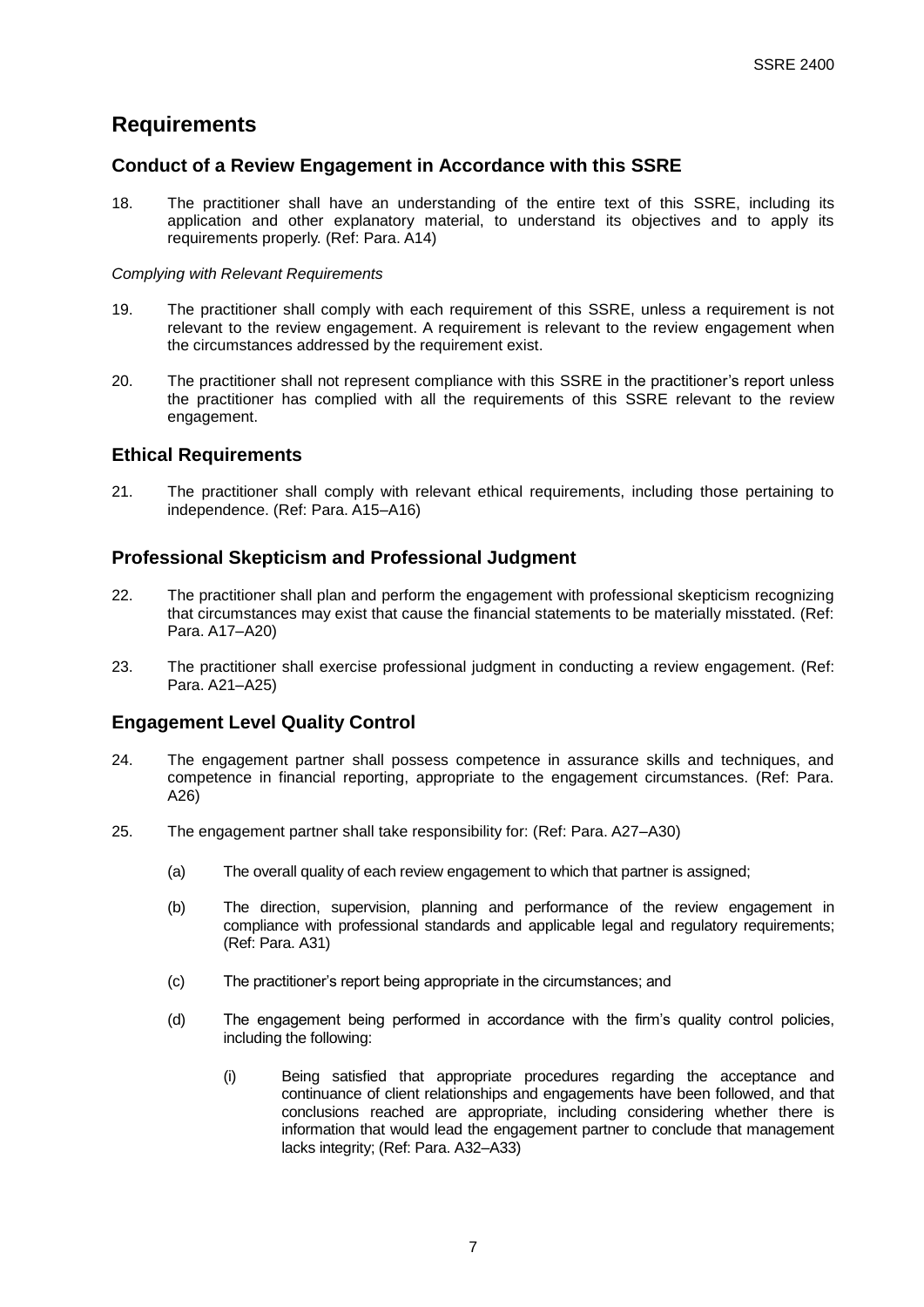## Requirements

### Conduct of a Review Engagement in Accordance with this SSRE

18. The practitioner shall have an understanding of the entire text of this SSRE, including its application and other explanatory material, to understand its objectives and to apply its requirements properly. (Ref: Para. A14)

*Complying with Relevant Requirements*

19. The practitioner shall comply with each requirement of this SSRE, unless a requirement is not relevant to the review engagement. A requirement is relevant to the review engagement when the circumstances addressed by the requirement exist.

20. The practitioner shall not represent compliance with this SSRE in the practitioner's report unless the practitioner has complied with all the requirements of this SSRE relevant to the review engagement.

### Ethical Requirements

21. The practitioner shall comply with relevant ethical requirements, including those pertaining to independence. (Ref: Para. A15–A16)

### Professional Skepticism and Professional Judgment

22. The practitioner shall plan and perform the engagement with professional skepticism recognizing that circumstances may exist that cause the financial statements to be materially misstated. (Ref: Para. A17–A20)

23. The practitioner shall exercise professional judgment in conducting a review engagement. (Ref: Para. A21–A25)

### Engagement Level Quality Control

24. The engagement partner shall possess competence in assurance skills and techniques, and competence in financial reporting, appropriate to the engagement circumstances. (Ref: Para. A26)

25. The engagement partner shall take responsibility for: (Ref: Para. A27–A30)

    (a) The overall quality of each review engagement to which that partner is assigned;

    (b) The direction, supervision, planning and performance of the review engagement in compliance with professional standards and applicable legal and regulatory requirements; (Ref: Para. A31)

    (c) The practitioner's report being appropriate in the circumstances; and

    (d) The engagement being performed in accordance with the firm's quality control policies, including the following:

        (i) Being satisfied that appropriate procedures regarding the acceptance and continuance of client relationships and engagements have been followed, and that conclusions reached are appropriate, including considering whether there is information that would lead the engagement partner to conclude that management lacks integrity; (Ref: Para. A32–A33)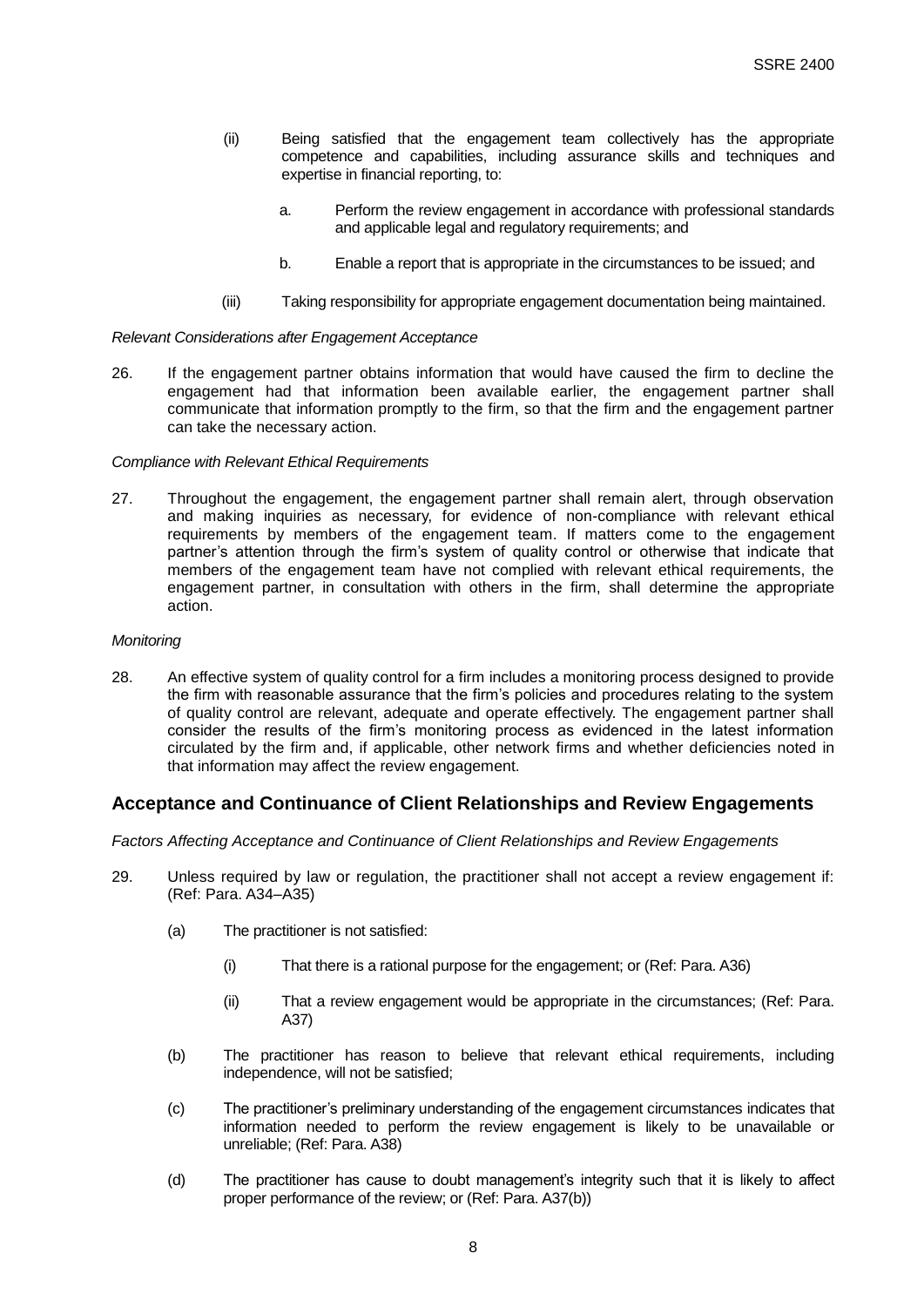(ii) Being satisfied that the engagement team collectively has the appropriate competence and capabilities, including assurance skills and techniques and expertise in financial reporting, to:

a. Perform the review engagement in accordance with professional standards and applicable legal and regulatory requirements; and

b. Enable a report that is appropriate in the circumstances to be issued; and

(iii) Taking responsibility for appropriate engagement documentation being maintained.

*Relevant Considerations after Engagement Acceptance*

26. If the engagement partner obtains information that would have caused the firm to decline the engagement had that information been available earlier, the engagement partner shall communicate that information promptly to the firm, so that the firm and the engagement partner can take the necessary action.

*Compliance with Relevant Ethical Requirements*

27. Throughout the engagement, the engagement partner shall remain alert, through observation and making inquiries as necessary, for evidence of non-compliance with relevant ethical requirements by members of the engagement team. If matters come to the engagement partner's attention through the firm's system of quality control or otherwise that indicate that members of the engagement team have not complied with relevant ethical requirements, the engagement partner, in consultation with others in the firm, shall determine the appropriate action.

*Monitoring*

28. An effective system of quality control for a firm includes a monitoring process designed to provide the firm with reasonable assurance that the firm's policies and procedures relating to the system of quality control are relevant, adequate and operate effectively. The engagement partner shall consider the results of the firm's monitoring process as evidenced in the latest information circulated by the firm and, if applicable, other network firms and whether deficiencies noted in that information may affect the review engagement.

## Acceptance and Continuance of Client Relationships and Review Engagements

*Factors Affecting Acceptance and Continuance of Client Relationships and Review Engagements*

29. Unless required by law or regulation, the practitioner shall not accept a review engagement if: (Ref: Para. A34–A35)

(a) The practitioner is not satisfied:

(i) That there is a rational purpose for the engagement; or (Ref: Para. A36)

(ii) That a review engagement would be appropriate in the circumstances; (Ref: Para. A37)

(b) The practitioner has reason to believe that relevant ethical requirements, including independence, will not be satisfied;

(c) The practitioner's preliminary understanding of the engagement circumstances indicates that information needed to perform the review engagement is likely to be unavailable or unreliable; (Ref: Para. A38)

(d) The practitioner has cause to doubt management's integrity such that it is likely to affect proper performance of the review; or (Ref: Para. A37(b))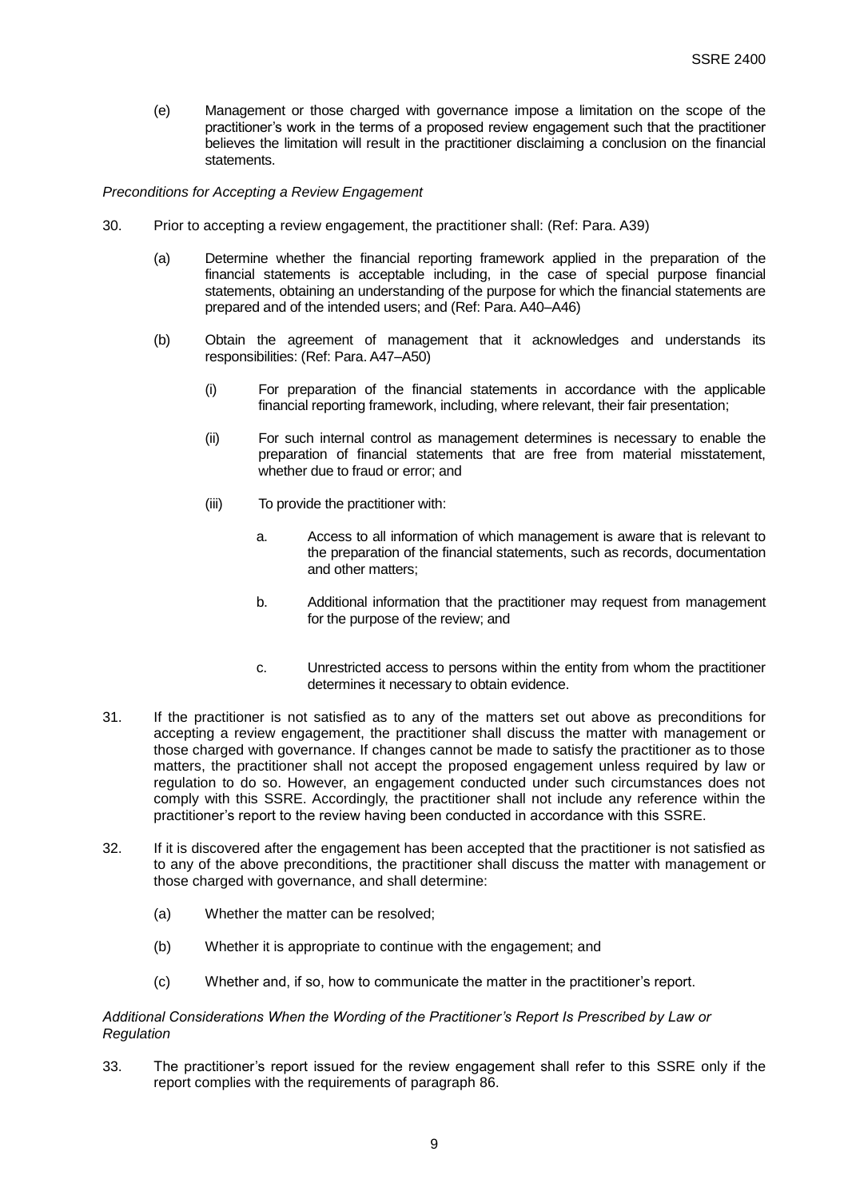(e) Management or those charged with governance impose a limitation on the scope of the practitioner's work in the terms of a proposed review engagement such that the practitioner believes the limitation will result in the practitioner disclaiming a conclusion on the financial statements.

*Preconditions for Accepting a Review Engagement*

30. Prior to accepting a review engagement, the practitioner shall: (Ref: Para. A39)

    (a) Determine whether the financial reporting framework applied in the preparation of the financial statements is acceptable including, in the case of special purpose financial statements, obtaining an understanding of the purpose for which the financial statements are prepared and of the intended users; and (Ref: Para. A40–A46)

    (b) Obtain the agreement of management that it acknowledges and understands its responsibilities: (Ref: Para. A47–A50)

        (i) For preparation of the financial statements in accordance with the applicable financial reporting framework, including, where relevant, their fair presentation;

        (ii) For such internal control as management determines is necessary to enable the preparation of financial statements that are free from material misstatement, whether due to fraud or error; and

        (iii) To provide the practitioner with:

            a. Access to all information of which management is aware that is relevant to the preparation of the financial statements, such as records, documentation and other matters;

            b. Additional information that the practitioner may request from management for the purpose of the review; and

            c. Unrestricted access to persons within the entity from whom the practitioner determines it necessary to obtain evidence.

31. If the practitioner is not satisfied as to any of the matters set out above as preconditions for accepting a review engagement, the practitioner shall discuss the matter with management or those charged with governance. If changes cannot be made to satisfy the practitioner as to those matters, the practitioner shall not accept the proposed engagement unless required by law or regulation to do so. However, an engagement conducted under such circumstances does not comply with this SSRE. Accordingly, the practitioner shall not include any reference within the practitioner's report to the review having been conducted in accordance with this SSRE.

32. If it is discovered after the engagement has been accepted that the practitioner is not satisfied as to any of the above preconditions, the practitioner shall discuss the matter with management or those charged with governance, and shall determine:

    (a) Whether the matter can be resolved;

    (b) Whether it is appropriate to continue with the engagement; and

    (c) Whether and, if so, how to communicate the matter in the practitioner's report.

*Additional Considerations When the Wording of the Practitioner's Report Is Prescribed by Law or Regulation*

33. The practitioner's report issued for the review engagement shall refer to this SSRE only if the report complies with the requirements of paragraph 86.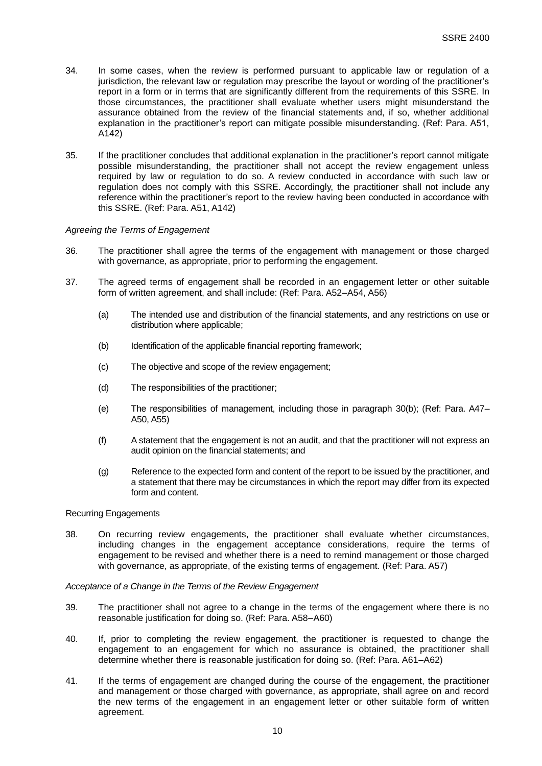34. In some cases, when the review is performed pursuant to applicable law or regulation of a jurisdiction, the relevant law or regulation may prescribe the layout or wording of the practitioner's report in a form or in terms that are significantly different from the requirements of this SSRE. In those circumstances, the practitioner shall evaluate whether users might misunderstand the assurance obtained from the review of the financial statements and, if so, whether additional explanation in the practitioner's report can mitigate possible misunderstanding. (Ref: Para. A51, A142)

35. If the practitioner concludes that additional explanation in the practitioner's report cannot mitigate possible misunderstanding, the practitioner shall not accept the review engagement unless required by law or regulation to do so. A review conducted in accordance with such law or regulation does not comply with this SSRE. Accordingly, the practitioner shall not include any reference within the practitioner's report to the review having been conducted in accordance with this SSRE. (Ref: Para. A51, A142)

*Agreeing the Terms of Engagement*

36. The practitioner shall agree the terms of the engagement with management or those charged with governance, as appropriate, prior to performing the engagement.

37. The agreed terms of engagement shall be recorded in an engagement letter or other suitable form of written agreement, and shall include: (Ref: Para. A52–A54, A56)

    (a) The intended use and distribution of the financial statements, and any restrictions on use or distribution where applicable;

    (b) Identification of the applicable financial reporting framework;

    (c) The objective and scope of the review engagement;

    (d) The responsibilities of the practitioner;

    (e) The responsibilities of management, including those in paragraph 30(b); (Ref: Para. A47–A50, A55)

    (f) A statement that the engagement is not an audit, and that the practitioner will not express an audit opinion on the financial statements; and

    (g) Reference to the expected form and content of the report to be issued by the practitioner, and a statement that there may be circumstances in which the report may differ from its expected form and content.

Recurring Engagements

38. On recurring review engagements, the practitioner shall evaluate whether circumstances, including changes in the engagement acceptance considerations, require the terms of engagement to be revised and whether there is a need to remind management or those charged with governance, as appropriate, of the existing terms of engagement. (Ref: Para. A57)

*Acceptance of a Change in the Terms of the Review Engagement*

39. The practitioner shall not agree to a change in the terms of the engagement where there is no reasonable justification for doing so. (Ref: Para. A58–A60)

40. If, prior to completing the review engagement, the practitioner is requested to change the engagement to an engagement for which no assurance is obtained, the practitioner shall determine whether there is reasonable justification for doing so. (Ref: Para. A61–A62)

41. If the terms of engagement are changed during the course of the engagement, the practitioner and management or those charged with governance, as appropriate, shall agree on and record the new terms of the engagement in an engagement letter or other suitable form of written agreement.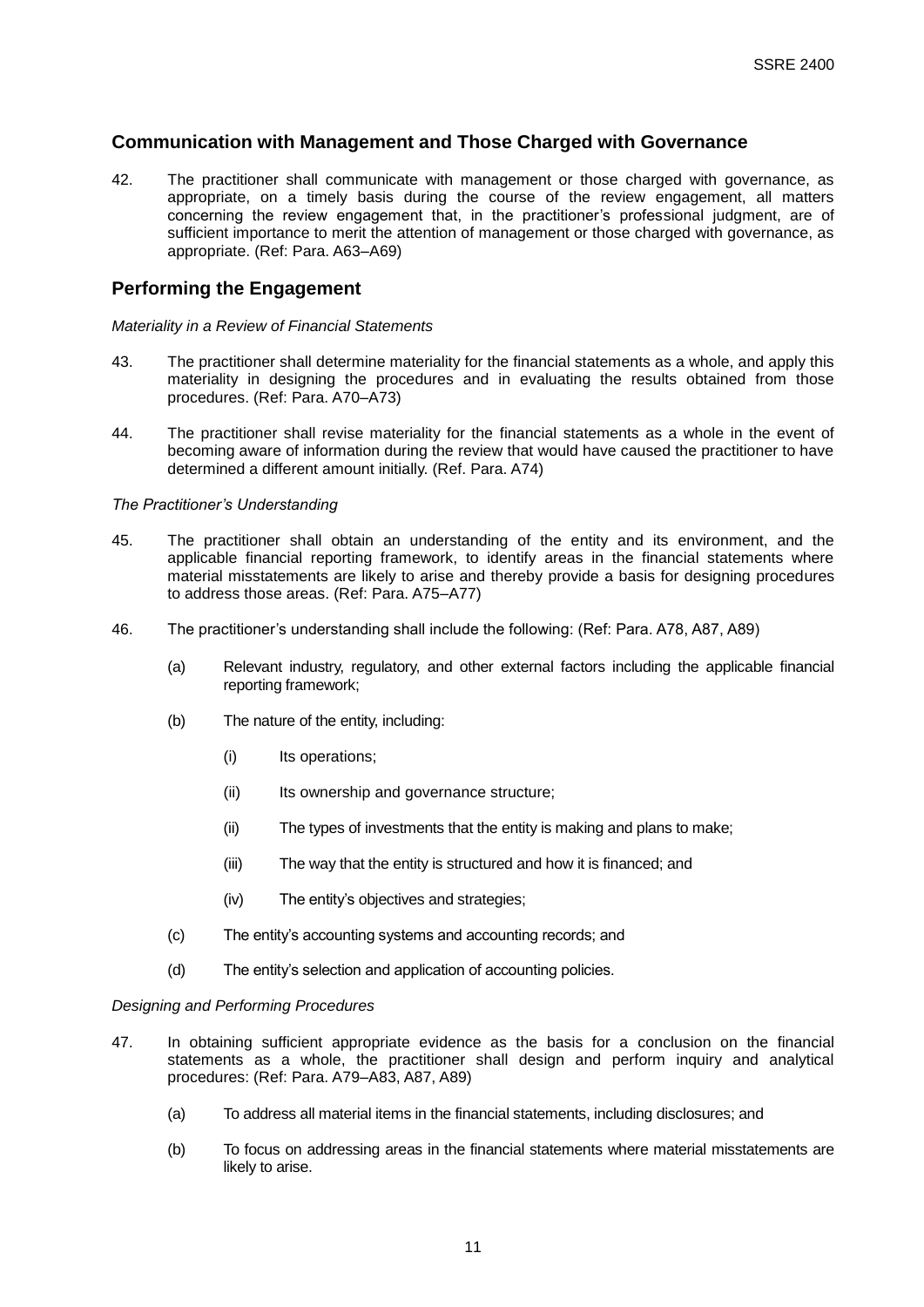## Communication with Management and Those Charged with Governance

42. The practitioner shall communicate with management or those charged with governance, as appropriate, on a timely basis during the course of the review engagement, all matters concerning the review engagement that, in the practitioner's professional judgment, are of sufficient importance to merit the attention of management or those charged with governance, as appropriate. (Ref: Para. A63–A69)

## Performing the Engagement

*Materiality in a Review of Financial Statements*

43. The practitioner shall determine materiality for the financial statements as a whole, and apply this materiality in designing the procedures and in evaluating the results obtained from those procedures. (Ref: Para. A70–A73)

44. The practitioner shall revise materiality for the financial statements as a whole in the event of becoming aware of information during the review that would have caused the practitioner to have determined a different amount initially. (Ref. Para. A74)

*The Practitioner's Understanding*

45. The practitioner shall obtain an understanding of the entity and its environment, and the applicable financial reporting framework, to identify areas in the financial statements where material misstatements are likely to arise and thereby provide a basis for designing procedures to address those areas. (Ref: Para. A75–A77)

46. The practitioner's understanding shall include the following: (Ref: Para. A78, A87, A89)

    (a) Relevant industry, regulatory, and other external factors including the applicable financial reporting framework;

    (b) The nature of the entity, including:

        (i) Its operations;

        (ii) Its ownership and governance structure;

        (ii) The types of investments that the entity is making and plans to make;

        (iii) The way that the entity is structured and how it is financed; and

        (iv) The entity's objectives and strategies;

    (c) The entity's accounting systems and accounting records; and

    (d) The entity's selection and application of accounting policies.

*Designing and Performing Procedures*

47. In obtaining sufficient appropriate evidence as the basis for a conclusion on the financial statements as a whole, the practitioner shall design and perform inquiry and analytical procedures: (Ref: Para. A79–A83, A87, A89)

    (a) To address all material items in the financial statements, including disclosures; and

    (b) To focus on addressing areas in the financial statements where material misstatements are likely to arise.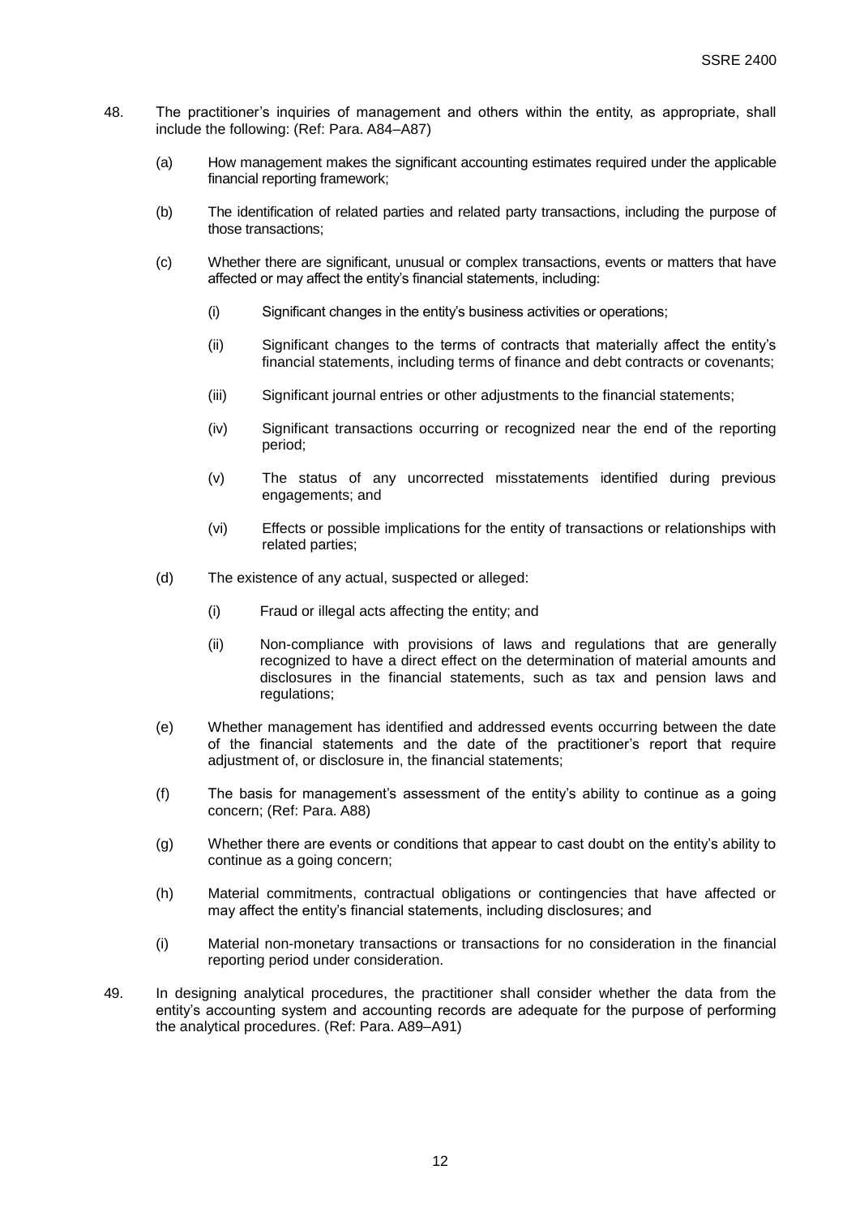48. The practitioner's inquiries of management and others within the entity, as appropriate, shall include the following: (Ref: Para. A84–A87)

    (a) How management makes the significant accounting estimates required under the applicable financial reporting framework;

    (b) The identification of related parties and related party transactions, including the purpose of those transactions;

    (c) Whether there are significant, unusual or complex transactions, events or matters that have affected or may affect the entity's financial statements, including:

        (i) Significant changes in the entity's business activities or operations;

        (ii) Significant changes to the terms of contracts that materially affect the entity's financial statements, including terms of finance and debt contracts or covenants;

        (iii) Significant journal entries or other adjustments to the financial statements;

        (iv) Significant transactions occurring or recognized near the end of the reporting period;

        (v) The status of any uncorrected misstatements identified during previous engagements; and

        (vi) Effects or possible implications for the entity of transactions or relationships with related parties;

    (d) The existence of any actual, suspected or alleged:

        (i) Fraud or illegal acts affecting the entity; and

        (ii) Non-compliance with provisions of laws and regulations that are generally recognized to have a direct effect on the determination of material amounts and disclosures in the financial statements, such as tax and pension laws and regulations;

    (e) Whether management has identified and addressed events occurring between the date of the financial statements and the date of the practitioner's report that require adjustment of, or disclosure in, the financial statements;

    (f) The basis for management's assessment of the entity's ability to continue as a going concern; (Ref: Para. A88)

    (g) Whether there are events or conditions that appear to cast doubt on the entity's ability to continue as a going concern;

    (h) Material commitments, contractual obligations or contingencies that have affected or may affect the entity's financial statements, including disclosures; and

    (i) Material non-monetary transactions or transactions for no consideration in the financial reporting period under consideration.

49. In designing analytical procedures, the practitioner shall consider whether the data from the entity's accounting system and accounting records are adequate for the purpose of performing the analytical procedures. (Ref: Para. A89–A91)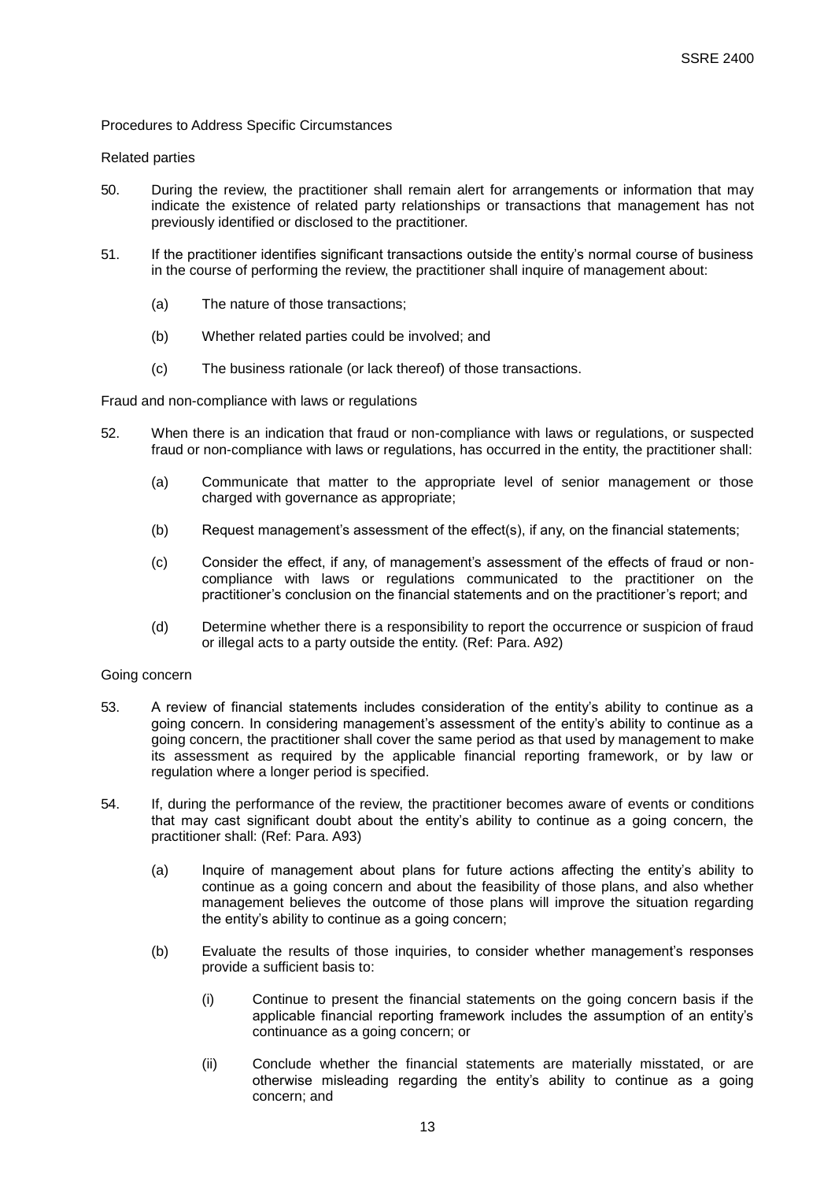### Procedures to Address Specific Circumstances

#### Related parties

50. During the review, the practitioner shall remain alert for arrangements or information that may indicate the existence of related party relationships or transactions that management has not previously identified or disclosed to the practitioner.

51. If the practitioner identifies significant transactions outside the entity's normal course of business in the course of performing the review, the practitioner shall inquire of management about:

    (a) The nature of those transactions;

    (b) Whether related parties could be involved; and

    (c) The business rationale (or lack thereof) of those transactions.

#### Fraud and non-compliance with laws or regulations

52. When there is an indication that fraud or non-compliance with laws or regulations, or suspected fraud or non-compliance with laws or regulations, has occurred in the entity, the practitioner shall:

    (a) Communicate that matter to the appropriate level of senior management or those charged with governance as appropriate;

    (b) Request management's assessment of the effect(s), if any, on the financial statements;

    (c) Consider the effect, if any, of management's assessment of the effects of fraud or non-compliance with laws or regulations communicated to the practitioner on the practitioner's conclusion on the financial statements and on the practitioner's report; and

    (d) Determine whether there is a responsibility to report the occurrence or suspicion of fraud or illegal acts to a party outside the entity. (Ref: Para. A92)

#### Going concern

53. A review of financial statements includes consideration of the entity's ability to continue as a going concern. In considering management's assessment of the entity's ability to continue as a going concern, the practitioner shall cover the same period as that used by management to make its assessment as required by the applicable financial reporting framework, or by law or regulation where a longer period is specified.

54. If, during the performance of the review, the practitioner becomes aware of events or conditions that may cast significant doubt about the entity's ability to continue as a going concern, the practitioner shall: (Ref: Para. A93)

    (a) Inquire of management about plans for future actions affecting the entity's ability to continue as a going concern and about the feasibility of those plans, and also whether management believes the outcome of those plans will improve the situation regarding the entity's ability to continue as a going concern;

    (b) Evaluate the results of those inquiries, to consider whether management's responses provide a sufficient basis to:

        (i) Continue to present the financial statements on the going concern basis if the applicable financial reporting framework includes the assumption of an entity's continuance as a going concern; or

        (ii) Conclude whether the financial statements are materially misstated, or are otherwise misleading regarding the entity's ability to continue as a going concern; and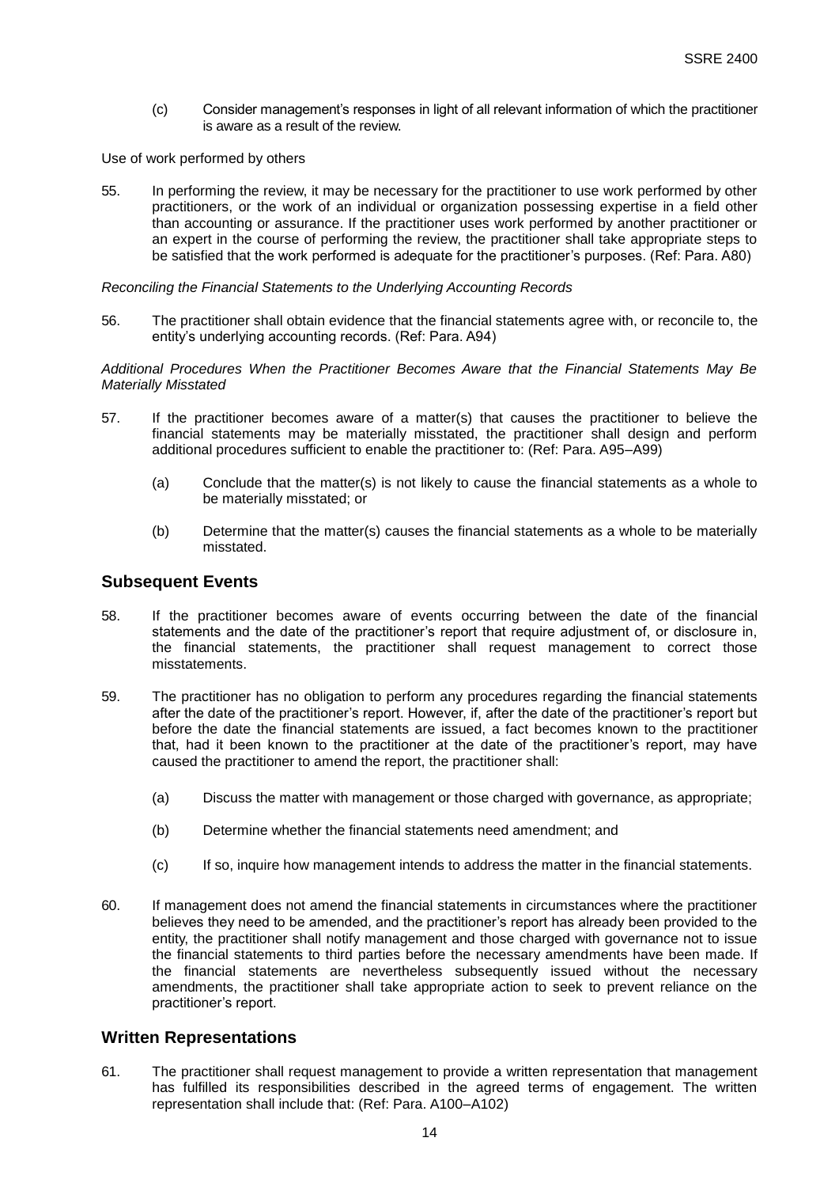(c) Consider management's responses in light of all relevant information of which the practitioner is aware as a result of the review.

Use of work performed by others

55. In performing the review, it may be necessary for the practitioner to use work performed by other practitioners, or the work of an individual or organization possessing expertise in a field other than accounting or assurance. If the practitioner uses work performed by another practitioner or an expert in the course of performing the review, the practitioner shall take appropriate steps to be satisfied that the work performed is adequate for the practitioner's purposes. (Ref: Para. A80)

*Reconciling the Financial Statements to the Underlying Accounting Records*

56. The practitioner shall obtain evidence that the financial statements agree with, or reconcile to, the entity's underlying accounting records. (Ref: Para. A94)

*Additional Procedures When the Practitioner Becomes Aware that the Financial Statements May Be Materially Misstated*

57. If the practitioner becomes aware of a matter(s) that causes the practitioner to believe the financial statements may be materially misstated, the practitioner shall design and perform additional procedures sufficient to enable the practitioner to: (Ref: Para. A95–A99)

    (a) Conclude that the matter(s) is not likely to cause the financial statements as a whole to be materially misstated; or

    (b) Determine that the matter(s) causes the financial statements as a whole to be materially misstated.

## Subsequent Events

58. If the practitioner becomes aware of events occurring between the date of the financial statements and the date of the practitioner's report that require adjustment of, or disclosure in, the financial statements, the practitioner shall request management to correct those misstatements.

59. The practitioner has no obligation to perform any procedures regarding the financial statements after the date of the practitioner's report. However, if, after the date of the practitioner's report but before the date the financial statements are issued, a fact becomes known to the practitioner that, had it been known to the practitioner at the date of the practitioner's report, may have caused the practitioner to amend the report, the practitioner shall:

    (a) Discuss the matter with management or those charged with governance, as appropriate;

    (b) Determine whether the financial statements need amendment; and

    (c) If so, inquire how management intends to address the matter in the financial statements.

60. If management does not amend the financial statements in circumstances where the practitioner believes they need to be amended, and the practitioner's report has already been provided to the entity, the practitioner shall notify management and those charged with governance not to issue the financial statements to third parties before the necessary amendments have been made. If the financial statements are nevertheless subsequently issued without the necessary amendments, the practitioner shall take appropriate action to seek to prevent reliance on the practitioner's report.

## Written Representations

61. The practitioner shall request management to provide a written representation that management has fulfilled its responsibilities described in the agreed terms of engagement. The written representation shall include that: (Ref: Para. A100–A102)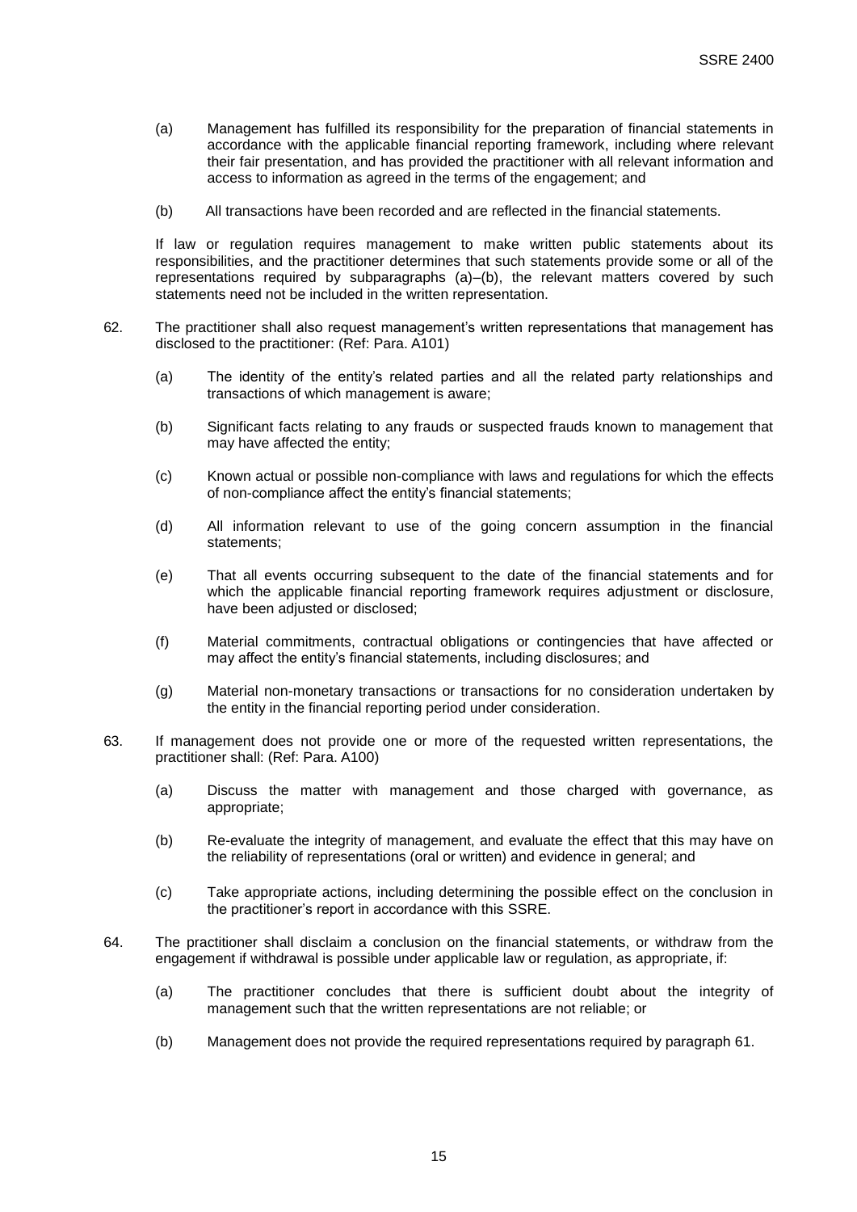(a) Management has fulfilled its responsibility for the preparation of financial statements in accordance with the applicable financial reporting framework, including where relevant their fair presentation, and has provided the practitioner with all relevant information and access to information as agreed in the terms of the engagement; and

(b) All transactions have been recorded and are reflected in the financial statements.

If law or regulation requires management to make written public statements about its responsibilities, and the practitioner determines that such statements provide some or all of the representations required by subparagraphs (a)–(b), the relevant matters covered by such statements need not be included in the written representation.

62. The practitioner shall also request management's written representations that management has disclosed to the practitioner: (Ref: Para. A101)

(a) The identity of the entity's related parties and all the related party relationships and transactions of which management is aware;

(b) Significant facts relating to any frauds or suspected frauds known to management that may have affected the entity;

(c) Known actual or possible non-compliance with laws and regulations for which the effects of non-compliance affect the entity's financial statements;

(d) All information relevant to use of the going concern assumption in the financial statements;

(e) That all events occurring subsequent to the date of the financial statements and for which the applicable financial reporting framework requires adjustment or disclosure, have been adjusted or disclosed;

(f) Material commitments, contractual obligations or contingencies that have affected or may affect the entity's financial statements, including disclosures; and

(g) Material non-monetary transactions or transactions for no consideration undertaken by the entity in the financial reporting period under consideration.

63. If management does not provide one or more of the requested written representations, the practitioner shall: (Ref: Para. A100)

(a) Discuss the matter with management and those charged with governance, as appropriate;

(b) Re-evaluate the integrity of management, and evaluate the effect that this may have on the reliability of representations (oral or written) and evidence in general; and

(c) Take appropriate actions, including determining the possible effect on the conclusion in the practitioner's report in accordance with this SSRE.

64. The practitioner shall disclaim a conclusion on the financial statements, or withdraw from the engagement if withdrawal is possible under applicable law or regulation, as appropriate, if:

(a) The practitioner concludes that there is sufficient doubt about the integrity of management such that the written representations are not reliable; or

(b) Management does not provide the required representations required by paragraph 61.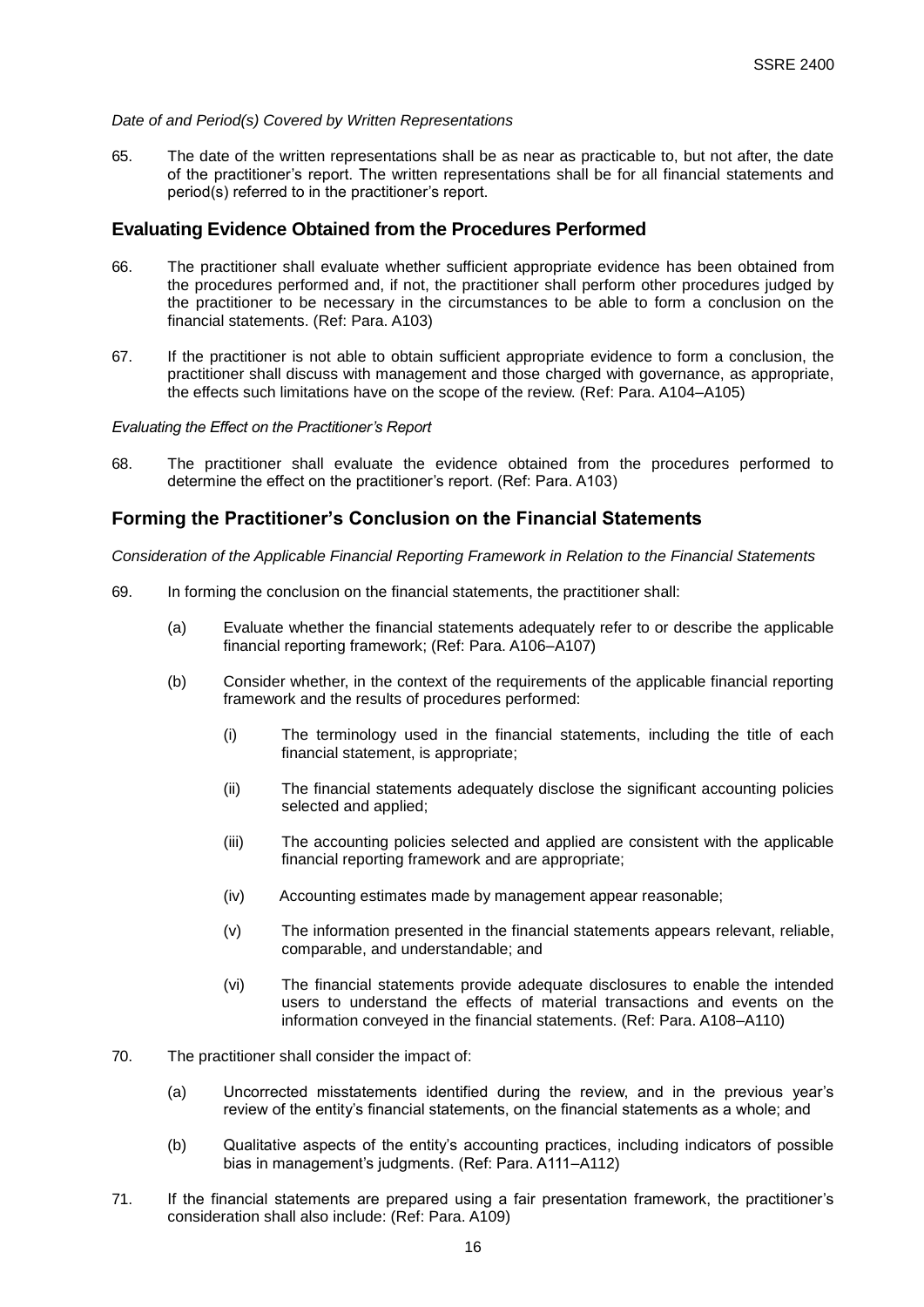*Date of and Period(s) Covered by Written Representations*

65. The date of the written representations shall be as near as practicable to, but not after, the date of the practitioner's report. The written representations shall be for all financial statements and period(s) referred to in the practitioner's report.

## Evaluating Evidence Obtained from the Procedures Performed

66. The practitioner shall evaluate whether sufficient appropriate evidence has been obtained from the procedures performed and, if not, the practitioner shall perform other procedures judged by the practitioner to be necessary in the circumstances to be able to form a conclusion on the financial statements. (Ref: Para. A103)

67. If the practitioner is not able to obtain sufficient appropriate evidence to form a conclusion, the practitioner shall discuss with management and those charged with governance, as appropriate, the effects such limitations have on the scope of the review. (Ref: Para. A104–A105)

*Evaluating the Effect on the Practitioner's Report*

68. The practitioner shall evaluate the evidence obtained from the procedures performed to determine the effect on the practitioner's report. (Ref: Para. A103)

## Forming the Practitioner's Conclusion on the Financial Statements

*Consideration of the Applicable Financial Reporting Framework in Relation to the Financial Statements*

69. In forming the conclusion on the financial statements, the practitioner shall:

    (a) Evaluate whether the financial statements adequately refer to or describe the applicable financial reporting framework; (Ref: Para. A106–A107)

    (b) Consider whether, in the context of the requirements of the applicable financial reporting framework and the results of procedures performed:

        (i) The terminology used in the financial statements, including the title of each financial statement, is appropriate;

        (ii) The financial statements adequately disclose the significant accounting policies selected and applied;

        (iii) The accounting policies selected and applied are consistent with the applicable financial reporting framework and are appropriate;

        (iv) Accounting estimates made by management appear reasonable;

        (v) The information presented in the financial statements appears relevant, reliable, comparable, and understandable; and

        (vi) The financial statements provide adequate disclosures to enable the intended users to understand the effects of material transactions and events on the information conveyed in the financial statements. (Ref: Para. A108–A110)

70. The practitioner shall consider the impact of:

    (a) Uncorrected misstatements identified during the review, and in the previous year's review of the entity's financial statements, on the financial statements as a whole; and

    (b) Qualitative aspects of the entity's accounting practices, including indicators of possible bias in management's judgments. (Ref: Para. A111–A112)

71. If the financial statements are prepared using a fair presentation framework, the practitioner's consideration shall also include: (Ref: Para. A109)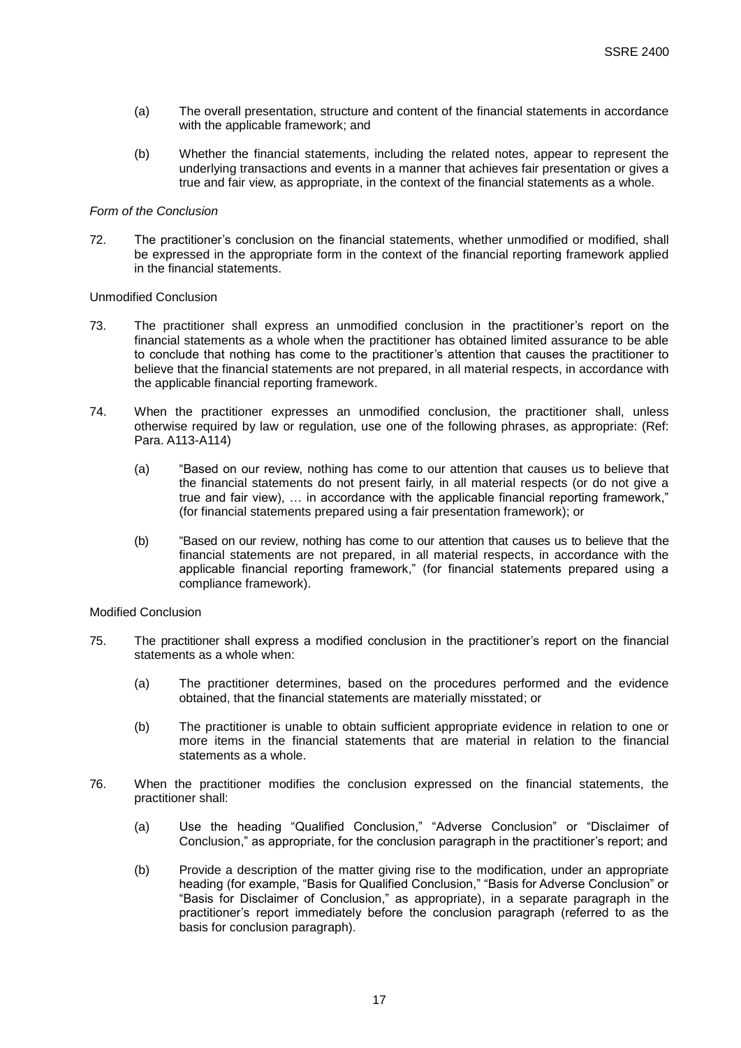(a) The overall presentation, structure and content of the financial statements in accordance with the applicable framework; and

(b) Whether the financial statements, including the related notes, appear to represent the underlying transactions and events in a manner that achieves fair presentation or gives a true and fair view, as appropriate, in the context of the financial statements as a whole.

*Form of the Conclusion*

72. The practitioner's conclusion on the financial statements, whether unmodified or modified, shall be expressed in the appropriate form in the context of the financial reporting framework applied in the financial statements.

Unmodified Conclusion

73. The practitioner shall express an unmodified conclusion in the practitioner's report on the financial statements as a whole when the practitioner has obtained limited assurance to be able to conclude that nothing has come to the practitioner's attention that causes the practitioner to believe that the financial statements are not prepared, in all material respects, in accordance with the applicable financial reporting framework.

74. When the practitioner expresses an unmodified conclusion, the practitioner shall, unless otherwise required by law or regulation, use one of the following phrases, as appropriate: (Ref: Para. A113-A114)

    (a) "Based on our review, nothing has come to our attention that causes us to believe that the financial statements do not present fairly, in all material respects (or do not give a true and fair view), … in accordance with the applicable financial reporting framework," (for financial statements prepared using a fair presentation framework); or

    (b) "Based on our review, nothing has come to our attention that causes us to believe that the financial statements are not prepared, in all material respects, in accordance with the applicable financial reporting framework," (for financial statements prepared using a compliance framework).

Modified Conclusion

75. The practitioner shall express a modified conclusion in the practitioner's report on the financial statements as a whole when:

    (a) The practitioner determines, based on the procedures performed and the evidence obtained, that the financial statements are materially misstated; or

    (b) The practitioner is unable to obtain sufficient appropriate evidence in relation to one or more items in the financial statements that are material in relation to the financial statements as a whole.

76. When the practitioner modifies the conclusion expressed on the financial statements, the practitioner shall:

    (a) Use the heading "Qualified Conclusion," "Adverse Conclusion" or "Disclaimer of Conclusion," as appropriate, for the conclusion paragraph in the practitioner's report; and

    (b) Provide a description of the matter giving rise to the modification, under an appropriate heading (for example, "Basis for Qualified Conclusion," "Basis for Adverse Conclusion" or "Basis for Disclaimer of Conclusion," as appropriate), in a separate paragraph in the practitioner's report immediately before the conclusion paragraph (referred to as the basis for conclusion paragraph).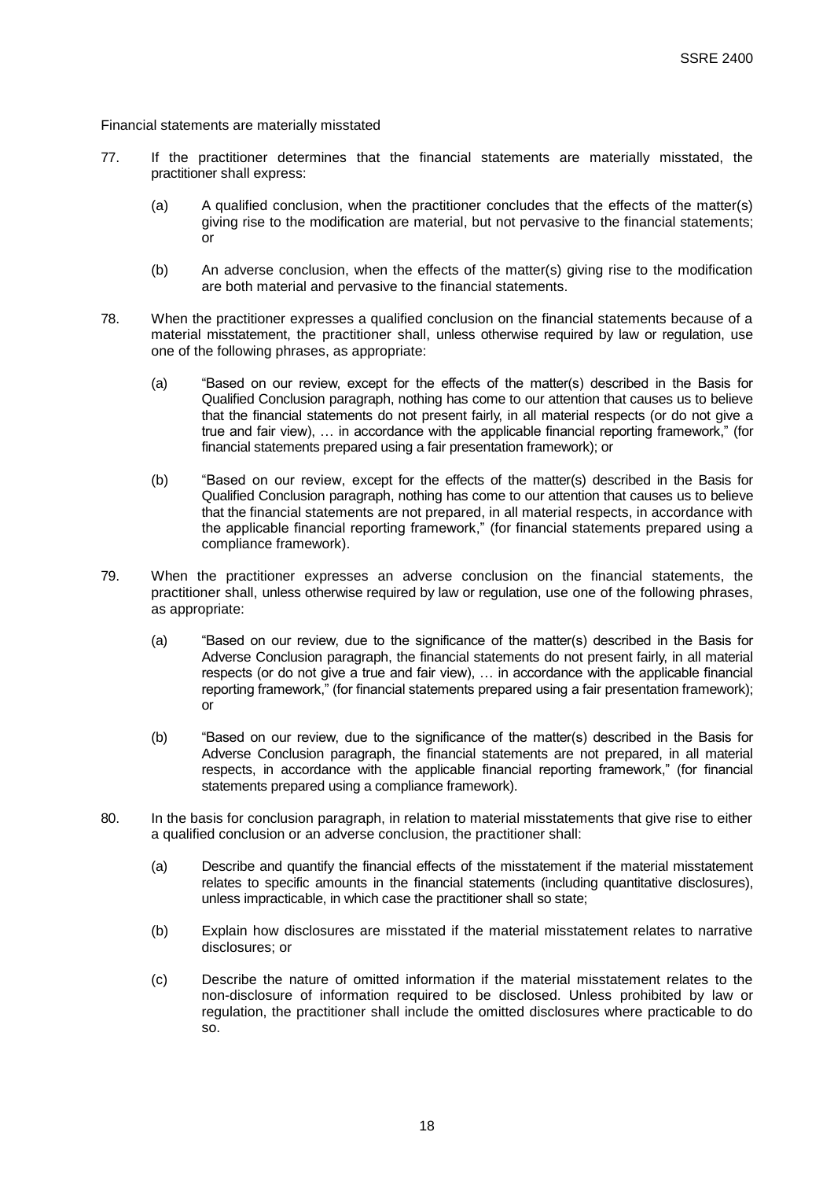Financial statements are materially misstated

77. If the practitioner determines that the financial statements are materially misstated, the practitioner shall express:

    (a) A qualified conclusion, when the practitioner concludes that the effects of the matter(s) giving rise to the modification are material, but not pervasive to the financial statements; or

    (b) An adverse conclusion, when the effects of the matter(s) giving rise to the modification are both material and pervasive to the financial statements.

78. When the practitioner expresses a qualified conclusion on the financial statements because of a material misstatement, the practitioner shall, unless otherwise required by law or regulation, use one of the following phrases, as appropriate:

    (a) "Based on our review, except for the effects of the matter(s) described in the Basis for Qualified Conclusion paragraph, nothing has come to our attention that causes us to believe that the financial statements do not present fairly, in all material respects (or do not give a true and fair view), … in accordance with the applicable financial reporting framework," (for financial statements prepared using a fair presentation framework); or

    (b) "Based on our review, except for the effects of the matter(s) described in the Basis for Qualified Conclusion paragraph, nothing has come to our attention that causes us to believe that the financial statements are not prepared, in all material respects, in accordance with the applicable financial reporting framework," (for financial statements prepared using a compliance framework).

79. When the practitioner expresses an adverse conclusion on the financial statements, the practitioner shall, unless otherwise required by law or regulation, use one of the following phrases, as appropriate:

    (a) "Based on our review, due to the significance of the matter(s) described in the Basis for Adverse Conclusion paragraph, the financial statements do not present fairly, in all material respects (or do not give a true and fair view), … in accordance with the applicable financial reporting framework," (for financial statements prepared using a fair presentation framework); or

    (b) "Based on our review, due to the significance of the matter(s) described in the Basis for Adverse Conclusion paragraph, the financial statements are not prepared, in all material respects, in accordance with the applicable financial reporting framework," (for financial statements prepared using a compliance framework).

80. In the basis for conclusion paragraph, in relation to material misstatements that give rise to either a qualified conclusion or an adverse conclusion, the practitioner shall:

    (a) Describe and quantify the financial effects of the misstatement if the material misstatement relates to specific amounts in the financial statements (including quantitative disclosures), unless impracticable, in which case the practitioner shall so state;

    (b) Explain how disclosures are misstated if the material misstatement relates to narrative disclosures; or

    (c) Describe the nature of omitted information if the material misstatement relates to the non-disclosure of information required to be disclosed. Unless prohibited by law or regulation, the practitioner shall include the omitted disclosures where practicable to do so.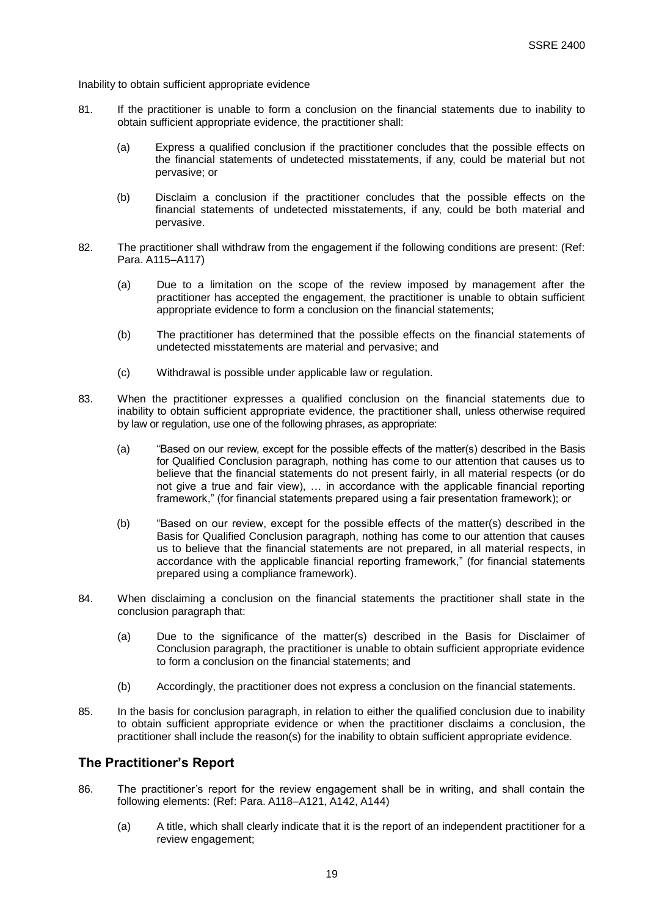Inability to obtain sufficient appropriate evidence

81. If the practitioner is unable to form a conclusion on the financial statements due to inability to obtain sufficient appropriate evidence, the practitioner shall:

    (a) Express a qualified conclusion if the practitioner concludes that the possible effects on the financial statements of undetected misstatements, if any, could be material but not pervasive; or

    (b) Disclaim a conclusion if the practitioner concludes that the possible effects on the financial statements of undetected misstatements, if any, could be both material and pervasive.

82. The practitioner shall withdraw from the engagement if the following conditions are present: (Ref: Para. A115–A117)

    (a) Due to a limitation on the scope of the review imposed by management after the practitioner has accepted the engagement, the practitioner is unable to obtain sufficient appropriate evidence to form a conclusion on the financial statements;

    (b) The practitioner has determined that the possible effects on the financial statements of undetected misstatements are material and pervasive; and

    (c) Withdrawal is possible under applicable law or regulation.

83. When the practitioner expresses a qualified conclusion on the financial statements due to inability to obtain sufficient appropriate evidence, the practitioner shall, unless otherwise required by law or regulation, use one of the following phrases, as appropriate:

    (a) "Based on our review, except for the possible effects of the matter(s) described in the Basis for Qualified Conclusion paragraph, nothing has come to our attention that causes us to believe that the financial statements do not present fairly, in all material respects (or do not give a true and fair view), … in accordance with the applicable financial reporting framework," (for financial statements prepared using a fair presentation framework); or

    (b) "Based on our review, except for the possible effects of the matter(s) described in the Basis for Qualified Conclusion paragraph, nothing has come to our attention that causes us to believe that the financial statements are not prepared, in all material respects, in accordance with the applicable financial reporting framework," (for financial statements prepared using a compliance framework).

84. When disclaiming a conclusion on the financial statements the practitioner shall state in the conclusion paragraph that:

    (a) Due to the significance of the matter(s) described in the Basis for Disclaimer of Conclusion paragraph, the practitioner is unable to obtain sufficient appropriate evidence to form a conclusion on the financial statements; and

    (b) Accordingly, the practitioner does not express a conclusion on the financial statements.

85. In the basis for conclusion paragraph, in relation to either the qualified conclusion due to inability to obtain sufficient appropriate evidence or when the practitioner disclaims a conclusion, the practitioner shall include the reason(s) for the inability to obtain sufficient appropriate evidence.

## The Practitioner's Report

86. The practitioner's report for the review engagement shall be in writing, and shall contain the following elements: (Ref: Para. A118–A121, A142, A144)

    (a) A title, which shall clearly indicate that it is the report of an independent practitioner for a review engagement;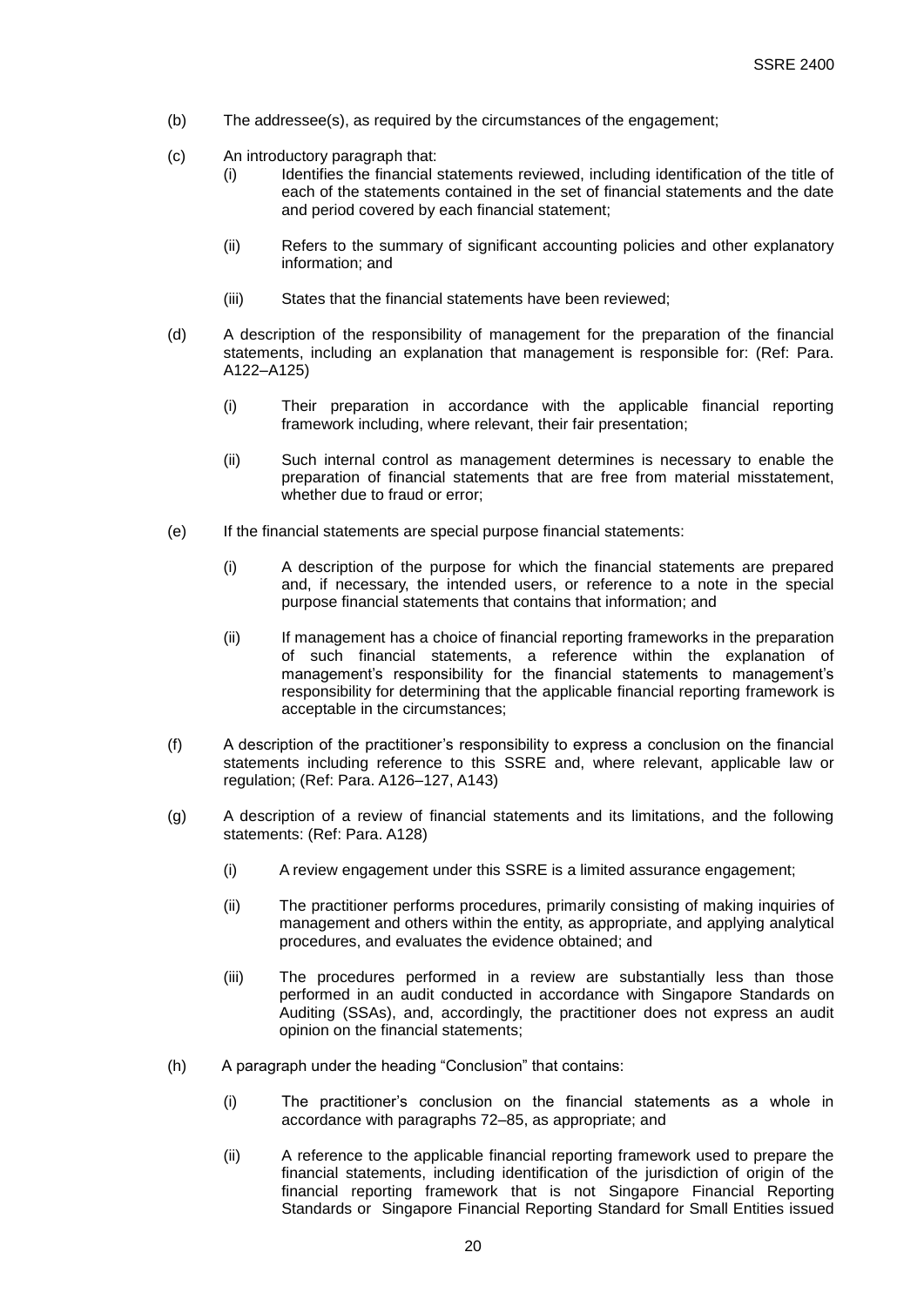(b) The addressee(s), as required by the circumstances of the engagement;

(c) An introductory paragraph that:

   (i) Identifies the financial statements reviewed, including identification of the title of each of the statements contained in the set of financial statements and the date and period covered by each financial statement;

   (ii) Refers to the summary of significant accounting policies and other explanatory information; and

   (iii) States that the financial statements have been reviewed;

(d) A description of the responsibility of management for the preparation of the financial statements, including an explanation that management is responsible for: (Ref: Para. A122–A125)

   (i) Their preparation in accordance with the applicable financial reporting framework including, where relevant, their fair presentation;

   (ii) Such internal control as management determines is necessary to enable the preparation of financial statements that are free from material misstatement, whether due to fraud or error;

(e) If the financial statements are special purpose financial statements:

   (i) A description of the purpose for which the financial statements are prepared and, if necessary, the intended users, or reference to a note in the special purpose financial statements that contains that information; and

   (ii) If management has a choice of financial reporting frameworks in the preparation of such financial statements, a reference within the explanation of management's responsibility for the financial statements to management's responsibility for determining that the applicable financial reporting framework is acceptable in the circumstances;

(f) A description of the practitioner's responsibility to express a conclusion on the financial statements including reference to this SSRE and, where relevant, applicable law or regulation; (Ref: Para. A126–127, A143)

(g) A description of a review of financial statements and its limitations, and the following statements: (Ref: Para. A128)

   (i) A review engagement under this SSRE is a limited assurance engagement;

   (ii) The practitioner performs procedures, primarily consisting of making inquiries of management and others within the entity, as appropriate, and applying analytical procedures, and evaluates the evidence obtained; and

   (iii) The procedures performed in a review are substantially less than those performed in an audit conducted in accordance with Singapore Standards on Auditing (SSAs), and, accordingly, the practitioner does not express an audit opinion on the financial statements;

(h) A paragraph under the heading "Conclusion" that contains:

   (i) The practitioner's conclusion on the financial statements as a whole in accordance with paragraphs 72–85, as appropriate; and

   (ii) A reference to the applicable financial reporting framework used to prepare the financial statements, including identification of the jurisdiction of origin of the financial reporting framework that is not Singapore Financial Reporting Standards or Singapore Financial Reporting Standard for Small Entities issued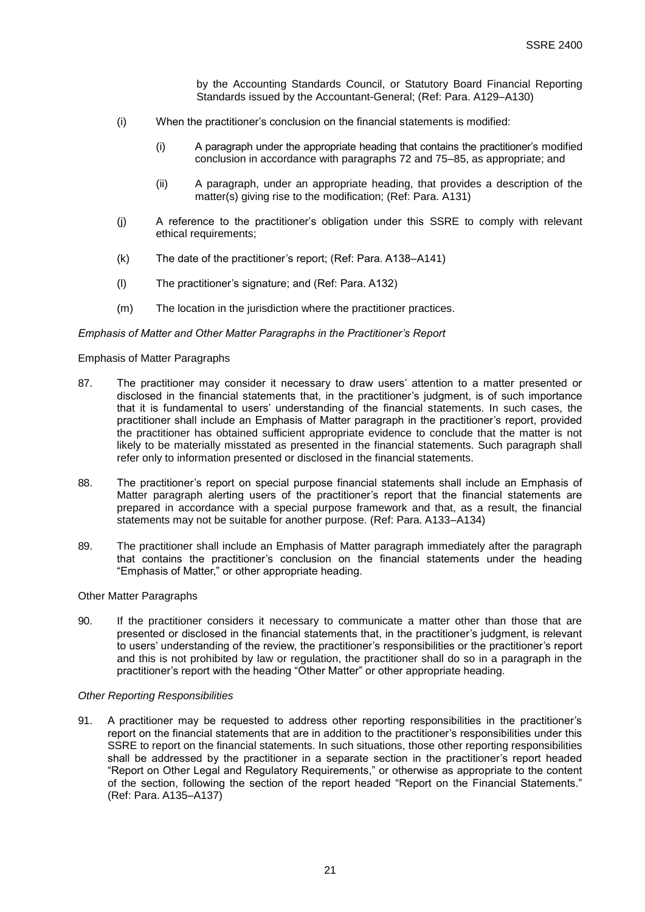by the Accounting Standards Council, or Statutory Board Financial Reporting Standards issued by the Accountant-General; (Ref: Para. A129–A130)

(i) When the practitioner's conclusion on the financial statements is modified:

   (i) A paragraph under the appropriate heading that contains the practitioner's modified conclusion in accordance with paragraphs 72 and 75–85, as appropriate; and

   (ii) A paragraph, under an appropriate heading, that provides a description of the matter(s) giving rise to the modification; (Ref: Para. A131)

(j) A reference to the practitioner's obligation under this SSRE to comply with relevant ethical requirements;

(k) The date of the practitioner's report; (Ref: Para. A138–A141)

(l) The practitioner's signature; and (Ref: Para. A132)

(m) The location in the jurisdiction where the practitioner practices.

*Emphasis of Matter and Other Matter Paragraphs in the Practitioner's Report*

Emphasis of Matter Paragraphs

87. The practitioner may consider it necessary to draw users' attention to a matter presented or disclosed in the financial statements that, in the practitioner's judgment, is of such importance that it is fundamental to users' understanding of the financial statements. In such cases, the practitioner shall include an Emphasis of Matter paragraph in the practitioner's report, provided the practitioner has obtained sufficient appropriate evidence to conclude that the matter is not likely to be materially misstated as presented in the financial statements. Such paragraph shall refer only to information presented or disclosed in the financial statements.

88. The practitioner's report on special purpose financial statements shall include an Emphasis of Matter paragraph alerting users of the practitioner's report that the financial statements are prepared in accordance with a special purpose framework and that, as a result, the financial statements may not be suitable for another purpose. (Ref: Para. A133–A134)

89. The practitioner shall include an Emphasis of Matter paragraph immediately after the paragraph that contains the practitioner's conclusion on the financial statements under the heading "Emphasis of Matter," or other appropriate heading.

Other Matter Paragraphs

90. If the practitioner considers it necessary to communicate a matter other than those that are presented or disclosed in the financial statements that, in the practitioner's judgment, is relevant to users' understanding of the review, the practitioner's responsibilities or the practitioner's report and this is not prohibited by law or regulation, the practitioner shall do so in a paragraph in the practitioner's report with the heading "Other Matter" or other appropriate heading.

*Other Reporting Responsibilities*

91. A practitioner may be requested to address other reporting responsibilities in the practitioner's report on the financial statements that are in addition to the practitioner's responsibilities under this SSRE to report on the financial statements. In such situations, those other reporting responsibilities shall be addressed by the practitioner in a separate section in the practitioner's report headed "Report on Other Legal and Regulatory Requirements," or otherwise as appropriate to the content of the section, following the section of the report headed "Report on the Financial Statements." (Ref: Para. A135–A137)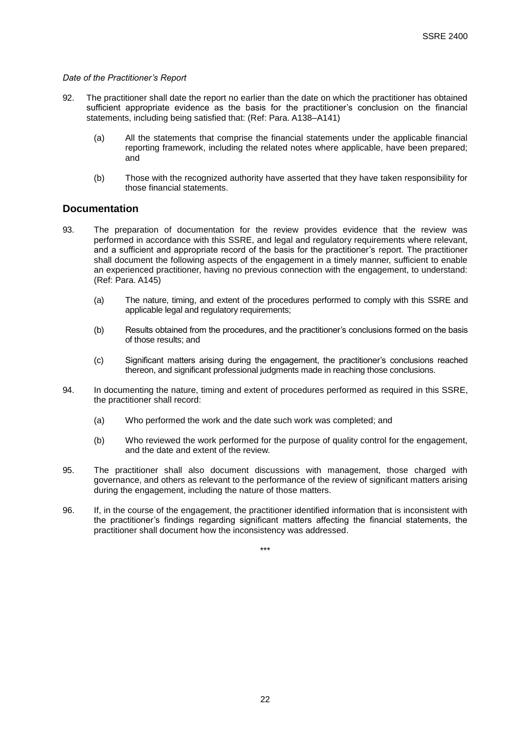*Date of the Practitioner's Report*

92. The practitioner shall date the report no earlier than the date on which the practitioner has obtained sufficient appropriate evidence as the basis for the practitioner's conclusion on the financial statements, including being satisfied that: (Ref: Para. A138–A141)

    (a) All the statements that comprise the financial statements under the applicable financial reporting framework, including the related notes where applicable, have been prepared; and

    (b) Those with the recognized authority have asserted that they have taken responsibility for those financial statements.

## Documentation

93. The preparation of documentation for the review provides evidence that the review was performed in accordance with this SSRE, and legal and regulatory requirements where relevant, and a sufficient and appropriate record of the basis for the practitioner's report. The practitioner shall document the following aspects of the engagement in a timely manner, sufficient to enable an experienced practitioner, having no previous connection with the engagement, to understand: (Ref: Para. A145)

    (a) The nature, timing, and extent of the procedures performed to comply with this SSRE and applicable legal and regulatory requirements;

    (b) Results obtained from the procedures, and the practitioner's conclusions formed on the basis of those results; and

    (c) Significant matters arising during the engagement, the practitioner's conclusions reached thereon, and significant professional judgments made in reaching those conclusions.

94. In documenting the nature, timing and extent of procedures performed as required in this SSRE, the practitioner shall record:

    (a) Who performed the work and the date such work was completed; and

    (b) Who reviewed the work performed for the purpose of quality control for the engagement, and the date and extent of the review.

95. The practitioner shall also document discussions with management, those charged with governance, and others as relevant to the performance of the review of significant matters arising during the engagement, including the nature of those matters.

96. If, in the course of the engagement, the practitioner identified information that is inconsistent with the practitioner's findings regarding significant matters affecting the financial statements, the practitioner shall document how the inconsistency was addressed.

\*\*\*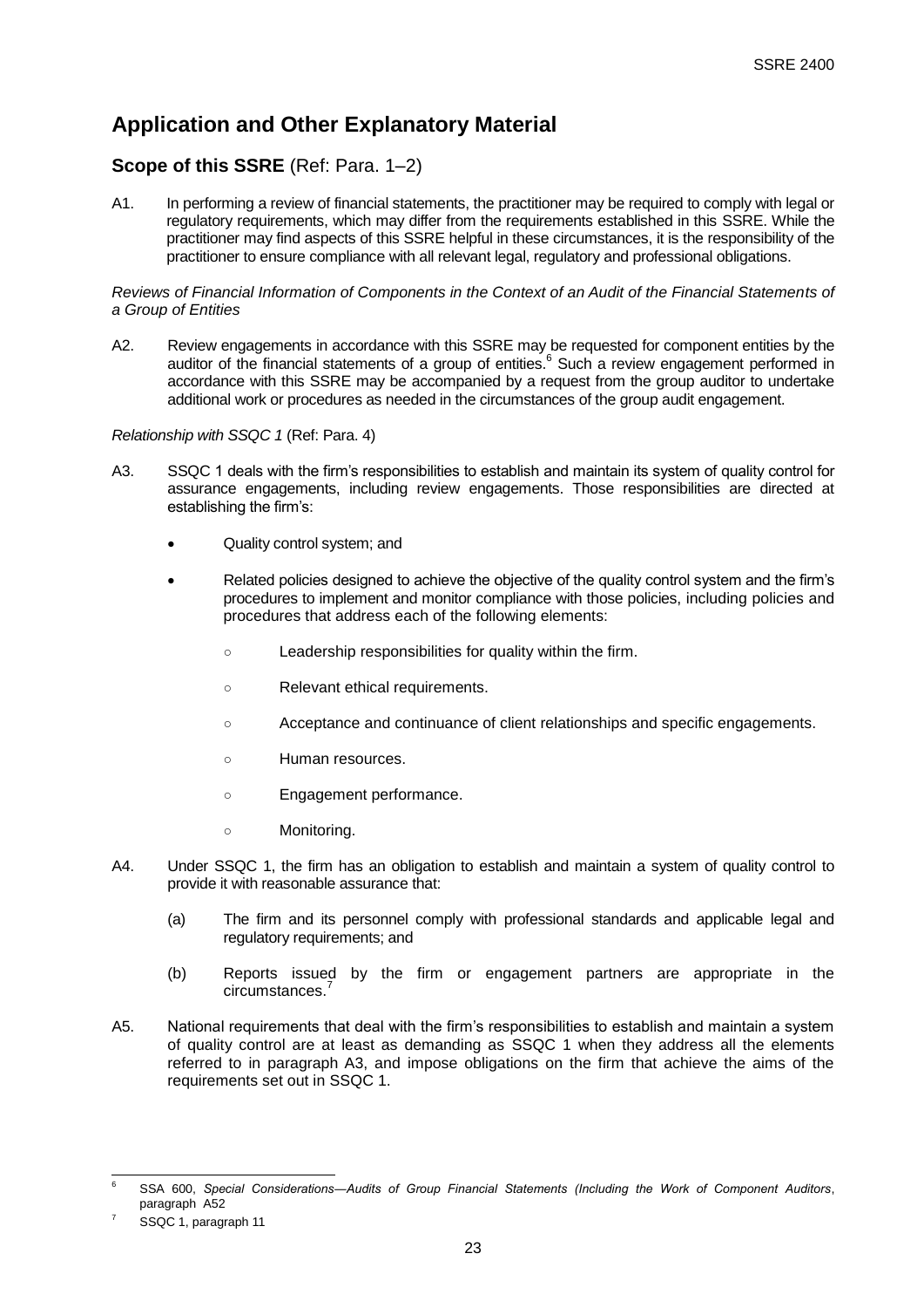# Application and Other Explanatory Material

## Scope of this SSRE (Ref: Para. 1–2)

A1. In performing a review of financial statements, the practitioner may be required to comply with legal or regulatory requirements, which may differ from the requirements established in this SSRE. While the practitioner may find aspects of this SSRE helpful in these circumstances, it is the responsibility of the practitioner to ensure compliance with all relevant legal, regulatory and professional obligations.

*Reviews of Financial Information of Components in the Context of an Audit of the Financial Statements of a Group of Entities*

A2. Review engagements in accordance with this SSRE may be requested for component entities by the auditor of the financial statements of a group of entities.[6] Such a review engagement performed in accordance with this SSRE may be accompanied by a request from the group auditor to undertake additional work or procedures as needed in the circumstances of the group audit engagement.

*Relationship with SSQC 1* (Ref: Para. 4)

A3. SSQC 1 deals with the firm's responsibilities to establish and maintain its system of quality control for assurance engagements, including review engagements. Those responsibilities are directed at establishing the firm's:

- Quality control system; and
- Related policies designed to achieve the objective of the quality control system and the firm's procedures to implement and monitor compliance with those policies, including policies and procedures that address each of the following elements:
  - Leadership responsibilities for quality within the firm.
  - Relevant ethical requirements.
  - Acceptance and continuance of client relationships and specific engagements.
  - Human resources.
  - Engagement performance.
  - Monitoring.

A4. Under SSQC 1, the firm has an obligation to establish and maintain a system of quality control to provide it with reasonable assurance that:

(a) The firm and its personnel comply with professional standards and applicable legal and regulatory requirements; and

(b) Reports issued by the firm or engagement partners are appropriate in the circumstances.[7]

A5. National requirements that deal with the firm's responsibilities to establish and maintain a system of quality control are at least as demanding as SSQC 1 when they address all the elements referred to in paragraph A3, and impose obligations on the firm that achieve the aims of the requirements set out in SSQC 1.

---

[6] SSA 600, *Special Considerations—Audits of Group Financial Statements (Including the Work of Component Auditors*, paragraph A52

[7] SSQC 1, paragraph 11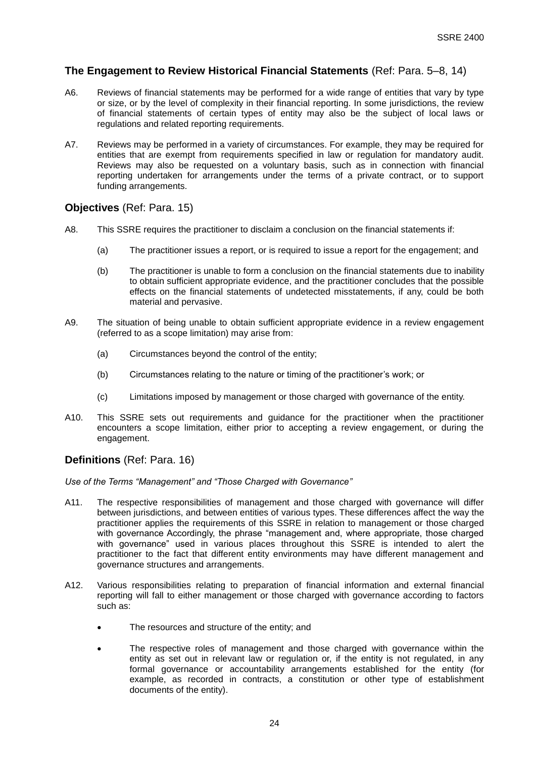## The Engagement to Review Historical Financial Statements (Ref: Para. 5–8, 14)

A6. Reviews of financial statements may be performed for a wide range of entities that vary by type or size, or by the level of complexity in their financial reporting. In some jurisdictions, the review of financial statements of certain types of entity may also be the subject of local laws or regulations and related reporting requirements.

A7. Reviews may be performed in a variety of circumstances. For example, they may be required for entities that are exempt from requirements specified in law or regulation for mandatory audit. Reviews may also be requested on a voluntary basis, such as in connection with financial reporting undertaken for arrangements under the terms of a private contract, or to support funding arrangements.

## Objectives (Ref: Para. 15)

A8. This SSRE requires the practitioner to disclaim a conclusion on the financial statements if:

(a) The practitioner issues a report, or is required to issue a report for the engagement; and

(b) The practitioner is unable to form a conclusion on the financial statements due to inability to obtain sufficient appropriate evidence, and the practitioner concludes that the possible effects on the financial statements of undetected misstatements, if any, could be both material and pervasive.

A9. The situation of being unable to obtain sufficient appropriate evidence in a review engagement (referred to as a scope limitation) may arise from:

(a) Circumstances beyond the control of the entity;

(b) Circumstances relating to the nature or timing of the practitioner's work; or

(c) Limitations imposed by management or those charged with governance of the entity.

A10. This SSRE sets out requirements and guidance for the practitioner when the practitioner encounters a scope limitation, either prior to accepting a review engagement, or during the engagement.

## Definitions (Ref: Para. 16)

*Use of the Terms "Management" and "Those Charged with Governance"*

A11. The respective responsibilities of management and those charged with governance will differ between jurisdictions, and between entities of various types. These differences affect the way the practitioner applies the requirements of this SSRE in relation to management or those charged with governance Accordingly, the phrase "management and, where appropriate, those charged with governance" used in various places throughout this SSRE is intended to alert the practitioner to the fact that different entity environments may have different management and governance structures and arrangements.

A12. Various responsibilities relating to preparation of financial information and external financial reporting will fall to either management or those charged with governance according to factors such as:

- The resources and structure of the entity; and
- The respective roles of management and those charged with governance within the entity as set out in relevant law or regulation or, if the entity is not regulated, in any formal governance or accountability arrangements established for the entity (for example, as recorded in contracts, a constitution or other type of establishment documents of the entity).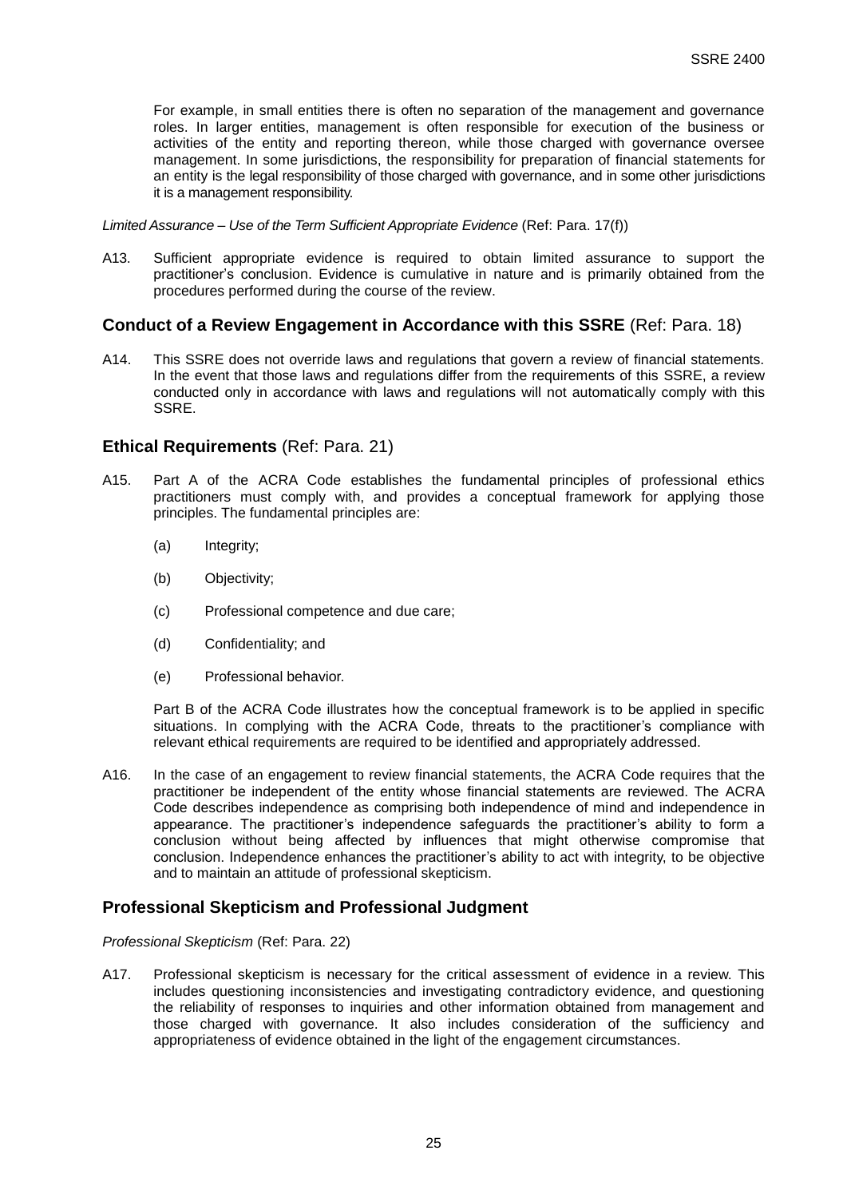For example, in small entities there is often no separation of the management and governance roles. In larger entities, management is often responsible for execution of the business or activities of the entity and reporting thereon, while those charged with governance oversee management. In some jurisdictions, the responsibility for preparation of financial statements for an entity is the legal responsibility of those charged with governance, and in some other jurisdictions it is a management responsibility.

*Limited Assurance – Use of the Term Sufficient Appropriate Evidence* (Ref: Para. 17(f))

A13. Sufficient appropriate evidence is required to obtain limited assurance to support the practitioner's conclusion. Evidence is cumulative in nature and is primarily obtained from the procedures performed during the course of the review.

## **Conduct of a Review Engagement in Accordance with this SSRE** (Ref: Para. 18)

A14. This SSRE does not override laws and regulations that govern a review of financial statements. In the event that those laws and regulations differ from the requirements of this SSRE, a review conducted only in accordance with laws and regulations will not automatically comply with this SSRE.

## **Ethical Requirements** (Ref: Para. 21)

A15. Part A of the ACRA Code establishes the fundamental principles of professional ethics practitioners must comply with, and provides a conceptual framework for applying those principles. The fundamental principles are:

(a) Integrity;

(b) Objectivity;

(c) Professional competence and due care;

(d) Confidentiality; and

(e) Professional behavior.

Part B of the ACRA Code illustrates how the conceptual framework is to be applied in specific situations. In complying with the ACRA Code, threats to the practitioner's compliance with relevant ethical requirements are required to be identified and appropriately addressed.

A16. In the case of an engagement to review financial statements, the ACRA Code requires that the practitioner be independent of the entity whose financial statements are reviewed. The ACRA Code describes independence as comprising both independence of mind and independence in appearance. The practitioner's independence safeguards the practitioner's ability to form a conclusion without being affected by influences that might otherwise compromise that conclusion. Independence enhances the practitioner's ability to act with integrity, to be objective and to maintain an attitude of professional skepticism.

## **Professional Skepticism and Professional Judgment**

*Professional Skepticism* (Ref: Para. 22)

A17. Professional skepticism is necessary for the critical assessment of evidence in a review. This includes questioning inconsistencies and investigating contradictory evidence, and questioning the reliability of responses to inquiries and other information obtained from management and those charged with governance. It also includes consideration of the sufficiency and appropriateness of evidence obtained in the light of the engagement circumstances.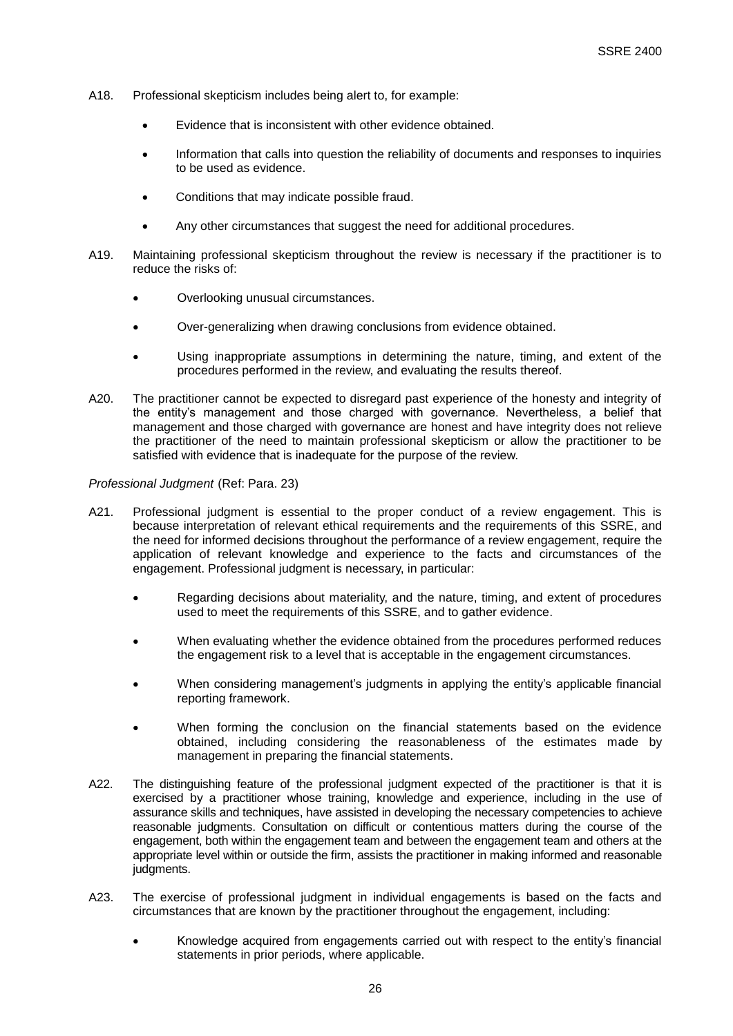A18. Professional skepticism includes being alert to, for example:

- Evidence that is inconsistent with other evidence obtained.
- Information that calls into question the reliability of documents and responses to inquiries to be used as evidence.
- Conditions that may indicate possible fraud.
- Any other circumstances that suggest the need for additional procedures.

A19. Maintaining professional skepticism throughout the review is necessary if the practitioner is to reduce the risks of:

- Overlooking unusual circumstances.
- Over-generalizing when drawing conclusions from evidence obtained.
- Using inappropriate assumptions in determining the nature, timing, and extent of the procedures performed in the review, and evaluating the results thereof.

A20. The practitioner cannot be expected to disregard past experience of the honesty and integrity of the entity's management and those charged with governance. Nevertheless, a belief that management and those charged with governance are honest and have integrity does not relieve the practitioner of the need to maintain professional skepticism or allow the practitioner to be satisfied with evidence that is inadequate for the purpose of the review.

*Professional Judgment* (Ref: Para. 23)

A21. Professional judgment is essential to the proper conduct of a review engagement. This is because interpretation of relevant ethical requirements and the requirements of this SSRE, and the need for informed decisions throughout the performance of a review engagement, require the application of relevant knowledge and experience to the facts and circumstances of the engagement. Professional judgment is necessary, in particular:

- Regarding decisions about materiality, and the nature, timing, and extent of procedures used to meet the requirements of this SSRE, and to gather evidence.
- When evaluating whether the evidence obtained from the procedures performed reduces the engagement risk to a level that is acceptable in the engagement circumstances.
- When considering management's judgments in applying the entity's applicable financial reporting framework.
- When forming the conclusion on the financial statements based on the evidence obtained, including considering the reasonableness of the estimates made by management in preparing the financial statements.

A22. The distinguishing feature of the professional judgment expected of the practitioner is that it is exercised by a practitioner whose training, knowledge and experience, including in the use of assurance skills and techniques, have assisted in developing the necessary competencies to achieve reasonable judgments. Consultation on difficult or contentious matters during the course of the engagement, both within the engagement team and between the engagement team and others at the appropriate level within or outside the firm, assists the practitioner in making informed and reasonable judgments.

A23. The exercise of professional judgment in individual engagements is based on the facts and circumstances that are known by the practitioner throughout the engagement, including:

- Knowledge acquired from engagements carried out with respect to the entity's financial statements in prior periods, where applicable.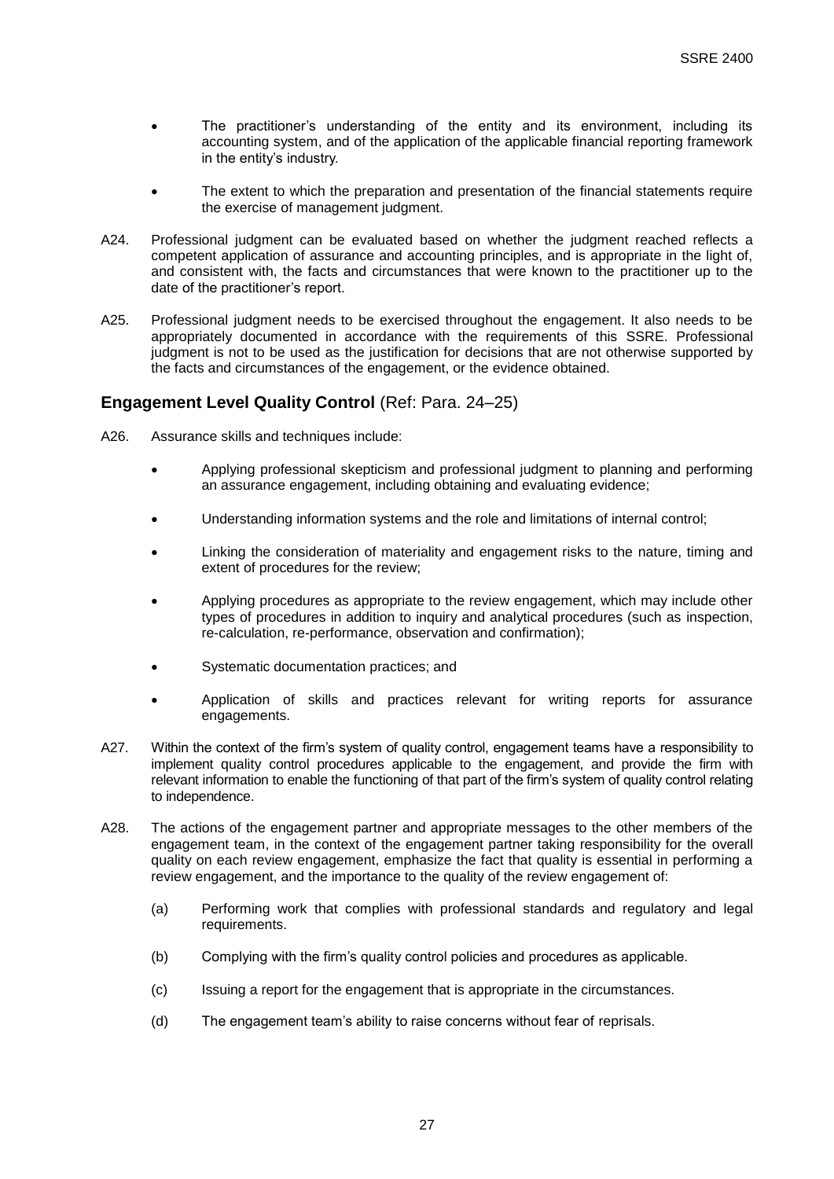- The practitioner's understanding of the entity and its environment, including its accounting system, and of the application of the applicable financial reporting framework in the entity's industry.

- The extent to which the preparation and presentation of the financial statements require the exercise of management judgment.

A24. Professional judgment can be evaluated based on whether the judgment reached reflects a competent application of assurance and accounting principles, and is appropriate in the light of, and consistent with, the facts and circumstances that were known to the practitioner up to the date of the practitioner's report.

A25. Professional judgment needs to be exercised throughout the engagement. It also needs to be appropriately documented in accordance with the requirements of this SSRE. Professional judgment is not to be used as the justification for decisions that are not otherwise supported by the facts and circumstances of the engagement, or the evidence obtained.

## Engagement Level Quality Control (Ref: Para. 24–25)

A26. Assurance skills and techniques include:

- Applying professional skepticism and professional judgment to planning and performing an assurance engagement, including obtaining and evaluating evidence;

- Understanding information systems and the role and limitations of internal control;

- Linking the consideration of materiality and engagement risks to the nature, timing and extent of procedures for the review;

- Applying procedures as appropriate to the review engagement, which may include other types of procedures in addition to inquiry and analytical procedures (such as inspection, re-calculation, re-performance, observation and confirmation);

- Systematic documentation practices; and

- Application of skills and practices relevant for writing reports for assurance engagements.

A27. Within the context of the firm's system of quality control, engagement teams have a responsibility to implement quality control procedures applicable to the engagement, and provide the firm with relevant information to enable the functioning of that part of the firm's system of quality control relating to independence.

A28. The actions of the engagement partner and appropriate messages to the other members of the engagement team, in the context of the engagement partner taking responsibility for the overall quality on each review engagement, emphasize the fact that quality is essential in performing a review engagement, and the importance to the quality of the review engagement of:

(a) Performing work that complies with professional standards and regulatory and legal requirements.

(b) Complying with the firm's quality control policies and procedures as applicable.

(c) Issuing a report for the engagement that is appropriate in the circumstances.

(d) The engagement team's ability to raise concerns without fear of reprisals.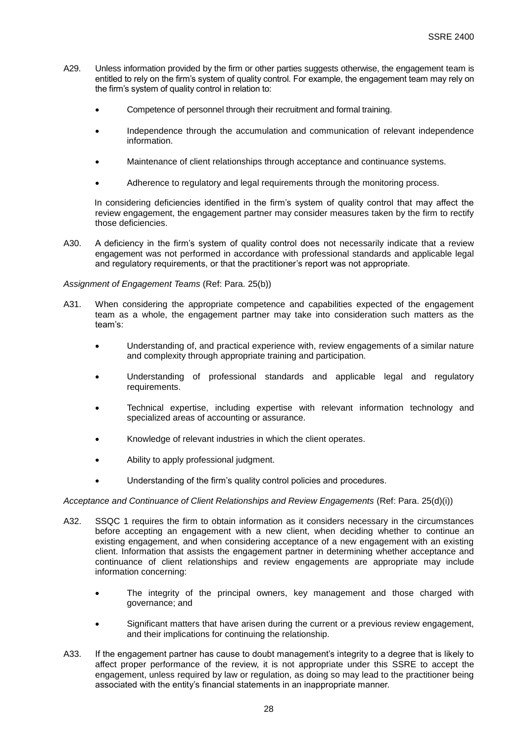A29. Unless information provided by the firm or other parties suggests otherwise, the engagement team is entitled to rely on the firm's system of quality control. For example, the engagement team may rely on the firm's system of quality control in relation to:

- Competence of personnel through their recruitment and formal training.
- Independence through the accumulation and communication of relevant independence information.
- Maintenance of client relationships through acceptance and continuance systems.
- Adherence to regulatory and legal requirements through the monitoring process.

In considering deficiencies identified in the firm's system of quality control that may affect the review engagement, the engagement partner may consider measures taken by the firm to rectify those deficiencies.

A30. A deficiency in the firm's system of quality control does not necessarily indicate that a review engagement was not performed in accordance with professional standards and applicable legal and regulatory requirements, or that the practitioner's report was not appropriate.

*Assignment of Engagement Teams* (Ref: Para. 25(b))

A31. When considering the appropriate competence and capabilities expected of the engagement team as a whole, the engagement partner may take into consideration such matters as the team's:

- Understanding of, and practical experience with, review engagements of a similar nature and complexity through appropriate training and participation.
- Understanding of professional standards and applicable legal and regulatory requirements.
- Technical expertise, including expertise with relevant information technology and specialized areas of accounting or assurance.
- Knowledge of relevant industries in which the client operates.
- Ability to apply professional judgment.
- Understanding of the firm's quality control policies and procedures.

*Acceptance and Continuance of Client Relationships and Review Engagements* (Ref: Para. 25(d)(i))

A32. SSQC 1 requires the firm to obtain information as it considers necessary in the circumstances before accepting an engagement with a new client, when deciding whether to continue an existing engagement, and when considering acceptance of a new engagement with an existing client. Information that assists the engagement partner in determining whether acceptance and continuance of client relationships and review engagements are appropriate may include information concerning:

- The integrity of the principal owners, key management and those charged with governance; and
- Significant matters that have arisen during the current or a previous review engagement, and their implications for continuing the relationship.

A33. If the engagement partner has cause to doubt management's integrity to a degree that is likely to affect proper performance of the review, it is not appropriate under this SSRE to accept the engagement, unless required by law or regulation, as doing so may lead to the practitioner being associated with the entity's financial statements in an inappropriate manner.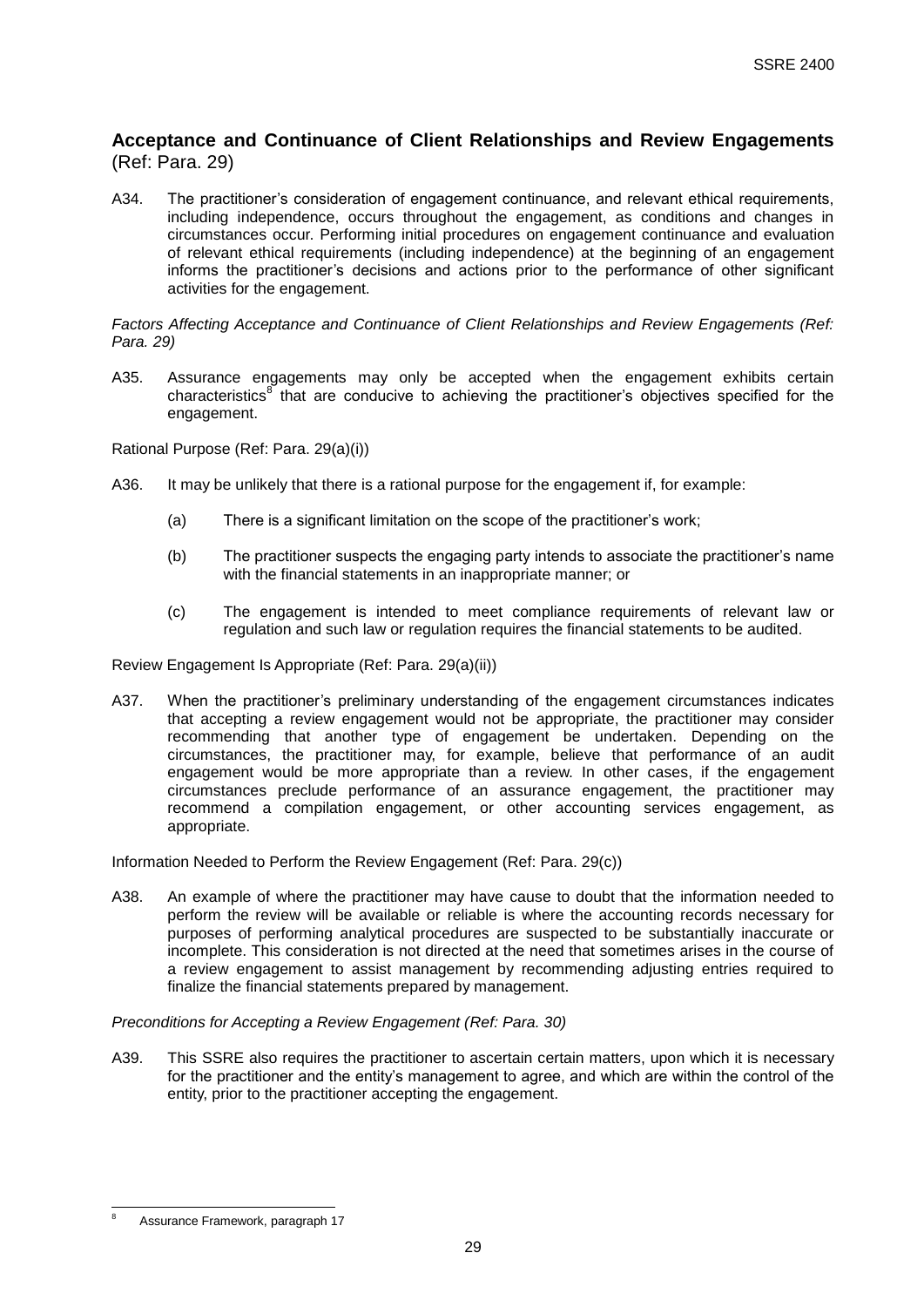## Acceptance and Continuance of Client Relationships and Review Engagements (Ref: Para. 29)

A34. The practitioner's consideration of engagement continuance, and relevant ethical requirements, including independence, occurs throughout the engagement, as conditions and changes in circumstances occur. Performing initial procedures on engagement continuance and evaluation of relevant ethical requirements (including independence) at the beginning of an engagement informs the practitioner's decisions and actions prior to the performance of other significant activities for the engagement.

*Factors Affecting Acceptance and Continuance of Client Relationships and Review Engagements (Ref: Para. 29)*

A35. Assurance engagements may only be accepted when the engagement exhibits certain characteristics[8] that are conducive to achieving the practitioner's objectives specified for the engagement.

Rational Purpose (Ref: Para. 29(a)(i))

A36. It may be unlikely that there is a rational purpose for the engagement if, for example:

(a) There is a significant limitation on the scope of the practitioner's work;

(b) The practitioner suspects the engaging party intends to associate the practitioner's name with the financial statements in an inappropriate manner; or

(c) The engagement is intended to meet compliance requirements of relevant law or regulation and such law or regulation requires the financial statements to be audited.

Review Engagement Is Appropriate (Ref: Para. 29(a)(ii))

A37. When the practitioner's preliminary understanding of the engagement circumstances indicates that accepting a review engagement would not be appropriate, the practitioner may consider recommending that another type of engagement be undertaken. Depending on the circumstances, the practitioner may, for example, believe that performance of an audit engagement would be more appropriate than a review. In other cases, if the engagement circumstances preclude performance of an assurance engagement, the practitioner may recommend a compilation engagement, or other accounting services engagement, as appropriate.

Information Needed to Perform the Review Engagement (Ref: Para. 29(c))

A38. An example of where the practitioner may have cause to doubt that the information needed to perform the review will be available or reliable is where the accounting records necessary for purposes of performing analytical procedures are suspected to be substantially inaccurate or incomplete. This consideration is not directed at the need that sometimes arises in the course of a review engagement to assist management by recommending adjusting entries required to finalize the financial statements prepared by management.

*Preconditions for Accepting a Review Engagement (Ref: Para. 30)*

A39. This SSRE also requires the practitioner to ascertain certain matters, upon which it is necessary for the practitioner and the entity's management to agree, and which are within the control of the entity, prior to the practitioner accepting the engagement.

---

[8] Assurance Framework, paragraph 17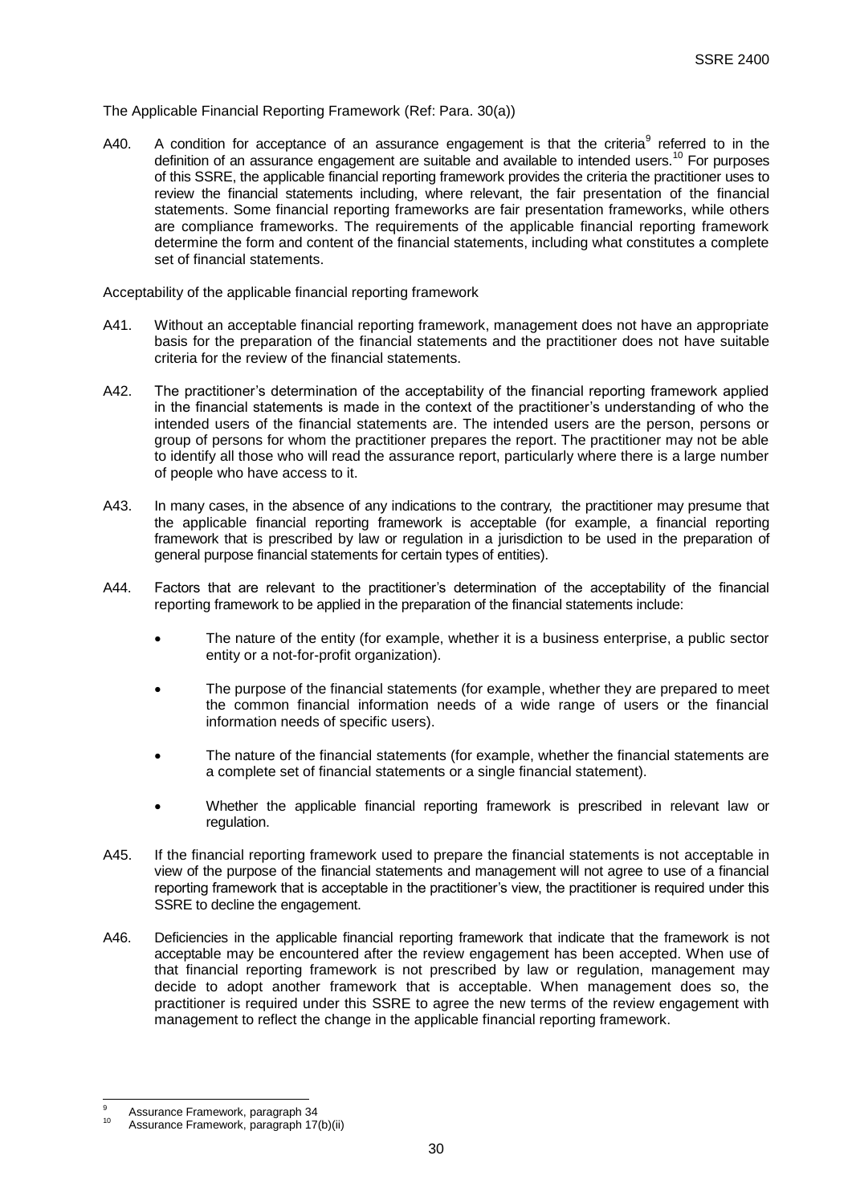The Applicable Financial Reporting Framework (Ref: Para. 30(a))

A40. A condition for acceptance of an assurance engagement is that the criteria[9] referred to in the definition of an assurance engagement are suitable and available to intended users.[10] For purposes of this SSRE, the applicable financial reporting framework provides the criteria the practitioner uses to review the financial statements including, where relevant, the fair presentation of the financial statements. Some financial reporting frameworks are fair presentation frameworks, while others are compliance frameworks. The requirements of the applicable financial reporting framework determine the form and content of the financial statements, including what constitutes a complete set of financial statements.

Acceptability of the applicable financial reporting framework

A41. Without an acceptable financial reporting framework, management does not have an appropriate basis for the preparation of the financial statements and the practitioner does not have suitable criteria for the review of the financial statements.

A42. The practitioner's determination of the acceptability of the financial reporting framework applied in the financial statements is made in the context of the practitioner's understanding of who the intended users of the financial statements are. The intended users are the person, persons or group of persons for whom the practitioner prepares the report. The practitioner may not be able to identify all those who will read the assurance report, particularly where there is a large number of people who have access to it.

A43. In many cases, in the absence of any indications to the contrary, the practitioner may presume that the applicable financial reporting framework is acceptable (for example, a financial reporting framework that is prescribed by law or regulation in a jurisdiction to be used in the preparation of general purpose financial statements for certain types of entities).

A44. Factors that are relevant to the practitioner's determination of the acceptability of the financial reporting framework to be applied in the preparation of the financial statements include:

- The nature of the entity (for example, whether it is a business enterprise, a public sector entity or a not-for-profit organization).
- The purpose of the financial statements (for example, whether they are prepared to meet the common financial information needs of a wide range of users or the financial information needs of specific users).
- The nature of the financial statements (for example, whether the financial statements are a complete set of financial statements or a single financial statement).
- Whether the applicable financial reporting framework is prescribed in relevant law or regulation.

A45. If the financial reporting framework used to prepare the financial statements is not acceptable in view of the purpose of the financial statements and management will not agree to use of a financial reporting framework that is acceptable in the practitioner's view, the practitioner is required under this SSRE to decline the engagement.

A46. Deficiencies in the applicable financial reporting framework that indicate that the framework is not acceptable may be encountered after the review engagement has been accepted. When use of that financial reporting framework is not prescribed by law or regulation, management may decide to adopt another framework that is acceptable. When management does so, the practitioner is required under this SSRE to agree the new terms of the review engagement with management to reflect the change in the applicable financial reporting framework.

---

[9] Assurance Framework, paragraph 34

[10] Assurance Framework, paragraph 17(b)(ii)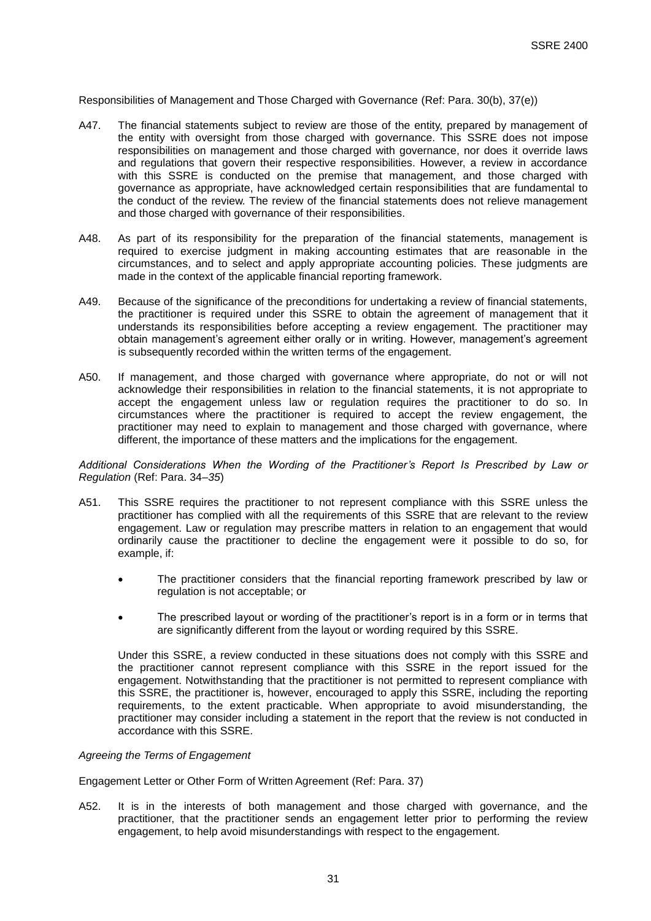Responsibilities of Management and Those Charged with Governance (Ref: Para. 30(b), 37(e))

A47. The financial statements subject to review are those of the entity, prepared by management of the entity with oversight from those charged with governance. This SSRE does not impose responsibilities on management and those charged with governance, nor does it override laws and regulations that govern their respective responsibilities. However, a review in accordance with this SSRE is conducted on the premise that management, and those charged with governance as appropriate, have acknowledged certain responsibilities that are fundamental to the conduct of the review. The review of the financial statements does not relieve management and those charged with governance of their responsibilities.

A48. As part of its responsibility for the preparation of the financial statements, management is required to exercise judgment in making accounting estimates that are reasonable in the circumstances, and to select and apply appropriate accounting policies. These judgments are made in the context of the applicable financial reporting framework.

A49. Because of the significance of the preconditions for undertaking a review of financial statements, the practitioner is required under this SSRE to obtain the agreement of management that it understands its responsibilities before accepting a review engagement. The practitioner may obtain management's agreement either orally or in writing. However, management's agreement is subsequently recorded within the written terms of the engagement.

A50. If management, and those charged with governance where appropriate, do not or will not acknowledge their responsibilities in relation to the financial statements, it is not appropriate to accept the engagement unless law or regulation requires the practitioner to do so. In circumstances where the practitioner is required to accept the review engagement, the practitioner may need to explain to management and those charged with governance, where different, the importance of these matters and the implications for the engagement.

*Additional Considerations When the Wording of the Practitioner's Report Is Prescribed by Law or Regulation* (Ref: Para. 34–35)

A51. This SSRE requires the practitioner to not represent compliance with this SSRE unless the practitioner has complied with all the requirements of this SSRE that are relevant to the review engagement. Law or regulation may prescribe matters in relation to an engagement that would ordinarily cause the practitioner to decline the engagement were it possible to do so, for example, if:

- The practitioner considers that the financial reporting framework prescribed by law or regulation is not acceptable; or
- The prescribed layout or wording of the practitioner's report is in a form or in terms that are significantly different from the layout or wording required by this SSRE.

Under this SSRE, a review conducted in these situations does not comply with this SSRE and the practitioner cannot represent compliance with this SSRE in the report issued for the engagement. Notwithstanding that the practitioner is not permitted to represent compliance with this SSRE, the practitioner is, however, encouraged to apply this SSRE, including the reporting requirements, to the extent practicable. When appropriate to avoid misunderstanding, the practitioner may consider including a statement in the report that the review is not conducted in accordance with this SSRE.

*Agreeing the Terms of Engagement*

Engagement Letter or Other Form of Written Agreement (Ref: Para. 37)

A52. It is in the interests of both management and those charged with governance, and the practitioner, that the practitioner sends an engagement letter prior to performing the review engagement, to help avoid misunderstandings with respect to the engagement.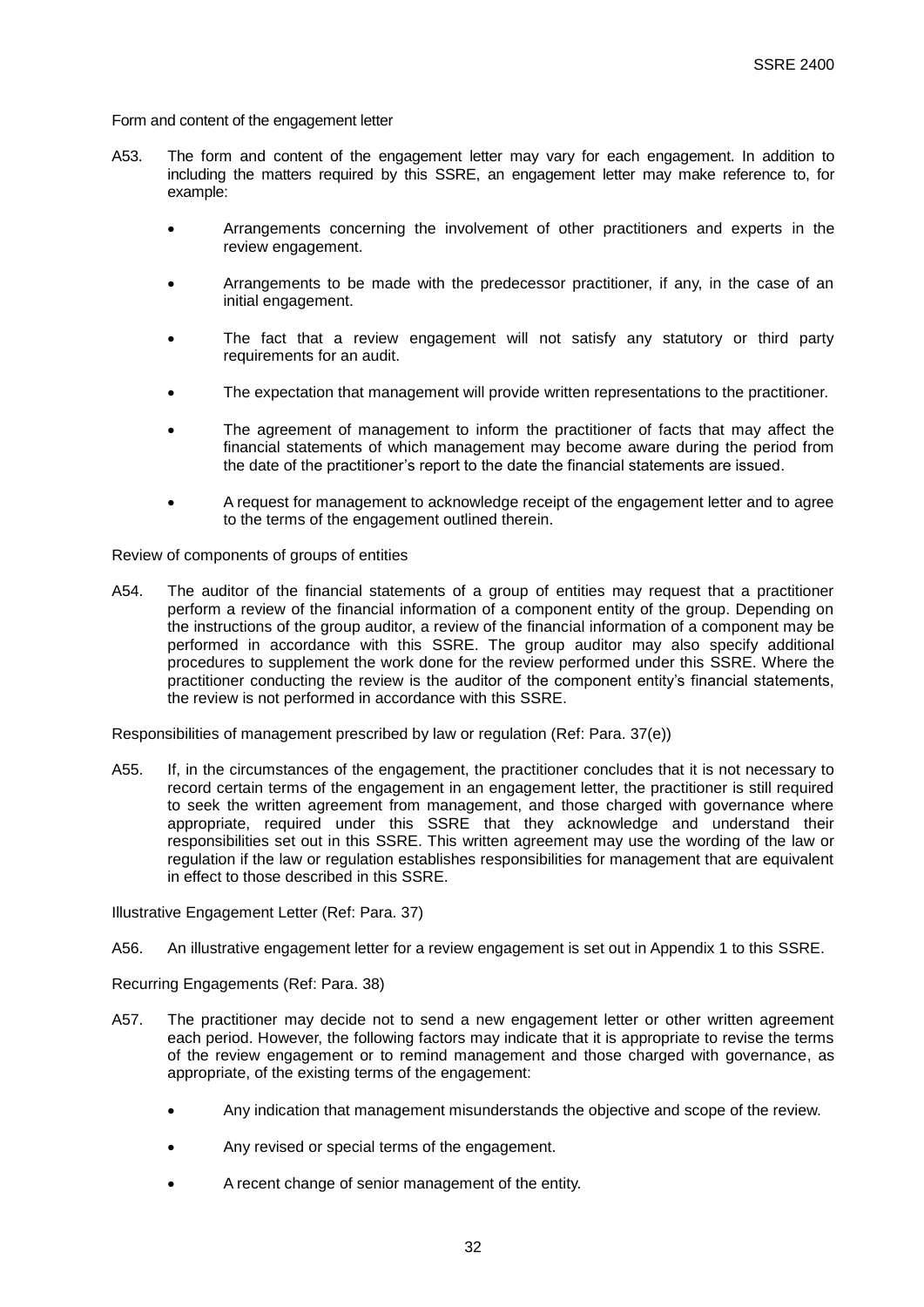Form and content of the engagement letter

A53. The form and content of the engagement letter may vary for each engagement. In addition to including the matters required by this SSRE, an engagement letter may make reference to, for example:

- Arrangements concerning the involvement of other practitioners and experts in the review engagement.
- Arrangements to be made with the predecessor practitioner, if any, in the case of an initial engagement.
- The fact that a review engagement will not satisfy any statutory or third party requirements for an audit.
- The expectation that management will provide written representations to the practitioner.
- The agreement of management to inform the practitioner of facts that may affect the financial statements of which management may become aware during the period from the date of the practitioner's report to the date the financial statements are issued.
- A request for management to acknowledge receipt of the engagement letter and to agree to the terms of the engagement outlined therein.

Review of components of groups of entities

A54. The auditor of the financial statements of a group of entities may request that a practitioner perform a review of the financial information of a component entity of the group. Depending on the instructions of the group auditor, a review of the financial information of a component may be performed in accordance with this SSRE. The group auditor may also specify additional procedures to supplement the work done for the review performed under this SSRE. Where the practitioner conducting the review is the auditor of the component entity's financial statements, the review is not performed in accordance with this SSRE.

Responsibilities of management prescribed by law or regulation (Ref: Para. 37(e))

A55. If, in the circumstances of the engagement, the practitioner concludes that it is not necessary to record certain terms of the engagement in an engagement letter, the practitioner is still required to seek the written agreement from management, and those charged with governance where appropriate, required under this SSRE that they acknowledge and understand their responsibilities set out in this SSRE. This written agreement may use the wording of the law or regulation if the law or regulation establishes responsibilities for management that are equivalent in effect to those described in this SSRE.

Illustrative Engagement Letter (Ref: Para. 37)

A56. An illustrative engagement letter for a review engagement is set out in Appendix 1 to this SSRE.

Recurring Engagements (Ref: Para. 38)

A57. The practitioner may decide not to send a new engagement letter or other written agreement each period. However, the following factors may indicate that it is appropriate to revise the terms of the review engagement or to remind management and those charged with governance, as appropriate, of the existing terms of the engagement:

- Any indication that management misunderstands the objective and scope of the review.
- Any revised or special terms of the engagement.
- A recent change of senior management of the entity.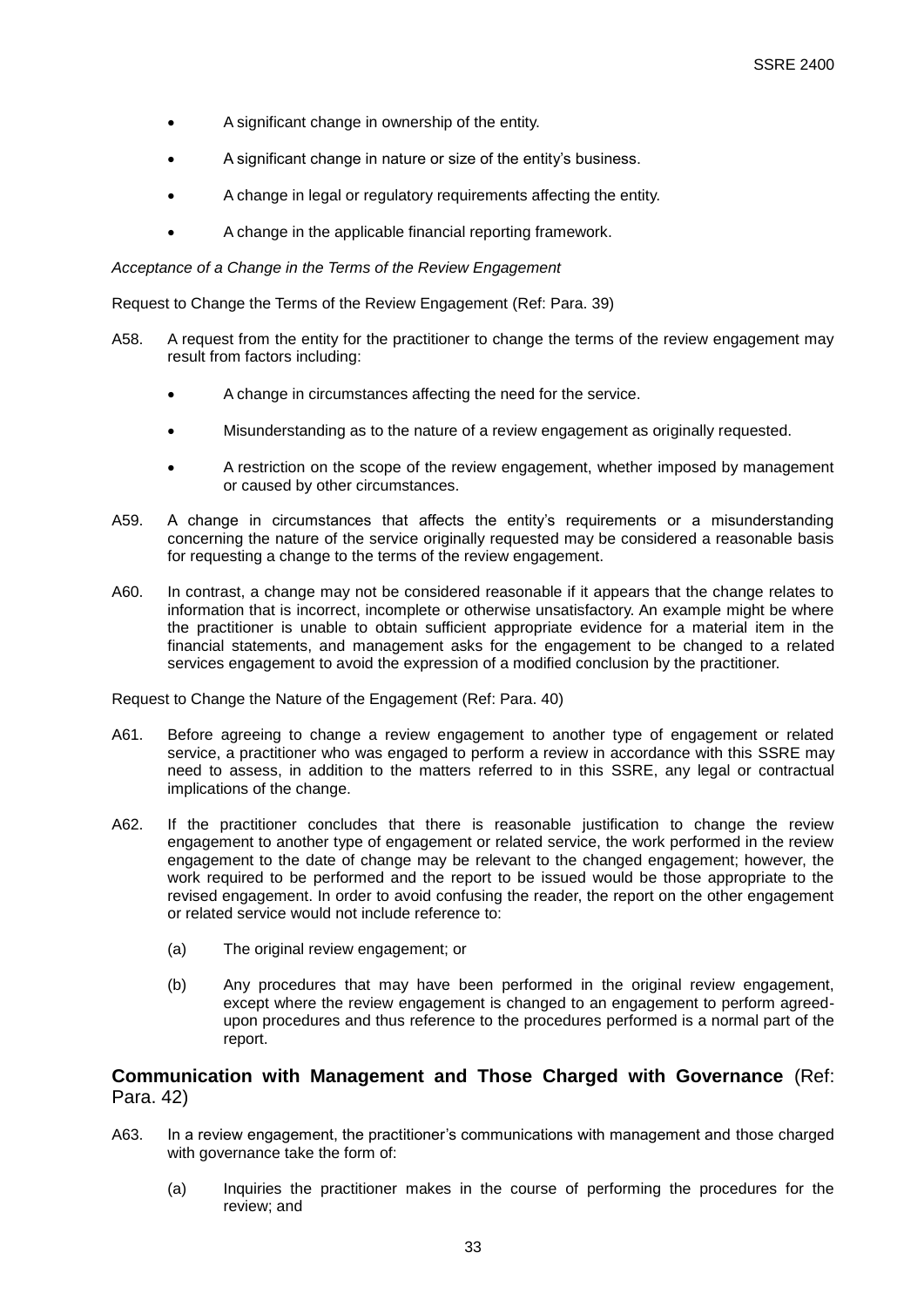- A significant change in ownership of the entity.
- A significant change in nature or size of the entity's business.
- A change in legal or regulatory requirements affecting the entity.
- A change in the applicable financial reporting framework.

*Acceptance of a Change in the Terms of the Review Engagement*

Request to Change the Terms of the Review Engagement (Ref: Para. 39)

A58. A request from the entity for the practitioner to change the terms of the review engagement may result from factors including:

- A change in circumstances affecting the need for the service.
- Misunderstanding as to the nature of a review engagement as originally requested.
- A restriction on the scope of the review engagement, whether imposed by management or caused by other circumstances.

A59. A change in circumstances that affects the entity's requirements or a misunderstanding concerning the nature of the service originally requested may be considered a reasonable basis for requesting a change to the terms of the review engagement.

A60. In contrast, a change may not be considered reasonable if it appears that the change relates to information that is incorrect, incomplete or otherwise unsatisfactory. An example might be where the practitioner is unable to obtain sufficient appropriate evidence for a material item in the financial statements, and management asks for the engagement to be changed to a related services engagement to avoid the expression of a modified conclusion by the practitioner.

Request to Change the Nature of the Engagement (Ref: Para. 40)

A61. Before agreeing to change a review engagement to another type of engagement or related service, a practitioner who was engaged to perform a review in accordance with this SSRE may need to assess, in addition to the matters referred to in this SSRE, any legal or contractual implications of the change.

A62. If the practitioner concludes that there is reasonable justification to change the review engagement to another type of engagement or related service, the work performed in the review engagement to the date of change may be relevant to the changed engagement; however, the work required to be performed and the report to be issued would be those appropriate to the revised engagement. In order to avoid confusing the reader, the report on the other engagement or related service would not include reference to:

(a) The original review engagement; or

(b) Any procedures that may have been performed in the original review engagement, except where the review engagement is changed to an engagement to perform agreed-upon procedures and thus reference to the procedures performed is a normal part of the report.

## **Communication with Management and Those Charged with Governance** (Ref: Para. 42)

A63. In a review engagement, the practitioner's communications with management and those charged with governance take the form of:

(a) Inquiries the practitioner makes in the course of performing the procedures for the review; and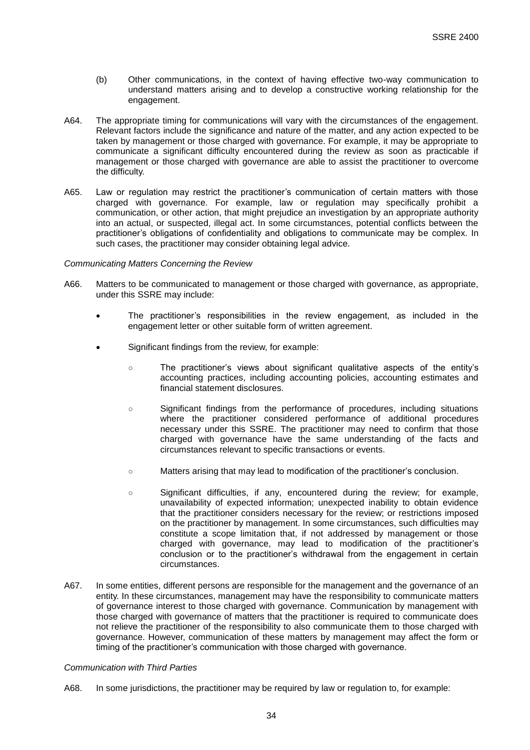(b) Other communications, in the context of having effective two-way communication to understand matters arising and to develop a constructive working relationship for the engagement.

A64. The appropriate timing for communications will vary with the circumstances of the engagement. Relevant factors include the significance and nature of the matter, and any action expected to be taken by management or those charged with governance. For example, it may be appropriate to communicate a significant difficulty encountered during the review as soon as practicable if management or those charged with governance are able to assist the practitioner to overcome the difficulty.

A65. Law or regulation may restrict the practitioner's communication of certain matters with those charged with governance. For example, law or regulation may specifically prohibit a communication, or other action, that might prejudice an investigation by an appropriate authority into an actual, or suspected, illegal act. In some circumstances, potential conflicts between the practitioner's obligations of confidentiality and obligations to communicate may be complex. In such cases, the practitioner may consider obtaining legal advice.

*Communicating Matters Concerning the Review*

A66. Matters to be communicated to management or those charged with governance, as appropriate, under this SSRE may include:

- The practitioner's responsibilities in the review engagement, as included in the engagement letter or other suitable form of written agreement.
- Significant findings from the review, for example:
  - The practitioner's views about significant qualitative aspects of the entity's accounting practices, including accounting policies, accounting estimates and financial statement disclosures.
  - Significant findings from the performance of procedures, including situations where the practitioner considered performance of additional procedures necessary under this SSRE. The practitioner may need to confirm that those charged with governance have the same understanding of the facts and circumstances relevant to specific transactions or events.
  - Matters arising that may lead to modification of the practitioner's conclusion.
  - Significant difficulties, if any, encountered during the review; for example, unavailability of expected information; unexpected inability to obtain evidence that the practitioner considers necessary for the review; or restrictions imposed on the practitioner by management. In some circumstances, such difficulties may constitute a scope limitation that, if not addressed by management or those charged with governance, may lead to modification of the practitioner's conclusion or to the practitioner's withdrawal from the engagement in certain circumstances.

A67. In some entities, different persons are responsible for the management and the governance of an entity. In these circumstances, management may have the responsibility to communicate matters of governance interest to those charged with governance. Communication by management with those charged with governance of matters that the practitioner is required to communicate does not relieve the practitioner of the responsibility to also communicate them to those charged with governance. However, communication of these matters by management may affect the form or timing of the practitioner's communication with those charged with governance.

*Communication with Third Parties*

A68. In some jurisdictions, the practitioner may be required by law or regulation to, for example: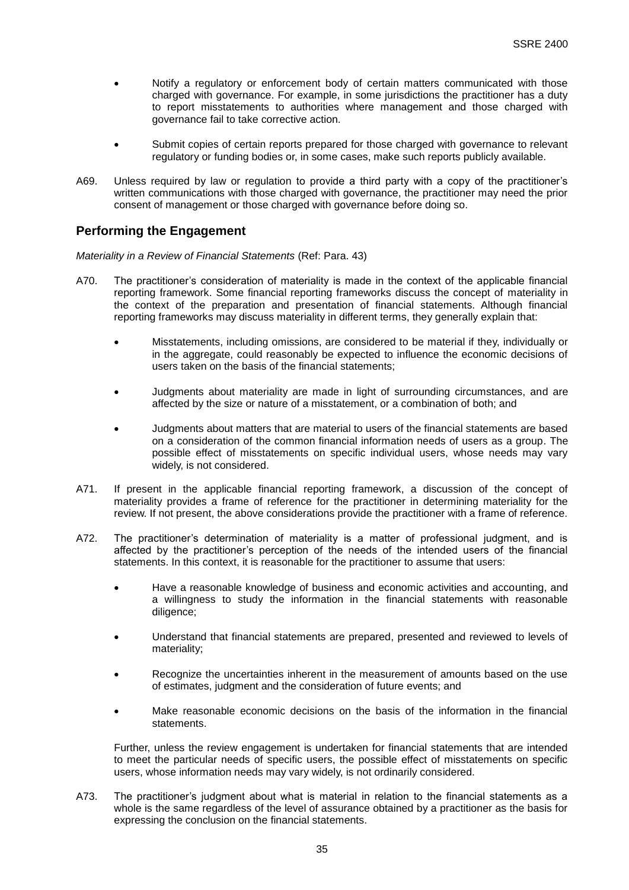- Notify a regulatory or enforcement body of certain matters communicated with those charged with governance. For example, in some jurisdictions the practitioner has a duty to report misstatements to authorities where management and those charged with governance fail to take corrective action.

- Submit copies of certain reports prepared for those charged with governance to relevant regulatory or funding bodies or, in some cases, make such reports publicly available.

A69. Unless required by law or regulation to provide a third party with a copy of the practitioner's written communications with those charged with governance, the practitioner may need the prior consent of management or those charged with governance before doing so.

## Performing the Engagement

*Materiality in a Review of Financial Statements* (Ref: Para. 43)

A70. The practitioner's consideration of materiality is made in the context of the applicable financial reporting framework. Some financial reporting frameworks discuss the concept of materiality in the context of the preparation and presentation of financial statements. Although financial reporting frameworks may discuss materiality in different terms, they generally explain that:

- Misstatements, including omissions, are considered to be material if they, individually or in the aggregate, could reasonably be expected to influence the economic decisions of users taken on the basis of the financial statements;

- Judgments about materiality are made in light of surrounding circumstances, and are affected by the size or nature of a misstatement, or a combination of both; and

- Judgments about matters that are material to users of the financial statements are based on a consideration of the common financial information needs of users as a group. The possible effect of misstatements on specific individual users, whose needs may vary widely, is not considered.

A71. If present in the applicable financial reporting framework, a discussion of the concept of materiality provides a frame of reference for the practitioner in determining materiality for the review. If not present, the above considerations provide the practitioner with a frame of reference.

A72. The practitioner's determination of materiality is a matter of professional judgment, and is affected by the practitioner's perception of the needs of the intended users of the financial statements. In this context, it is reasonable for the practitioner to assume that users:

- Have a reasonable knowledge of business and economic activities and accounting, and a willingness to study the information in the financial statements with reasonable diligence;

- Understand that financial statements are prepared, presented and reviewed to levels of materiality;

- Recognize the uncertainties inherent in the measurement of amounts based on the use of estimates, judgment and the consideration of future events; and

- Make reasonable economic decisions on the basis of the information in the financial statements.

Further, unless the review engagement is undertaken for financial statements that are intended to meet the particular needs of specific users, the possible effect of misstatements on specific users, whose information needs may vary widely, is not ordinarily considered.

A73. The practitioner's judgment about what is material in relation to the financial statements as a whole is the same regardless of the level of assurance obtained by a practitioner as the basis for expressing the conclusion on the financial statements.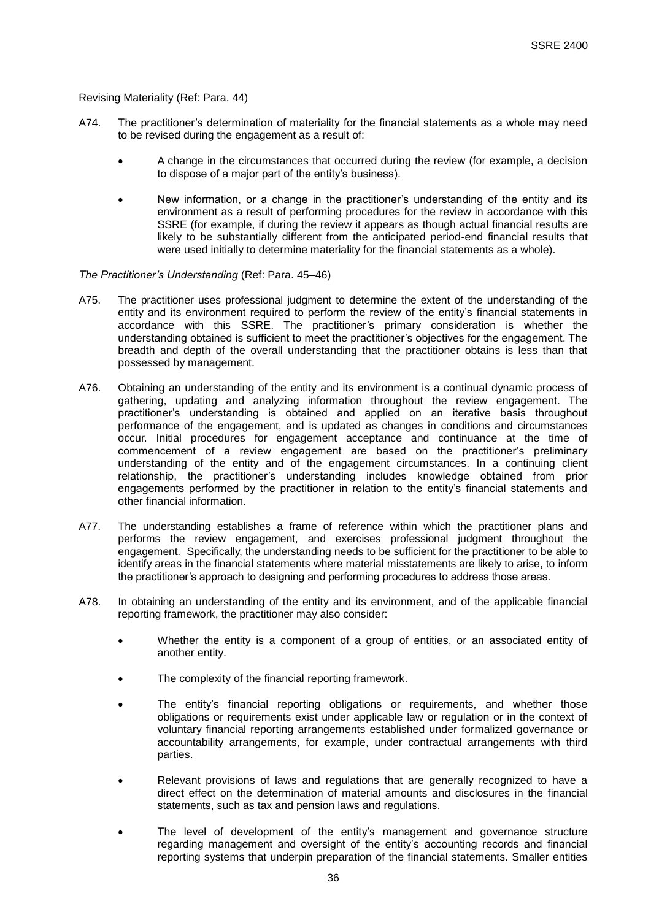Revising Materiality (Ref: Para. 44)

A74. The practitioner's determination of materiality for the financial statements as a whole may need to be revised during the engagement as a result of:

- A change in the circumstances that occurred during the review (for example, a decision to dispose of a major part of the entity's business).
- New information, or a change in the practitioner's understanding of the entity and its environment as a result of performing procedures for the review in accordance with this SSRE (for example, if during the review it appears as though actual financial results are likely to be substantially different from the anticipated period-end financial results that were used initially to determine materiality for the financial statements as a whole).

*The Practitioner's Understanding* (Ref: Para. 45–46)

A75. The practitioner uses professional judgment to determine the extent of the understanding of the entity and its environment required to perform the review of the entity's financial statements in accordance with this SSRE. The practitioner's primary consideration is whether the understanding obtained is sufficient to meet the practitioner's objectives for the engagement. The breadth and depth of the overall understanding that the practitioner obtains is less than that possessed by management.

A76. Obtaining an understanding of the entity and its environment is a continual dynamic process of gathering, updating and analyzing information throughout the review engagement. The practitioner's understanding is obtained and applied on an iterative basis throughout performance of the engagement, and is updated as changes in conditions and circumstances occur. Initial procedures for engagement acceptance and continuance at the time of commencement of a review engagement are based on the practitioner's preliminary understanding of the entity and of the engagement circumstances. In a continuing client relationship, the practitioner's understanding includes knowledge obtained from prior engagements performed by the practitioner in relation to the entity's financial statements and other financial information.

A77. The understanding establishes a frame of reference within which the practitioner plans and performs the review engagement, and exercises professional judgment throughout the engagement. Specifically, the understanding needs to be sufficient for the practitioner to be able to identify areas in the financial statements where material misstatements are likely to arise, to inform the practitioner's approach to designing and performing procedures to address those areas.

A78. In obtaining an understanding of the entity and its environment, and of the applicable financial reporting framework, the practitioner may also consider:

- Whether the entity is a component of a group of entities, or an associated entity of another entity.
- The complexity of the financial reporting framework.
- The entity's financial reporting obligations or requirements, and whether those obligations or requirements exist under applicable law or regulation or in the context of voluntary financial reporting arrangements established under formalized governance or accountability arrangements, for example, under contractual arrangements with third parties.
- Relevant provisions of laws and regulations that are generally recognized to have a direct effect on the determination of material amounts and disclosures in the financial statements, such as tax and pension laws and regulations.
- The level of development of the entity's management and governance structure regarding management and oversight of the entity's accounting records and financial reporting systems that underpin preparation of the financial statements. Smaller entities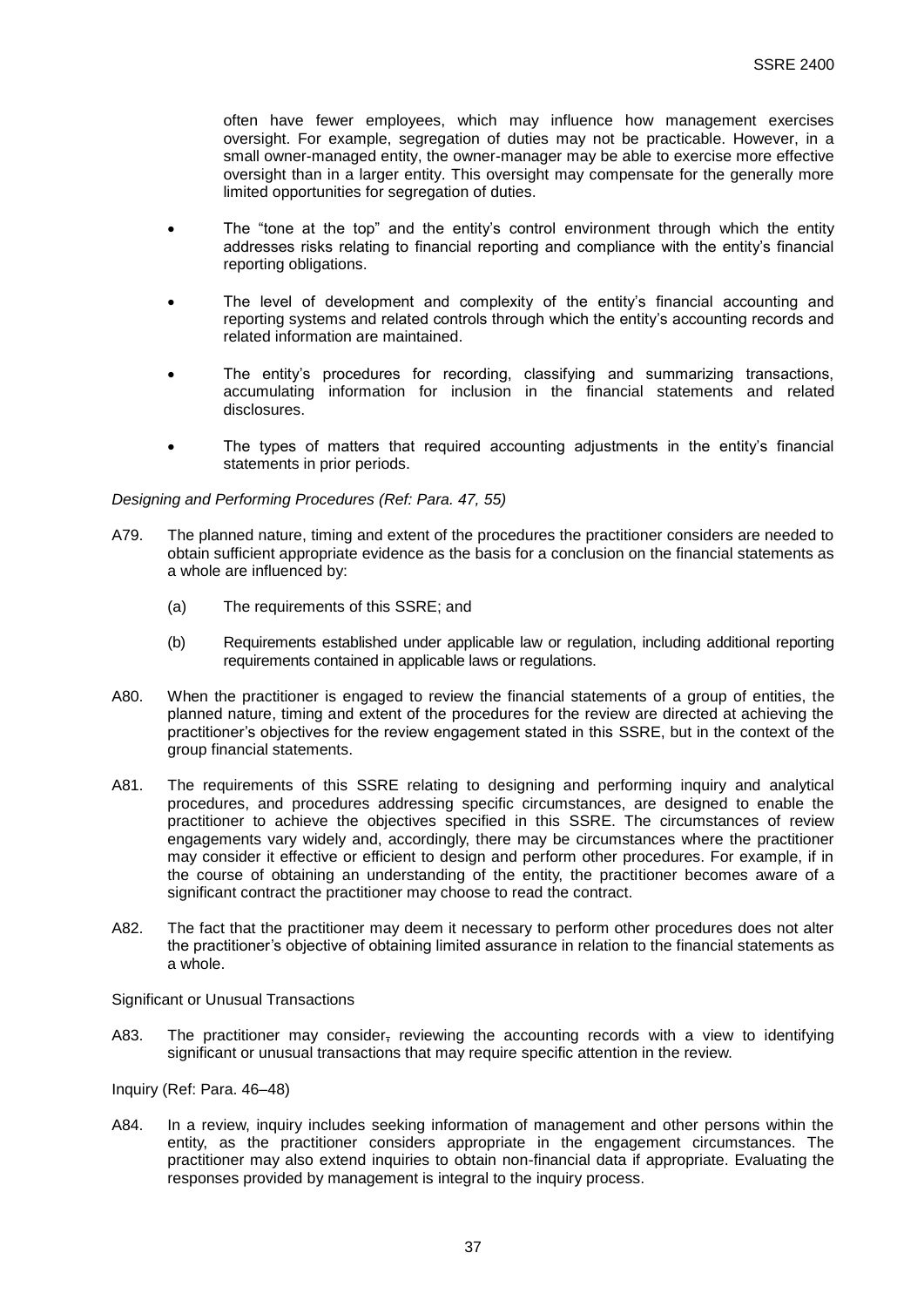often have fewer employees, which may influence how management exercises oversight. For example, segregation of duties may not be practicable. However, in a small owner-managed entity, the owner-manager may be able to exercise more effective oversight than in a larger entity. This oversight may compensate for the generally more limited opportunities for segregation of duties.

- The "tone at the top" and the entity's control environment through which the entity addresses risks relating to financial reporting and compliance with the entity's financial reporting obligations.
- The level of development and complexity of the entity's financial accounting and reporting systems and related controls through which the entity's accounting records and related information are maintained.
- The entity's procedures for recording, classifying and summarizing transactions, accumulating information for inclusion in the financial statements and related disclosures.
- The types of matters that required accounting adjustments in the entity's financial statements in prior periods.

*Designing and Performing Procedures (Ref: Para. 47, 55)*

A79. The planned nature, timing and extent of the procedures the practitioner considers are needed to obtain sufficient appropriate evidence as the basis for a conclusion on the financial statements as a whole are influenced by:

(a) The requirements of this SSRE; and

(b) Requirements established under applicable law or regulation, including additional reporting requirements contained in applicable laws or regulations.

A80. When the practitioner is engaged to review the financial statements of a group of entities, the planned nature, timing and extent of the procedures for the review are directed at achieving the practitioner's objectives for the review engagement stated in this SSRE, but in the context of the group financial statements.

A81. The requirements of this SSRE relating to designing and performing inquiry and analytical procedures, and procedures addressing specific circumstances, are designed to enable the practitioner to achieve the objectives specified in this SSRE. The circumstances of review engagements vary widely and, accordingly, there may be circumstances where the practitioner may consider it effective or efficient to design and perform other procedures. For example, if in the course of obtaining an understanding of the entity, the practitioner becomes aware of a significant contract the practitioner may choose to read the contract.

A82. The fact that the practitioner may deem it necessary to perform other procedures does not alter the practitioner's objective of obtaining limited assurance in relation to the financial statements as a whole.

Significant or Unusual Transactions

A83. The practitioner may consider, reviewing the accounting records with a view to identifying significant or unusual transactions that may require specific attention in the review.

Inquiry (Ref: Para. 46–48)

A84. In a review, inquiry includes seeking information of management and other persons within the entity, as the practitioner considers appropriate in the engagement circumstances. The practitioner may also extend inquiries to obtain non-financial data if appropriate. Evaluating the responses provided by management is integral to the inquiry process.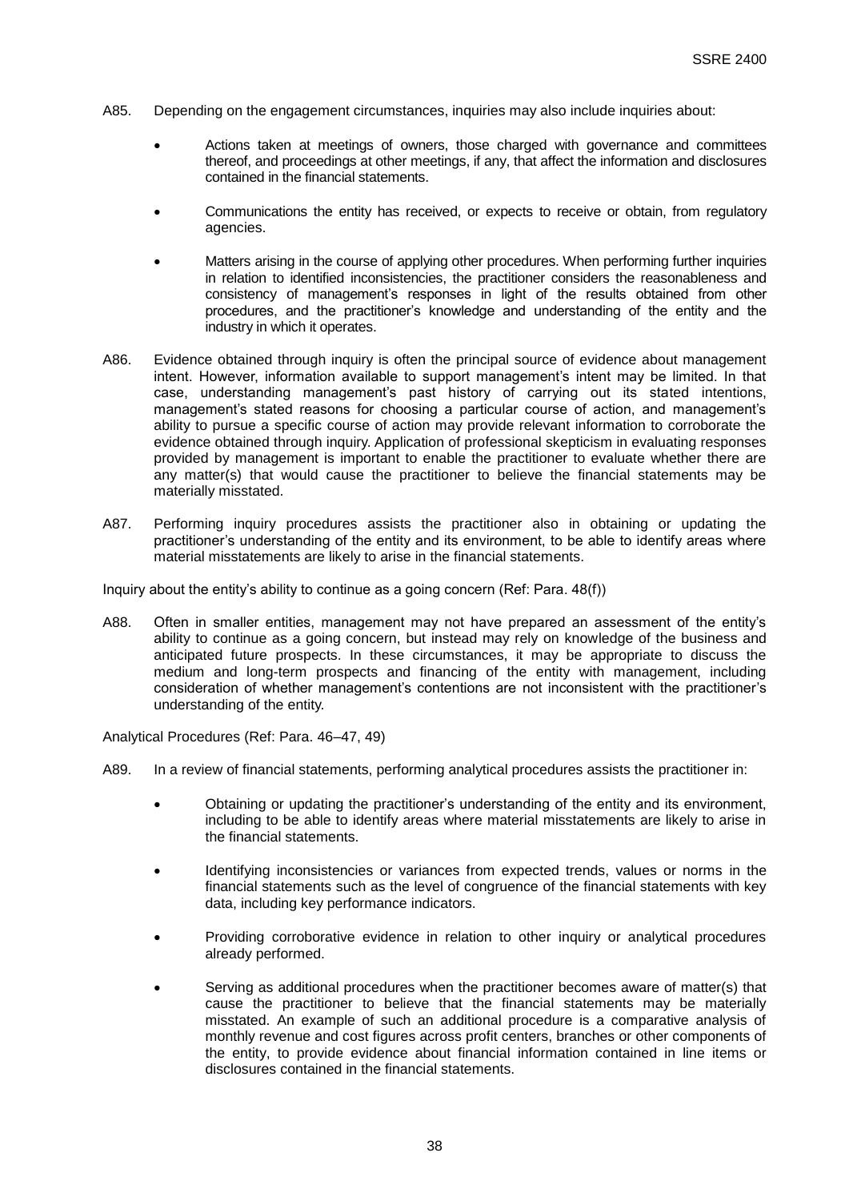A85. Depending on the engagement circumstances, inquiries may also include inquiries about:

- Actions taken at meetings of owners, those charged with governance and committees thereof, and proceedings at other meetings, if any, that affect the information and disclosures contained in the financial statements.
- Communications the entity has received, or expects to receive or obtain, from regulatory agencies.
- Matters arising in the course of applying other procedures. When performing further inquiries in relation to identified inconsistencies, the practitioner considers the reasonableness and consistency of management's responses in light of the results obtained from other procedures, and the practitioner's knowledge and understanding of the entity and the industry in which it operates.

A86. Evidence obtained through inquiry is often the principal source of evidence about management intent. However, information available to support management's intent may be limited. In that case, understanding management's past history of carrying out its stated intentions, management's stated reasons for choosing a particular course of action, and management's ability to pursue a specific course of action may provide relevant information to corroborate the evidence obtained through inquiry. Application of professional skepticism in evaluating responses provided by management is important to enable the practitioner to evaluate whether there are any matter(s) that would cause the practitioner to believe the financial statements may be materially misstated.

A87. Performing inquiry procedures assists the practitioner also in obtaining or updating the practitioner's understanding of the entity and its environment, to be able to identify areas where material misstatements are likely to arise in the financial statements.

Inquiry about the entity's ability to continue as a going concern (Ref: Para. 48(f))

A88. Often in smaller entities, management may not have prepared an assessment of the entity's ability to continue as a going concern, but instead may rely on knowledge of the business and anticipated future prospects. In these circumstances, it may be appropriate to discuss the medium and long-term prospects and financing of the entity with management, including consideration of whether management's contentions are not inconsistent with the practitioner's understanding of the entity.

Analytical Procedures (Ref: Para. 46–47, 49)

A89. In a review of financial statements, performing analytical procedures assists the practitioner in:

- Obtaining or updating the practitioner's understanding of the entity and its environment, including to be able to identify areas where material misstatements are likely to arise in the financial statements.
- Identifying inconsistencies or variances from expected trends, values or norms in the financial statements such as the level of congruence of the financial statements with key data, including key performance indicators.
- Providing corroborative evidence in relation to other inquiry or analytical procedures already performed.
- Serving as additional procedures when the practitioner becomes aware of matter(s) that cause the practitioner to believe that the financial statements may be materially misstated. An example of such an additional procedure is a comparative analysis of monthly revenue and cost figures across profit centers, branches or other components of the entity, to provide evidence about financial information contained in line items or disclosures contained in the financial statements.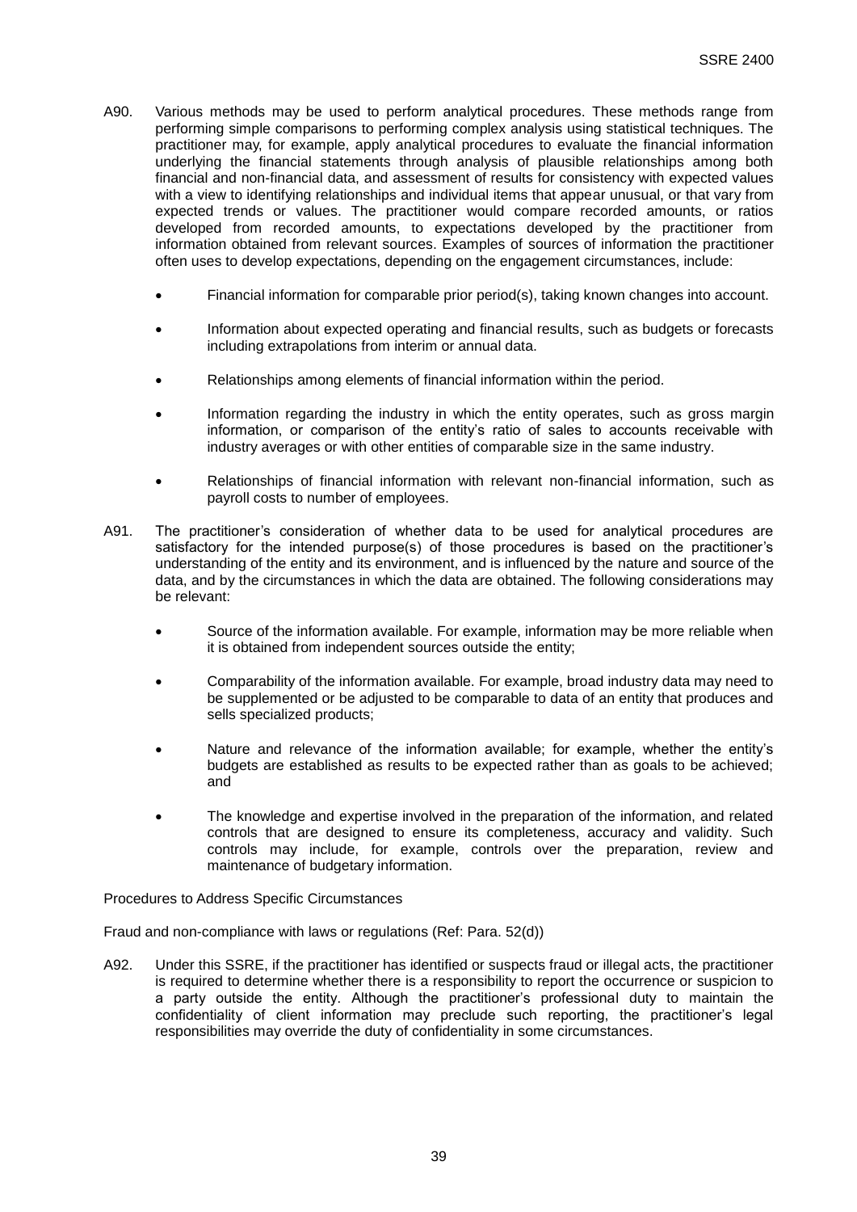A90. Various methods may be used to perform analytical procedures. These methods range from performing simple comparisons to performing complex analysis using statistical techniques. The practitioner may, for example, apply analytical procedures to evaluate the financial information underlying the financial statements through analysis of plausible relationships among both financial and non-financial data, and assessment of results for consistency with expected values with a view to identifying relationships and individual items that appear unusual, or that vary from expected trends or values. The practitioner would compare recorded amounts, or ratios developed from recorded amounts, to expectations developed by the practitioner from information obtained from relevant sources. Examples of sources of information the practitioner often uses to develop expectations, depending on the engagement circumstances, include:

- Financial information for comparable prior period(s), taking known changes into account.
- Information about expected operating and financial results, such as budgets or forecasts including extrapolations from interim or annual data.
- Relationships among elements of financial information within the period.
- Information regarding the industry in which the entity operates, such as gross margin information, or comparison of the entity's ratio of sales to accounts receivable with industry averages or with other entities of comparable size in the same industry.
- Relationships of financial information with relevant non-financial information, such as payroll costs to number of employees.

A91. The practitioner's consideration of whether data to be used for analytical procedures are satisfactory for the intended purpose(s) of those procedures is based on the practitioner's understanding of the entity and its environment, and is influenced by the nature and source of the data, and by the circumstances in which the data are obtained. The following considerations may be relevant:

- Source of the information available. For example, information may be more reliable when it is obtained from independent sources outside the entity;
- Comparability of the information available. For example, broad industry data may need to be supplemented or be adjusted to be comparable to data of an entity that produces and sells specialized products;
- Nature and relevance of the information available; for example, whether the entity's budgets are established as results to be expected rather than as goals to be achieved; and
- The knowledge and expertise involved in the preparation of the information, and related controls that are designed to ensure its completeness, accuracy and validity. Such controls may include, for example, controls over the preparation, review and maintenance of budgetary information.

Procedures to Address Specific Circumstances

Fraud and non-compliance with laws or regulations (Ref: Para. 52(d))

A92. Under this SSRE, if the practitioner has identified or suspects fraud or illegal acts, the practitioner is required to determine whether there is a responsibility to report the occurrence or suspicion to a party outside the entity. Although the practitioner's professional duty to maintain the confidentiality of client information may preclude such reporting, the practitioner's legal responsibilities may override the duty of confidentiality in some circumstances.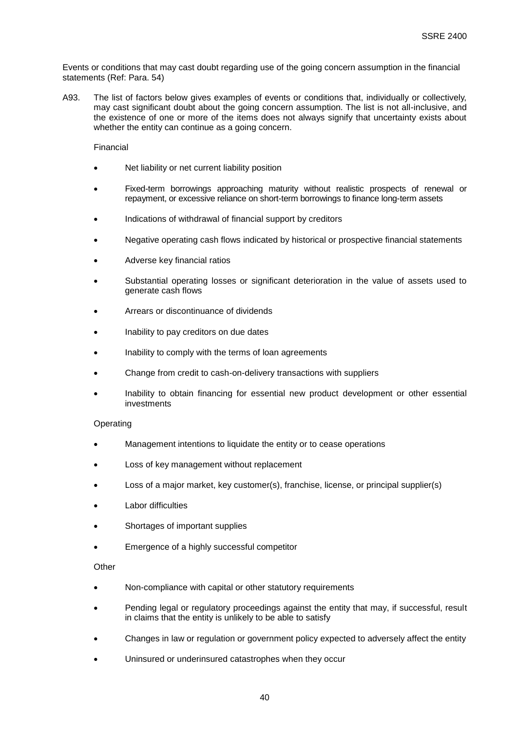Events or conditions that may cast doubt regarding use of the going concern assumption in the financial statements (Ref: Para. 54)

A93. The list of factors below gives examples of events or conditions that, individually or collectively, may cast significant doubt about the going concern assumption. The list is not all-inclusive, and the existence of one or more of the items does not always signify that uncertainty exists about whether the entity can continue as a going concern.

Financial

- Net liability or net current liability position
- Fixed-term borrowings approaching maturity without realistic prospects of renewal or repayment, or excessive reliance on short-term borrowings to finance long-term assets
- Indications of withdrawal of financial support by creditors
- Negative operating cash flows indicated by historical or prospective financial statements
- Adverse key financial ratios
- Substantial operating losses or significant deterioration in the value of assets used to generate cash flows
- Arrears or discontinuance of dividends
- Inability to pay creditors on due dates
- Inability to comply with the terms of loan agreements
- Change from credit to cash-on-delivery transactions with suppliers
- Inability to obtain financing for essential new product development or other essential investments

Operating

- Management intentions to liquidate the entity or to cease operations
- Loss of key management without replacement
- Loss of a major market, key customer(s), franchise, license, or principal supplier(s)
- Labor difficulties
- Shortages of important supplies
- Emergence of a highly successful competitor

Other

- Non-compliance with capital or other statutory requirements
- Pending legal or regulatory proceedings against the entity that may, if successful, result in claims that the entity is unlikely to be able to satisfy
- Changes in law or regulation or government policy expected to adversely affect the entity
- Uninsured or underinsured catastrophes when they occur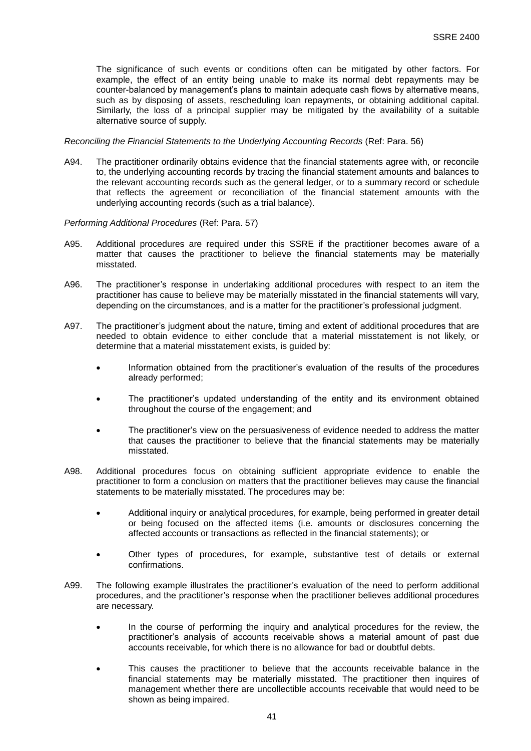The significance of such events or conditions often can be mitigated by other factors. For example, the effect of an entity being unable to make its normal debt repayments may be counter-balanced by management's plans to maintain adequate cash flows by alternative means, such as by disposing of assets, rescheduling loan repayments, or obtaining additional capital. Similarly, the loss of a principal supplier may be mitigated by the availability of a suitable alternative source of supply.

*Reconciling the Financial Statements to the Underlying Accounting Records* (Ref: Para. 56)

A94. The practitioner ordinarily obtains evidence that the financial statements agree with, or reconcile to, the underlying accounting records by tracing the financial statement amounts and balances to the relevant accounting records such as the general ledger, or to a summary record or schedule that reflects the agreement or reconciliation of the financial statement amounts with the underlying accounting records (such as a trial balance).

*Performing Additional Procedures* (Ref: Para. 57)

A95. Additional procedures are required under this SSRE if the practitioner becomes aware of a matter that causes the practitioner to believe the financial statements may be materially misstated.

A96. The practitioner's response in undertaking additional procedures with respect to an item the practitioner has cause to believe may be materially misstated in the financial statements will vary, depending on the circumstances, and is a matter for the practitioner's professional judgment.

A97. The practitioner's judgment about the nature, timing and extent of additional procedures that are needed to obtain evidence to either conclude that a material misstatement is not likely, or determine that a material misstatement exists, is guided by:

- Information obtained from the practitioner's evaluation of the results of the procedures already performed;
- The practitioner's updated understanding of the entity and its environment obtained throughout the course of the engagement; and
- The practitioner's view on the persuasiveness of evidence needed to address the matter that causes the practitioner to believe that the financial statements may be materially misstated.

A98. Additional procedures focus on obtaining sufficient appropriate evidence to enable the practitioner to form a conclusion on matters that the practitioner believes may cause the financial statements to be materially misstated. The procedures may be:

- Additional inquiry or analytical procedures, for example, being performed in greater detail or being focused on the affected items (i.e. amounts or disclosures concerning the affected accounts or transactions as reflected in the financial statements); or
- Other types of procedures, for example, substantive test of details or external confirmations.

A99. The following example illustrates the practitioner's evaluation of the need to perform additional procedures, and the practitioner's response when the practitioner believes additional procedures are necessary.

- In the course of performing the inquiry and analytical procedures for the review, the practitioner's analysis of accounts receivable shows a material amount of past due accounts receivable, for which there is no allowance for bad or doubtful debts.
- This causes the practitioner to believe that the accounts receivable balance in the financial statements may be materially misstated. The practitioner then inquires of management whether there are uncollectible accounts receivable that would need to be shown as being impaired.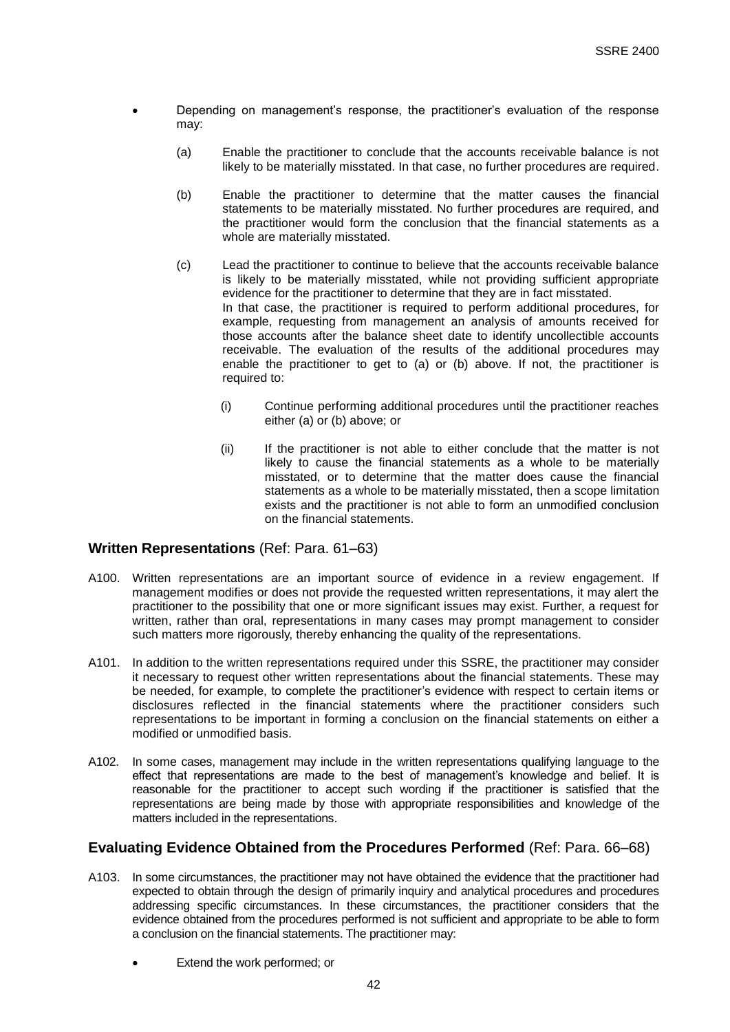- Depending on management's response, the practitioner's evaluation of the response may:

  (a) Enable the practitioner to conclude that the accounts receivable balance is not likely to be materially misstated. In that case, no further procedures are required.

  (b) Enable the practitioner to determine that the matter causes the financial statements to be materially misstated. No further procedures are required, and the practitioner would form the conclusion that the financial statements as a whole are materially misstated.

  (c) Lead the practitioner to continue to believe that the accounts receivable balance is likely to be materially misstated, while not providing sufficient appropriate evidence for the practitioner to determine that they are in fact misstated.
  In that case, the practitioner is required to perform additional procedures, for example, requesting from management an analysis of amounts received for those accounts after the balance sheet date to identify uncollectible accounts receivable. The evaluation of the results of the additional procedures may enable the practitioner to get to (a) or (b) above. If not, the practitioner is required to:

    (i) Continue performing additional procedures until the practitioner reaches either (a) or (b) above; or

    (ii) If the practitioner is not able to either conclude that the matter is not likely to cause the financial statements as a whole to be materially misstated, or to determine that the matter does cause the financial statements as a whole to be materially misstated, then a scope limitation exists and the practitioner is not able to form an unmodified conclusion on the financial statements.

## Written Representations (Ref: Para. 61–63)

A100. Written representations are an important source of evidence in a review engagement. If management modifies or does not provide the requested written representations, it may alert the practitioner to the possibility that one or more significant issues may exist. Further, a request for written, rather than oral, representations in many cases may prompt management to consider such matters more rigorously, thereby enhancing the quality of the representations.

A101. In addition to the written representations required under this SSRE, the practitioner may consider it necessary to request other written representations about the financial statements. These may be needed, for example, to complete the practitioner's evidence with respect to certain items or disclosures reflected in the financial statements where the practitioner considers such representations to be important in forming a conclusion on the financial statements on either a modified or unmodified basis.

A102. In some cases, management may include in the written representations qualifying language to the effect that representations are made to the best of management's knowledge and belief. It is reasonable for the practitioner to accept such wording if the practitioner is satisfied that the representations are being made by those with appropriate responsibilities and knowledge of the matters included in the representations.

## Evaluating Evidence Obtained from the Procedures Performed (Ref: Para. 66–68)

A103. In some circumstances, the practitioner may not have obtained the evidence that the practitioner had expected to obtain through the design of primarily inquiry and analytical procedures and procedures addressing specific circumstances. In these circumstances, the practitioner considers that the evidence obtained from the procedures performed is not sufficient and appropriate to be able to form a conclusion on the financial statements. The practitioner may:

- Extend the work performed; or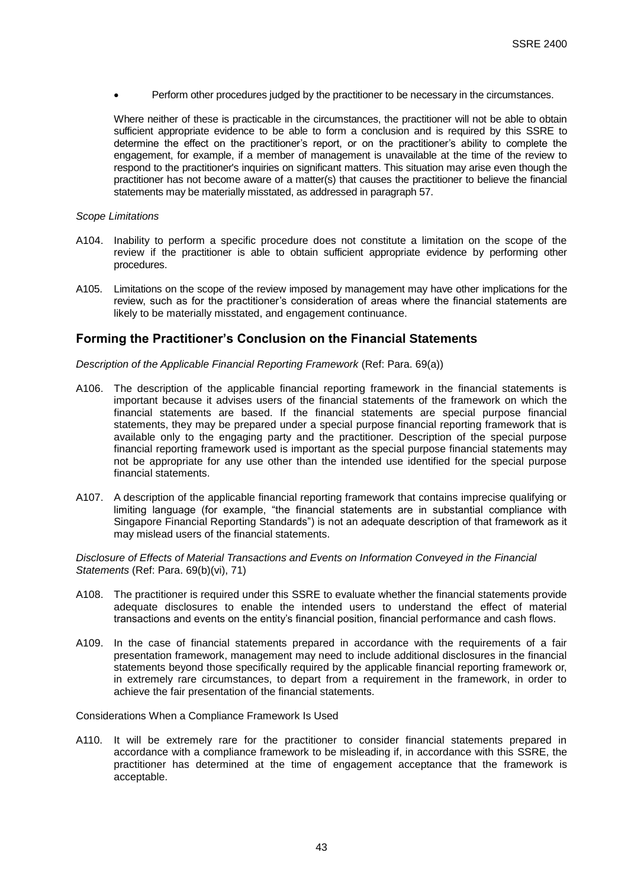- Perform other procedures judged by the practitioner to be necessary in the circumstances.

Where neither of these is practicable in the circumstances, the practitioner will not be able to obtain sufficient appropriate evidence to be able to form a conclusion and is required by this SSRE to determine the effect on the practitioner's report, or on the practitioner's ability to complete the engagement, for example, if a member of management is unavailable at the time of the review to respond to the practitioner's inquiries on significant matters. This situation may arise even though the practitioner has not become aware of a matter(s) that causes the practitioner to believe the financial statements may be materially misstated, as addressed in paragraph 57.

*Scope Limitations*

A104. Inability to perform a specific procedure does not constitute a limitation on the scope of the review if the practitioner is able to obtain sufficient appropriate evidence by performing other procedures.

A105. Limitations on the scope of the review imposed by management may have other implications for the review, such as for the practitioner's consideration of areas where the financial statements are likely to be materially misstated, and engagement continuance.

## Forming the Practitioner's Conclusion on the Financial Statements

*Description of the Applicable Financial Reporting Framework* (Ref: Para. 69(a))

A106. The description of the applicable financial reporting framework in the financial statements is important because it advises users of the financial statements of the framework on which the financial statements are based. If the financial statements are special purpose financial statements, they may be prepared under a special purpose financial reporting framework that is available only to the engaging party and the practitioner. Description of the special purpose financial reporting framework used is important as the special purpose financial statements may not be appropriate for any use other than the intended use identified for the special purpose financial statements.

A107. A description of the applicable financial reporting framework that contains imprecise qualifying or limiting language (for example, "the financial statements are in substantial compliance with Singapore Financial Reporting Standards") is not an adequate description of that framework as it may mislead users of the financial statements.

*Disclosure of Effects of Material Transactions and Events on Information Conveyed in the Financial Statements* (Ref: Para. 69(b)(vi), 71)

A108. The practitioner is required under this SSRE to evaluate whether the financial statements provide adequate disclosures to enable the intended users to understand the effect of material transactions and events on the entity's financial position, financial performance and cash flows.

A109. In the case of financial statements prepared in accordance with the requirements of a fair presentation framework, management may need to include additional disclosures in the financial statements beyond those specifically required by the applicable financial reporting framework or, in extremely rare circumstances, to depart from a requirement in the framework, in order to achieve the fair presentation of the financial statements.

Considerations When a Compliance Framework Is Used

A110. It will be extremely rare for the practitioner to consider financial statements prepared in accordance with a compliance framework to be misleading if, in accordance with this SSRE, the practitioner has determined at the time of engagement acceptance that the framework is acceptable.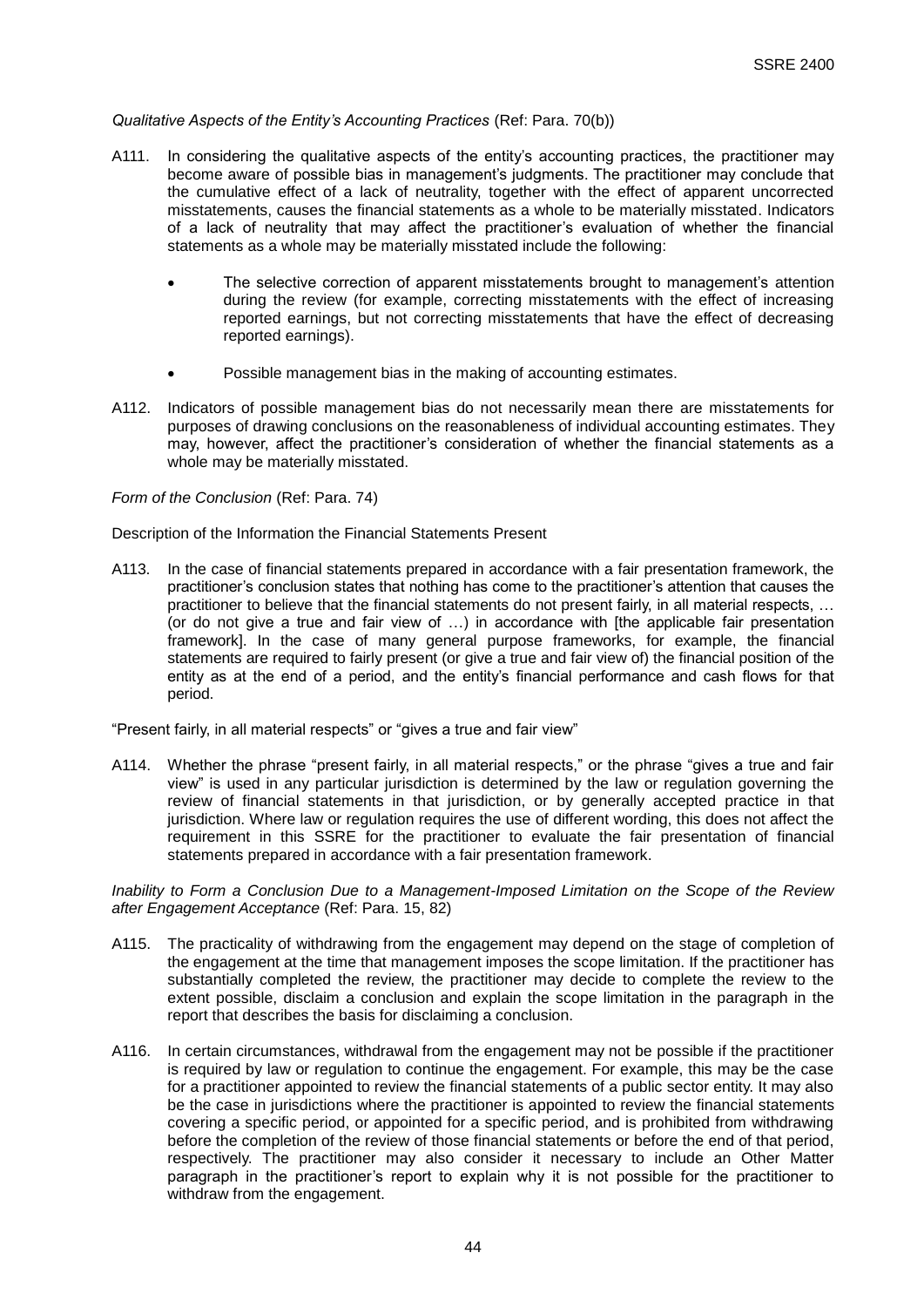*Qualitative Aspects of the Entity's Accounting Practices* (Ref: Para. 70(b))

A111. In considering the qualitative aspects of the entity's accounting practices, the practitioner may become aware of possible bias in management's judgments. The practitioner may conclude that the cumulative effect of a lack of neutrality, together with the effect of apparent uncorrected misstatements, causes the financial statements as a whole to be materially misstated. Indicators of a lack of neutrality that may affect the practitioner's evaluation of whether the financial statements as a whole may be materially misstated include the following:

- The selective correction of apparent misstatements brought to management's attention during the review (for example, correcting misstatements with the effect of increasing reported earnings, but not correcting misstatements that have the effect of decreasing reported earnings).
- Possible management bias in the making of accounting estimates.

A112. Indicators of possible management bias do not necessarily mean there are misstatements for purposes of drawing conclusions on the reasonableness of individual accounting estimates. They may, however, affect the practitioner's consideration of whether the financial statements as a whole may be materially misstated.

*Form of the Conclusion* (Ref: Para. 74)

Description of the Information the Financial Statements Present

A113. In the case of financial statements prepared in accordance with a fair presentation framework, the practitioner's conclusion states that nothing has come to the practitioner's attention that causes the practitioner to believe that the financial statements do not present fairly, in all material respects, … (or do not give a true and fair view of …) in accordance with [the applicable fair presentation framework]. In the case of many general purpose frameworks, for example, the financial statements are required to fairly present (or give a true and fair view of) the financial position of the entity as at the end of a period, and the entity's financial performance and cash flows for that period.

"Present fairly, in all material respects" or "gives a true and fair view"

A114. Whether the phrase "present fairly, in all material respects," or the phrase "gives a true and fair view" is used in any particular jurisdiction is determined by the law or regulation governing the review of financial statements in that jurisdiction, or by generally accepted practice in that jurisdiction. Where law or regulation requires the use of different wording, this does not affect the requirement in this SSRE for the practitioner to evaluate the fair presentation of financial statements prepared in accordance with a fair presentation framework.

*Inability to Form a Conclusion Due to a Management-Imposed Limitation on the Scope of the Review after Engagement Acceptance* (Ref: Para. 15, 82)

A115. The practicality of withdrawing from the engagement may depend on the stage of completion of the engagement at the time that management imposes the scope limitation. If the practitioner has substantially completed the review, the practitioner may decide to complete the review to the extent possible, disclaim a conclusion and explain the scope limitation in the paragraph in the report that describes the basis for disclaiming a conclusion.

A116. In certain circumstances, withdrawal from the engagement may not be possible if the practitioner is required by law or regulation to continue the engagement. For example, this may be the case for a practitioner appointed to review the financial statements of a public sector entity. It may also be the case in jurisdictions where the practitioner is appointed to review the financial statements covering a specific period, or appointed for a specific period, and is prohibited from withdrawing before the completion of the review of those financial statements or before the end of that period, respectively. The practitioner may also consider it necessary to include an Other Matter paragraph in the practitioner's report to explain why it is not possible for the practitioner to withdraw from the engagement.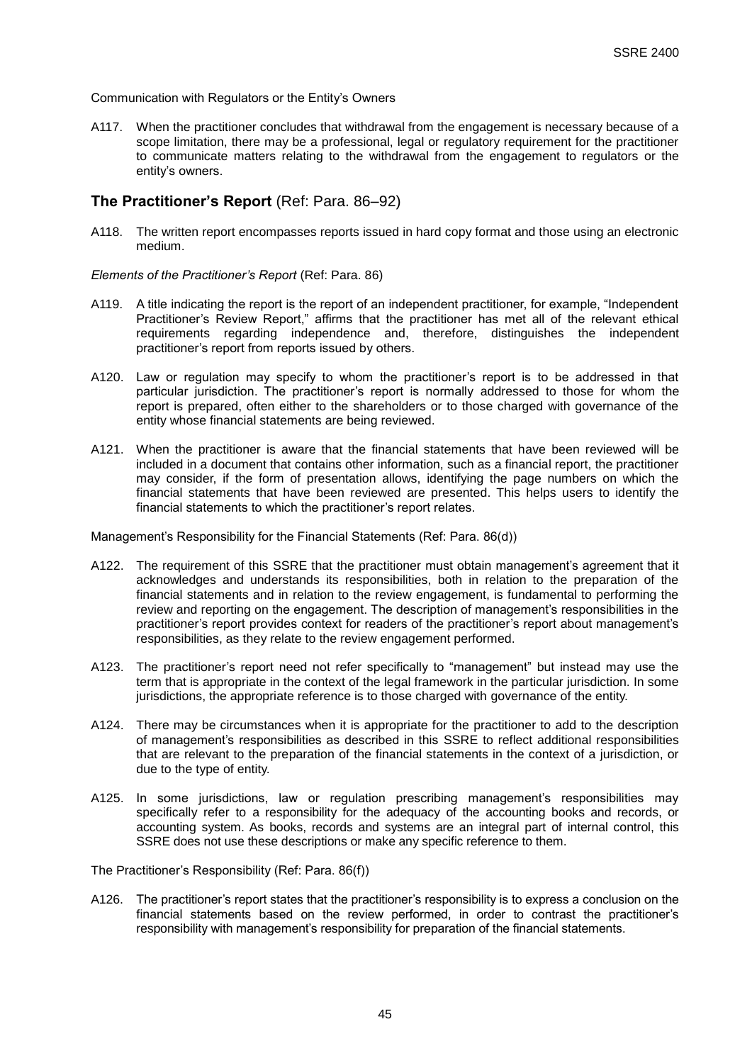Communication with Regulators or the Entity's Owners

A117. When the practitioner concludes that withdrawal from the engagement is necessary because of a scope limitation, there may be a professional, legal or regulatory requirement for the practitioner to communicate matters relating to the withdrawal from the engagement to regulators or the entity's owners.

## The Practitioner's Report (Ref: Para. 86–92)

A118. The written report encompasses reports issued in hard copy format and those using an electronic medium.

*Elements of the Practitioner's Report* (Ref: Para. 86)

A119. A title indicating the report is the report of an independent practitioner, for example, "Independent Practitioner's Review Report," affirms that the practitioner has met all of the relevant ethical requirements regarding independence and, therefore, distinguishes the independent practitioner's report from reports issued by others.

A120. Law or regulation may specify to whom the practitioner's report is to be addressed in that particular jurisdiction. The practitioner's report is normally addressed to those for whom the report is prepared, often either to the shareholders or to those charged with governance of the entity whose financial statements are being reviewed.

A121. When the practitioner is aware that the financial statements that have been reviewed will be included in a document that contains other information, such as a financial report, the practitioner may consider, if the form of presentation allows, identifying the page numbers on which the financial statements that have been reviewed are presented. This helps users to identify the financial statements to which the practitioner's report relates.

Management's Responsibility for the Financial Statements (Ref: Para. 86(d))

A122. The requirement of this SSRE that the practitioner must obtain management's agreement that it acknowledges and understands its responsibilities, both in relation to the preparation of the financial statements and in relation to the review engagement, is fundamental to performing the review and reporting on the engagement. The description of management's responsibilities in the practitioner's report provides context for readers of the practitioner's report about management's responsibilities, as they relate to the review engagement performed.

A123. The practitioner's report need not refer specifically to "management" but instead may use the term that is appropriate in the context of the legal framework in the particular jurisdiction. In some jurisdictions, the appropriate reference is to those charged with governance of the entity.

A124. There may be circumstances when it is appropriate for the practitioner to add to the description of management's responsibilities as described in this SSRE to reflect additional responsibilities that are relevant to the preparation of the financial statements in the context of a jurisdiction, or due to the type of entity.

A125. In some jurisdictions, law or regulation prescribing management's responsibilities may specifically refer to a responsibility for the adequacy of the accounting books and records, or accounting system. As books, records and systems are an integral part of internal control, this SSRE does not use these descriptions or make any specific reference to them.

The Practitioner's Responsibility (Ref: Para. 86(f))

A126. The practitioner's report states that the practitioner's responsibility is to express a conclusion on the financial statements based on the review performed, in order to contrast the practitioner's responsibility with management's responsibility for preparation of the financial statements.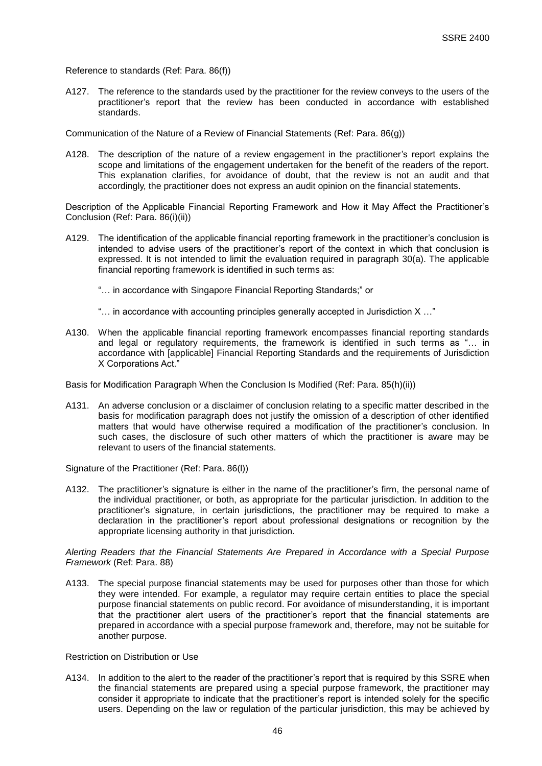Reference to standards (Ref: Para. 86(f))

A127. The reference to the standards used by the practitioner for the review conveys to the users of the practitioner's report that the review has been conducted in accordance with established standards.

Communication of the Nature of a Review of Financial Statements (Ref: Para. 86(g))

A128. The description of the nature of a review engagement in the practitioner's report explains the scope and limitations of the engagement undertaken for the benefit of the readers of the report. This explanation clarifies, for avoidance of doubt, that the review is not an audit and that accordingly, the practitioner does not express an audit opinion on the financial statements.

Description of the Applicable Financial Reporting Framework and How it May Affect the Practitioner's Conclusion (Ref: Para. 86(i)(ii))

A129. The identification of the applicable financial reporting framework in the practitioner's conclusion is intended to advise users of the practitioner's report of the context in which that conclusion is expressed. It is not intended to limit the evaluation required in paragraph 30(a). The applicable financial reporting framework is identified in such terms as:

"… in accordance with Singapore Financial Reporting Standards;" or

"… in accordance with accounting principles generally accepted in Jurisdiction X …"

A130. When the applicable financial reporting framework encompasses financial reporting standards and legal or regulatory requirements, the framework is identified in such terms as "… in accordance with [applicable] Financial Reporting Standards and the requirements of Jurisdiction X Corporations Act."

Basis for Modification Paragraph When the Conclusion Is Modified (Ref: Para. 85(h)(ii))

A131. An adverse conclusion or a disclaimer of conclusion relating to a specific matter described in the basis for modification paragraph does not justify the omission of a description of other identified matters that would have otherwise required a modification of the practitioner's conclusion. In such cases, the disclosure of such other matters of which the practitioner is aware may be relevant to users of the financial statements.

Signature of the Practitioner (Ref: Para. 86(l))

A132. The practitioner's signature is either in the name of the practitioner's firm, the personal name of the individual practitioner, or both, as appropriate for the particular jurisdiction. In addition to the practitioner's signature, in certain jurisdictions, the practitioner may be required to make a declaration in the practitioner's report about professional designations or recognition by the appropriate licensing authority in that jurisdiction.

*Alerting Readers that the Financial Statements Are Prepared in Accordance with a Special Purpose Framework* (Ref: Para. 88)

A133. The special purpose financial statements may be used for purposes other than those for which they were intended. For example, a regulator may require certain entities to place the special purpose financial statements on public record. For avoidance of misunderstanding, it is important that the practitioner alert users of the practitioner's report that the financial statements are prepared in accordance with a special purpose framework and, therefore, may not be suitable for another purpose.

Restriction on Distribution or Use

A134. In addition to the alert to the reader of the practitioner's report that is required by this SSRE when the financial statements are prepared using a special purpose framework, the practitioner may consider it appropriate to indicate that the practitioner's report is intended solely for the specific users. Depending on the law or regulation of the particular jurisdiction, this may be achieved by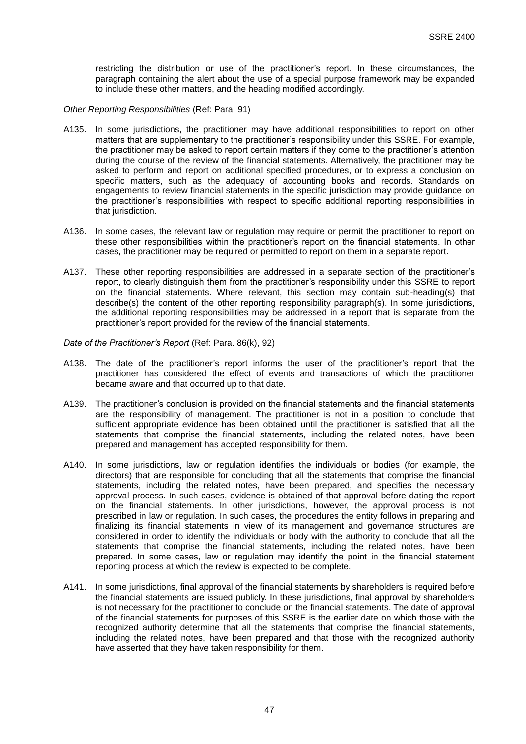restricting the distribution or use of the practitioner's report. In these circumstances, the paragraph containing the alert about the use of a special purpose framework may be expanded to include these other matters, and the heading modified accordingly.

*Other Reporting Responsibilities* (Ref: Para. 91)

A135. In some jurisdictions, the practitioner may have additional responsibilities to report on other matters that are supplementary to the practitioner's responsibility under this SSRE. For example, the practitioner may be asked to report certain matters if they come to the practitioner's attention during the course of the review of the financial statements. Alternatively, the practitioner may be asked to perform and report on additional specified procedures, or to express a conclusion on specific matters, such as the adequacy of accounting books and records. Standards on engagements to review financial statements in the specific jurisdiction may provide guidance on the practitioner's responsibilities with respect to specific additional reporting responsibilities in that jurisdiction.

A136. In some cases, the relevant law or regulation may require or permit the practitioner to report on these other responsibilities within the practitioner's report on the financial statements. In other cases, the practitioner may be required or permitted to report on them in a separate report.

A137. These other reporting responsibilities are addressed in a separate section of the practitioner's report, to clearly distinguish them from the practitioner's responsibility under this SSRE to report on the financial statements. Where relevant, this section may contain sub-heading(s) that describe(s) the content of the other reporting responsibility paragraph(s). In some jurisdictions, the additional reporting responsibilities may be addressed in a report that is separate from the practitioner's report provided for the review of the financial statements.

*Date of the Practitioner's Report* (Ref: Para. 86(k), 92)

A138. The date of the practitioner's report informs the user of the practitioner's report that the practitioner has considered the effect of events and transactions of which the practitioner became aware and that occurred up to that date.

A139. The practitioner's conclusion is provided on the financial statements and the financial statements are the responsibility of management. The practitioner is not in a position to conclude that sufficient appropriate evidence has been obtained until the practitioner is satisfied that all the statements that comprise the financial statements, including the related notes, have been prepared and management has accepted responsibility for them.

A140. In some jurisdictions, law or regulation identifies the individuals or bodies (for example, the directors) that are responsible for concluding that all the statements that comprise the financial statements, including the related notes, have been prepared, and specifies the necessary approval process. In such cases, evidence is obtained of that approval before dating the report on the financial statements. In other jurisdictions, however, the approval process is not prescribed in law or regulation. In such cases, the procedures the entity follows in preparing and finalizing its financial statements in view of its management and governance structures are considered in order to identify the individuals or body with the authority to conclude that all the statements that comprise the financial statements, including the related notes, have been prepared. In some cases, law or regulation may identify the point in the financial statement reporting process at which the review is expected to be complete.

A141. In some jurisdictions, final approval of the financial statements by shareholders is required before the financial statements are issued publicly. In these jurisdictions, final approval by shareholders is not necessary for the practitioner to conclude on the financial statements. The date of approval of the financial statements for purposes of this SSRE is the earlier date on which those with the recognized authority determine that all the statements that comprise the financial statements, including the related notes, have been prepared and that those with the recognized authority have asserted that they have taken responsibility for them.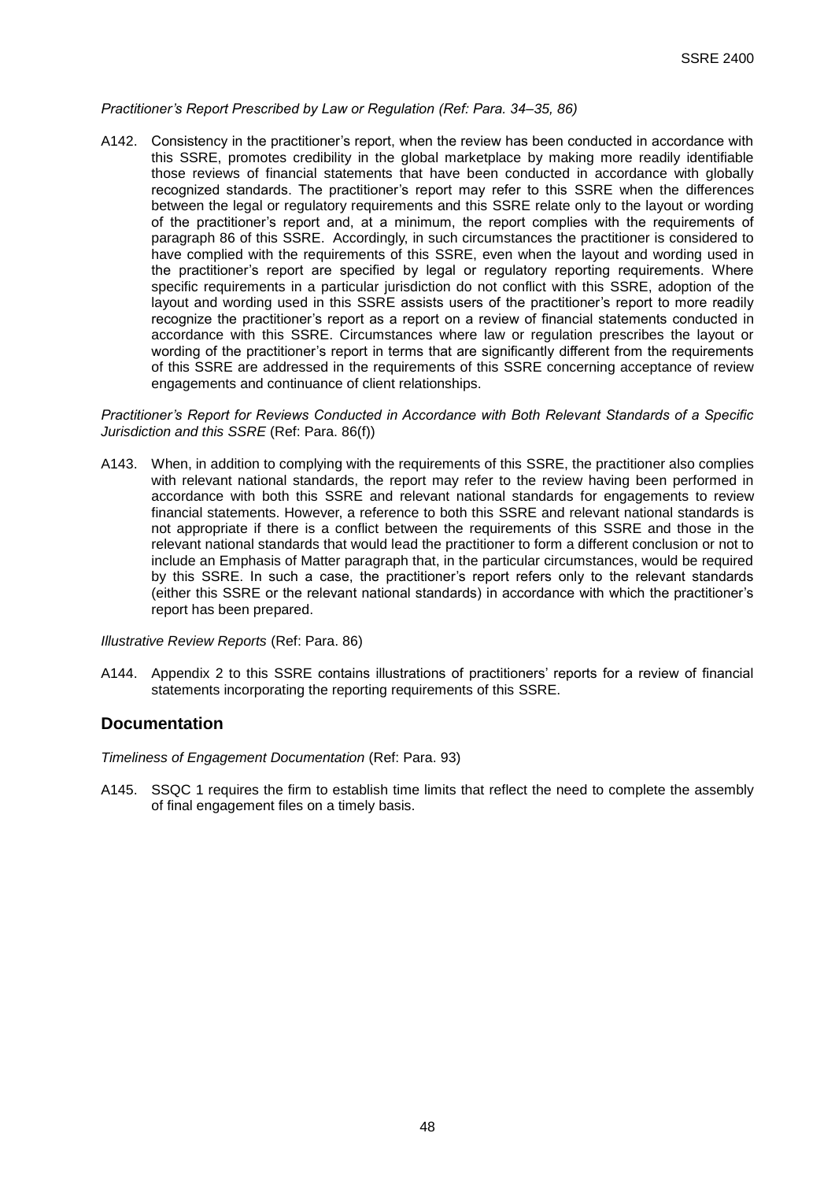*Practitioner's Report Prescribed by Law or Regulation (Ref: Para. 34–35, 86)*

A142. Consistency in the practitioner's report, when the review has been conducted in accordance with this SSRE, promotes credibility in the global marketplace by making more readily identifiable those reviews of financial statements that have been conducted in accordance with globally recognized standards. The practitioner's report may refer to this SSRE when the differences between the legal or regulatory requirements and this SSRE relate only to the layout or wording of the practitioner's report and, at a minimum, the report complies with the requirements of paragraph 86 of this SSRE. Accordingly, in such circumstances the practitioner is considered to have complied with the requirements of this SSRE, even when the layout and wording used in the practitioner's report are specified by legal or regulatory reporting requirements. Where specific requirements in a particular jurisdiction do not conflict with this SSRE, adoption of the layout and wording used in this SSRE assists users of the practitioner's report to more readily recognize the practitioner's report as a report on a review of financial statements conducted in accordance with this SSRE. Circumstances where law or regulation prescribes the layout or wording of the practitioner's report in terms that are significantly different from the requirements of this SSRE are addressed in the requirements of this SSRE concerning acceptance of review engagements and continuance of client relationships.

*Practitioner's Report for Reviews Conducted in Accordance with Both Relevant Standards of a Specific Jurisdiction and this SSRE* (Ref: Para. 86(f))

A143. When, in addition to complying with the requirements of this SSRE, the practitioner also complies with relevant national standards, the report may refer to the review having been performed in accordance with both this SSRE and relevant national standards for engagements to review financial statements. However, a reference to both this SSRE and relevant national standards is not appropriate if there is a conflict between the requirements of this SSRE and those in the relevant national standards that would lead the practitioner to form a different conclusion or not to include an Emphasis of Matter paragraph that, in the particular circumstances, would be required by this SSRE. In such a case, the practitioner's report refers only to the relevant standards (either this SSRE or the relevant national standards) in accordance with which the practitioner's report has been prepared.

*Illustrative Review Reports* (Ref: Para. 86)

A144. Appendix 2 to this SSRE contains illustrations of practitioners' reports for a review of financial statements incorporating the reporting requirements of this SSRE.

## Documentation

*Timeliness of Engagement Documentation* (Ref: Para. 93)

A145. SSQC 1 requires the firm to establish time limits that reflect the need to complete the assembly of final engagement files on a timely basis.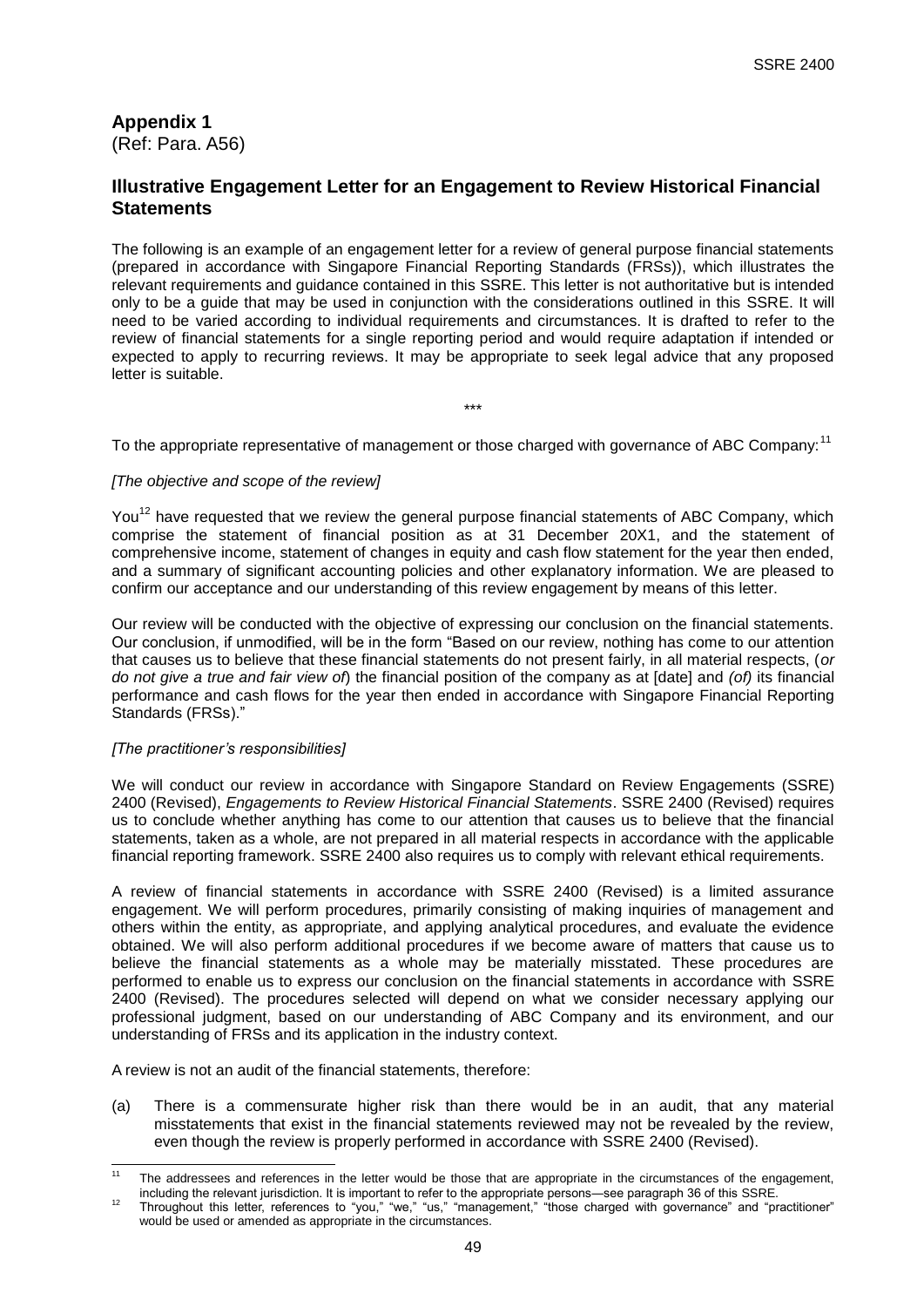## Appendix 1

(Ref: Para. A56)

## Illustrative Engagement Letter for an Engagement to Review Historical Financial Statements

The following is an example of an engagement letter for a review of general purpose financial statements (prepared in accordance with Singapore Financial Reporting Standards (FRSs)), which illustrates the relevant requirements and guidance contained in this SSRE. This letter is not authoritative but is intended only to be a guide that may be used in conjunction with the considerations outlined in this SSRE. It will need to be varied according to individual requirements and circumstances. It is drafted to refer to the review of financial statements for a single reporting period and would require adaptation if intended or expected to apply to recurring reviews. It may be appropriate to seek legal advice that any proposed letter is suitable.

\*\*\*

To the appropriate representative of management or those charged with governance of ABC Company:[11]

*[The objective and scope of the review]*

You[12] have requested that we review the general purpose financial statements of ABC Company, which comprise the statement of financial position as at 31 December 20X1, and the statement of comprehensive income, statement of changes in equity and cash flow statement for the year then ended, and a summary of significant accounting policies and other explanatory information. We are pleased to confirm our acceptance and our understanding of this review engagement by means of this letter.

Our review will be conducted with the objective of expressing our conclusion on the financial statements. Our conclusion, if unmodified, will be in the form "Based on our review, nothing has come to our attention that causes us to believe that these financial statements do not present fairly, in all material respects, (*or do not give a true and fair view of*) the financial position of the company as at [date] and *(of)* its financial performance and cash flows for the year then ended in accordance with Singapore Financial Reporting Standards (FRSs)."

*[The practitioner's responsibilities]*

We will conduct our review in accordance with Singapore Standard on Review Engagements (SSRE) 2400 (Revised), *Engagements to Review Historical Financial Statements*. SSRE 2400 (Revised) requires us to conclude whether anything has come to our attention that causes us to believe that the financial statements, taken as a whole, are not prepared in all material respects in accordance with the applicable financial reporting framework. SSRE 2400 also requires us to comply with relevant ethical requirements.

A review of financial statements in accordance with SSRE 2400 (Revised) is a limited assurance engagement. We will perform procedures, primarily consisting of making inquiries of management and others within the entity, as appropriate, and applying analytical procedures, and evaluate the evidence obtained. We will also perform additional procedures if we become aware of matters that cause us to believe the financial statements as a whole may be materially misstated. These procedures are performed to enable us to express our conclusion on the financial statements in accordance with SSRE 2400 (Revised). The procedures selected will depend on what we consider necessary applying our professional judgment, based on our understanding of ABC Company and its environment, and our understanding of FRSs and its application in the industry context.

A review is not an audit of the financial statements, therefore:

(a) There is a commensurate higher risk than there would be in an audit, that any material misstatements that exist in the financial statements reviewed may not be revealed by the review, even though the review is properly performed in accordance with SSRE 2400 (Revised).

---

[11] The addressees and references in the letter would be those that are appropriate in the circumstances of the engagement, including the relevant jurisdiction. It is important to refer to the appropriate persons—see paragraph 36 of this SSRE.

[12] Throughout this letter, references to "you," "we," "us," "management," "those charged with governance" and "practitioner" would be used or amended as appropriate in the circumstances.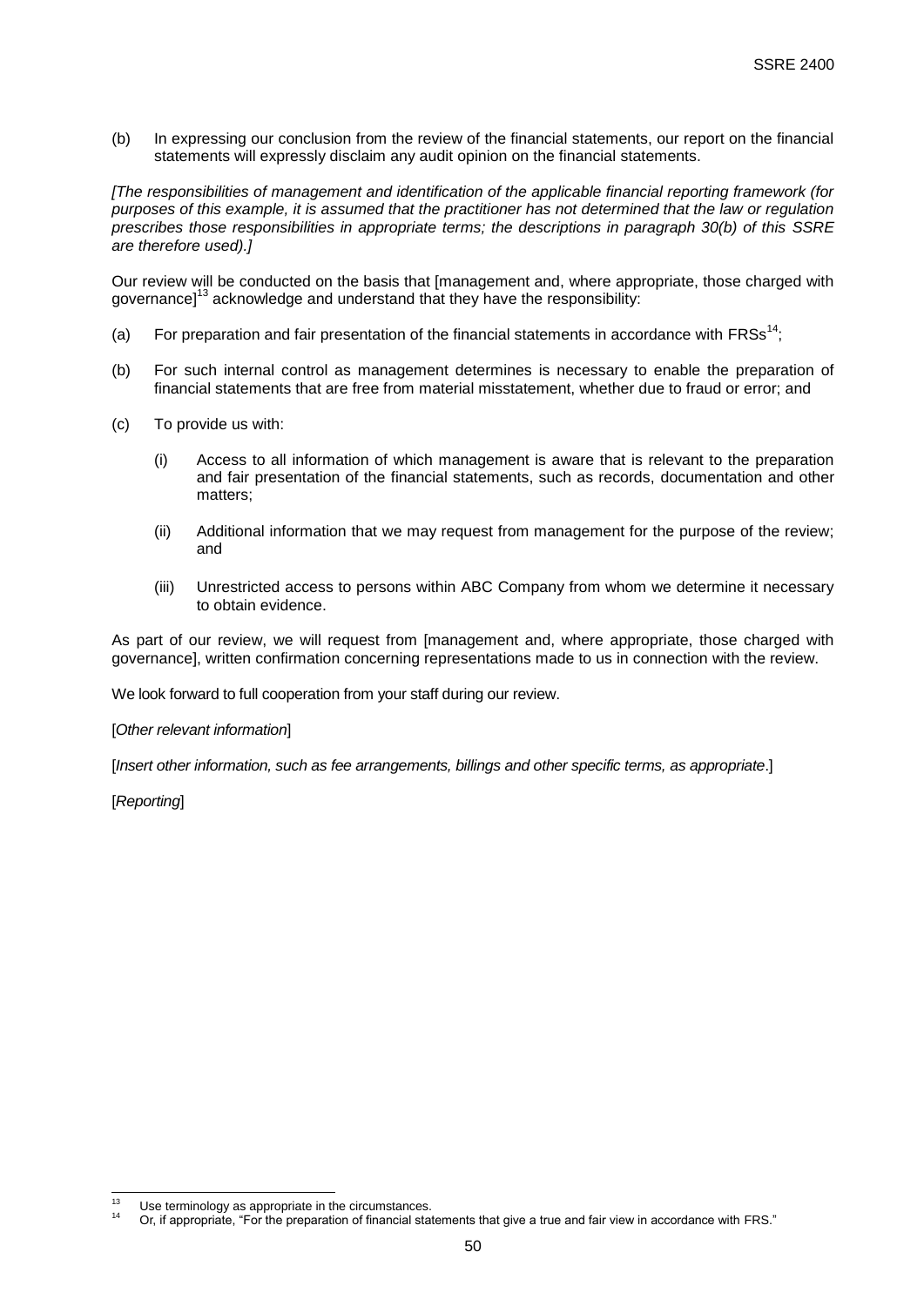(b) In expressing our conclusion from the review of the financial statements, our report on the financial statements will expressly disclaim any audit opinion on the financial statements.

*[The responsibilities of management and identification of the applicable financial reporting framework (for purposes of this example, it is assumed that the practitioner has not determined that the law or regulation prescribes those responsibilities in appropriate terms; the descriptions in paragraph 30(b) of this SSRE are therefore used).]*

Our review will be conducted on the basis that [management and, where appropriate, those charged with governance][13] acknowledge and understand that they have the responsibility:

(a) For preparation and fair presentation of the financial statements in accordance with FRSs[14];

(b) For such internal control as management determines is necessary to enable the preparation of financial statements that are free from material misstatement, whether due to fraud or error; and

(c) To provide us with:

   (i) Access to all information of which management is aware that is relevant to the preparation and fair presentation of the financial statements, such as records, documentation and other matters;

   (ii) Additional information that we may request from management for the purpose of the review; and

   (iii) Unrestricted access to persons within ABC Company from whom we determine it necessary to obtain evidence.

As part of our review, we will request from [management and, where appropriate, those charged with governance], written confirmation concerning representations made to us in connection with the review.

We look forward to full cooperation from your staff during our review.

[*Other relevant information*]

[*Insert other information, such as fee arrangements, billings and other specific terms, as appropriate*.]

[*Reporting*]

---

[13] Use terminology as appropriate in the circumstances.

[14] Or, if appropriate, "For the preparation of financial statements that give a true and fair view in accordance with FRS."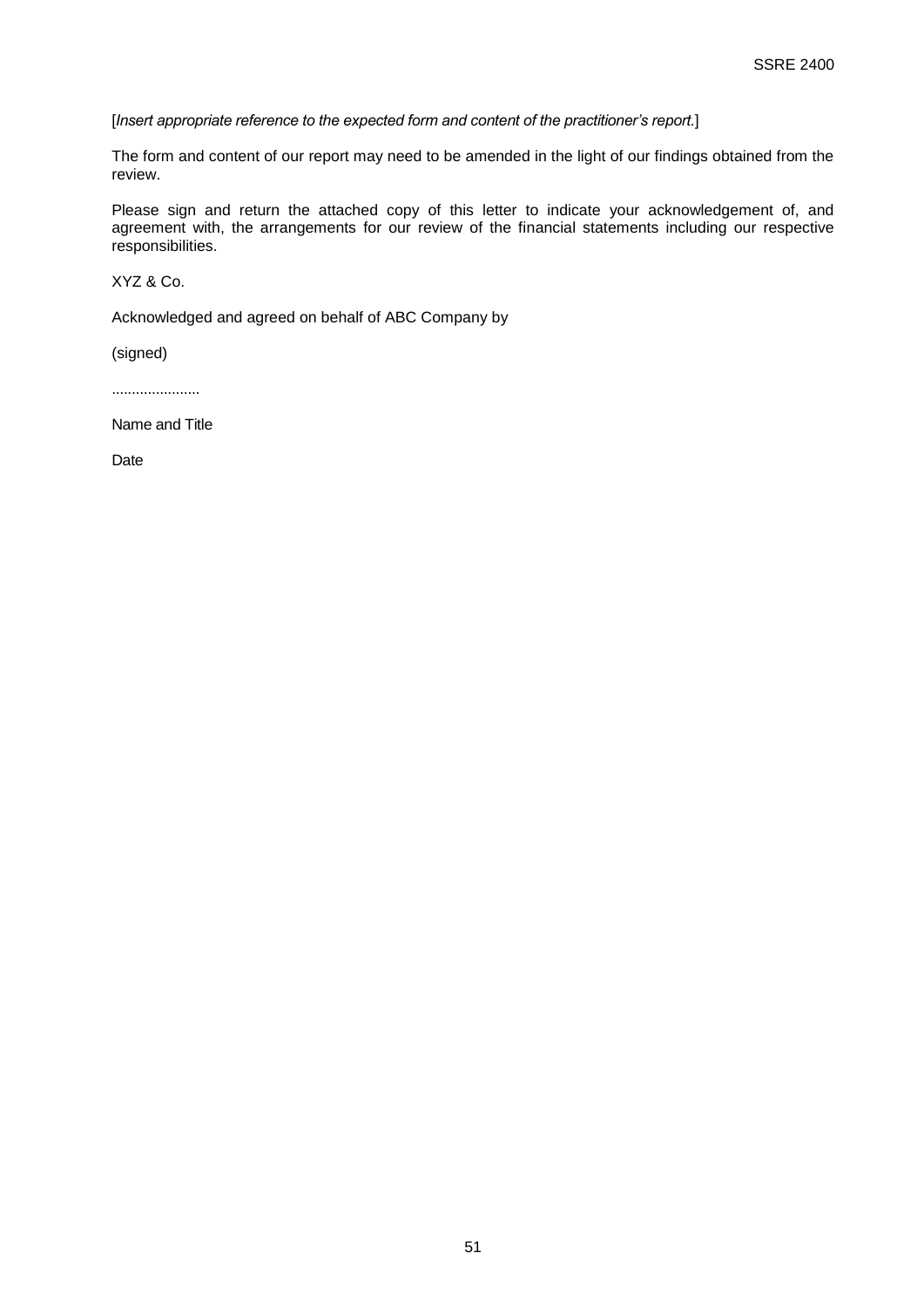[*Insert appropriate reference to the expected form and content of the practitioner's report.*]

The form and content of our report may need to be amended in the light of our findings obtained from the review.

Please sign and return the attached copy of this letter to indicate your acknowledgement of, and agreement with, the arrangements for our review of the financial statements including our respective responsibilities.

XYZ & Co.

Acknowledged and agreed on behalf of ABC Company by

(signed)

......................

Name and Title

Date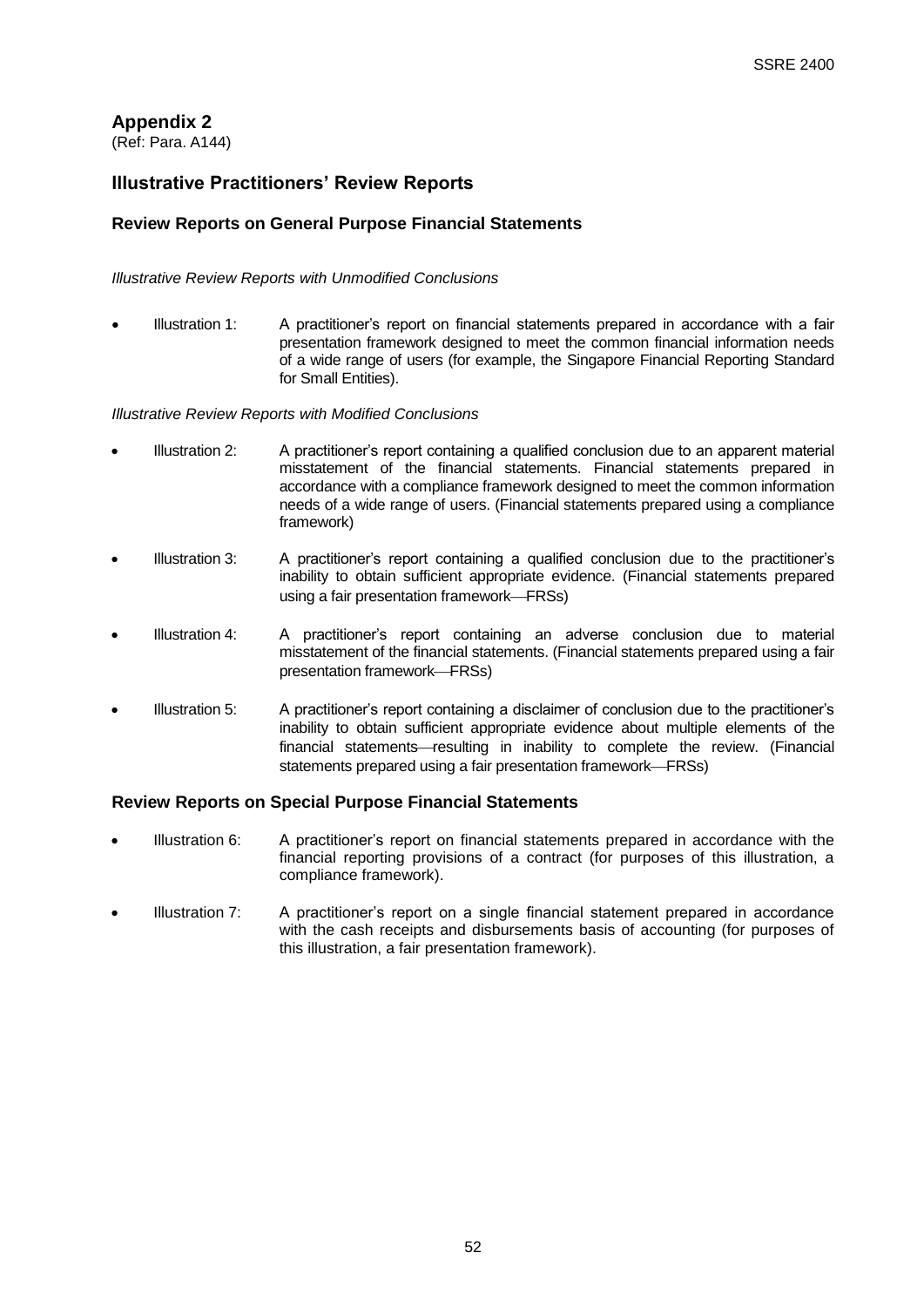# Appendix 2

(Ref: Para. A144)

## Illustrative Practitioners' Review Reports

### Review Reports on General Purpose Financial Statements

*Illustrative Review Reports with Unmodified Conclusions*

- Illustration 1: A practitioner's report on financial statements prepared in accordance with a fair presentation framework designed to meet the common financial information needs of a wide range of users (for example, the Singapore Financial Reporting Standard for Small Entities).

*Illustrative Review Reports with Modified Conclusions*

- Illustration 2: A practitioner's report containing a qualified conclusion due to an apparent material misstatement of the financial statements. Financial statements prepared in accordance with a compliance framework designed to meet the common information needs of a wide range of users. (Financial statements prepared using a compliance framework)
- Illustration 3: A practitioner's report containing a qualified conclusion due to the practitioner's inability to obtain sufficient appropriate evidence. (Financial statements prepared using a fair presentation framework—FRSs)
- Illustration 4: A practitioner's report containing an adverse conclusion due to material misstatement of the financial statements. (Financial statements prepared using a fair presentation framework—FRSs)
- Illustration 5: A practitioner's report containing a disclaimer of conclusion due to the practitioner's inability to obtain sufficient appropriate evidence about multiple elements of the financial statements—resulting in inability to complete the review. (Financial statements prepared using a fair presentation framework—FRSs)

### Review Reports on Special Purpose Financial Statements

- Illustration 6: A practitioner's report on financial statements prepared in accordance with the financial reporting provisions of a contract (for purposes of this illustration, a compliance framework).
- Illustration 7: A practitioner's report on a single financial statement prepared in accordance with the cash receipts and disbursements basis of accounting (for purposes of this illustration, a fair presentation framework).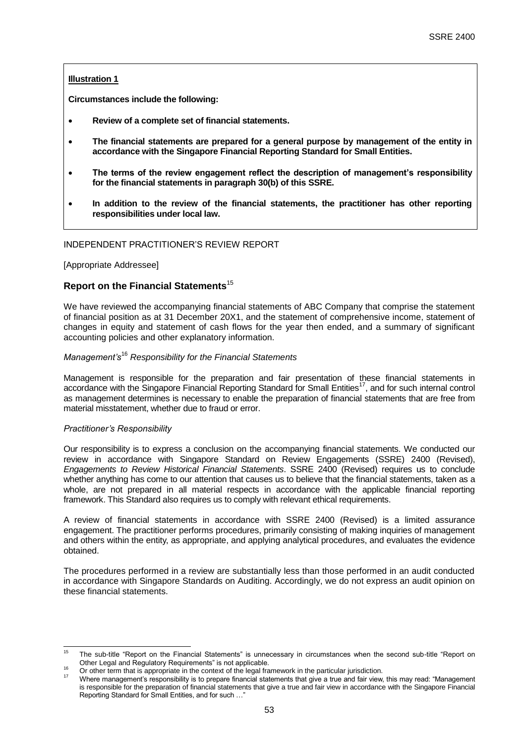**Illustration 1**

**Circumstances include the following:**

- **Review of a complete set of financial statements.**
- **The financial statements are prepared for a general purpose by management of the entity in accordance with the Singapore Financial Reporting Standard for Small Entities.**
- **The terms of the review engagement reflect the description of management's responsibility for the financial statements in paragraph 30(b) of this SSRE.**
- **In addition to the review of the financial statements, the practitioner has other reporting responsibilities under local law.**

INDEPENDENT PRACTITIONER'S REVIEW REPORT

[Appropriate Addressee]

## Report on the Financial Statements[15]

We have reviewed the accompanying financial statements of ABC Company that comprise the statement of financial position as at 31 December 20X1, and the statement of comprehensive income, statement of changes in equity and statement of cash flows for the year then ended, and a summary of significant accounting policies and other explanatory information.

*Management's*[16] *Responsibility for the Financial Statements*

Management is responsible for the preparation and fair presentation of these financial statements in accordance with the Singapore Financial Reporting Standard for Small Entities[17], and for such internal control as management determines is necessary to enable the preparation of financial statements that are free from material misstatement, whether due to fraud or error.

*Practitioner's Responsibility*

Our responsibility is to express a conclusion on the accompanying financial statements. We conducted our review in accordance with Singapore Standard on Review Engagements (SSRE) 2400 (Revised), *Engagements to Review Historical Financial Statements*. SSRE 2400 (Revised) requires us to conclude whether anything has come to our attention that causes us to believe that the financial statements, taken as a whole, are not prepared in all material respects in accordance with the applicable financial reporting framework. This Standard also requires us to comply with relevant ethical requirements.

A review of financial statements in accordance with SSRE 2400 (Revised) is a limited assurance engagement. The practitioner performs procedures, primarily consisting of making inquiries of management and others within the entity, as appropriate, and applying analytical procedures, and evaluates the evidence obtained.

The procedures performed in a review are substantially less than those performed in an audit conducted in accordance with Singapore Standards on Auditing. Accordingly, we do not express an audit opinion on these financial statements.

---

[15] The sub-title "Report on the Financial Statements" is unnecessary in circumstances when the second sub-title "Report on Other Legal and Regulatory Requirements" is not applicable.

[16] Or other term that is appropriate in the context of the legal framework in the particular jurisdiction.

[17] Where management's responsibility is to prepare financial statements that give a true and fair view, this may read: "Management is responsible for the preparation of financial statements that give a true and fair view in accordance with the Singapore Financial Reporting Standard for Small Entities, and for such …"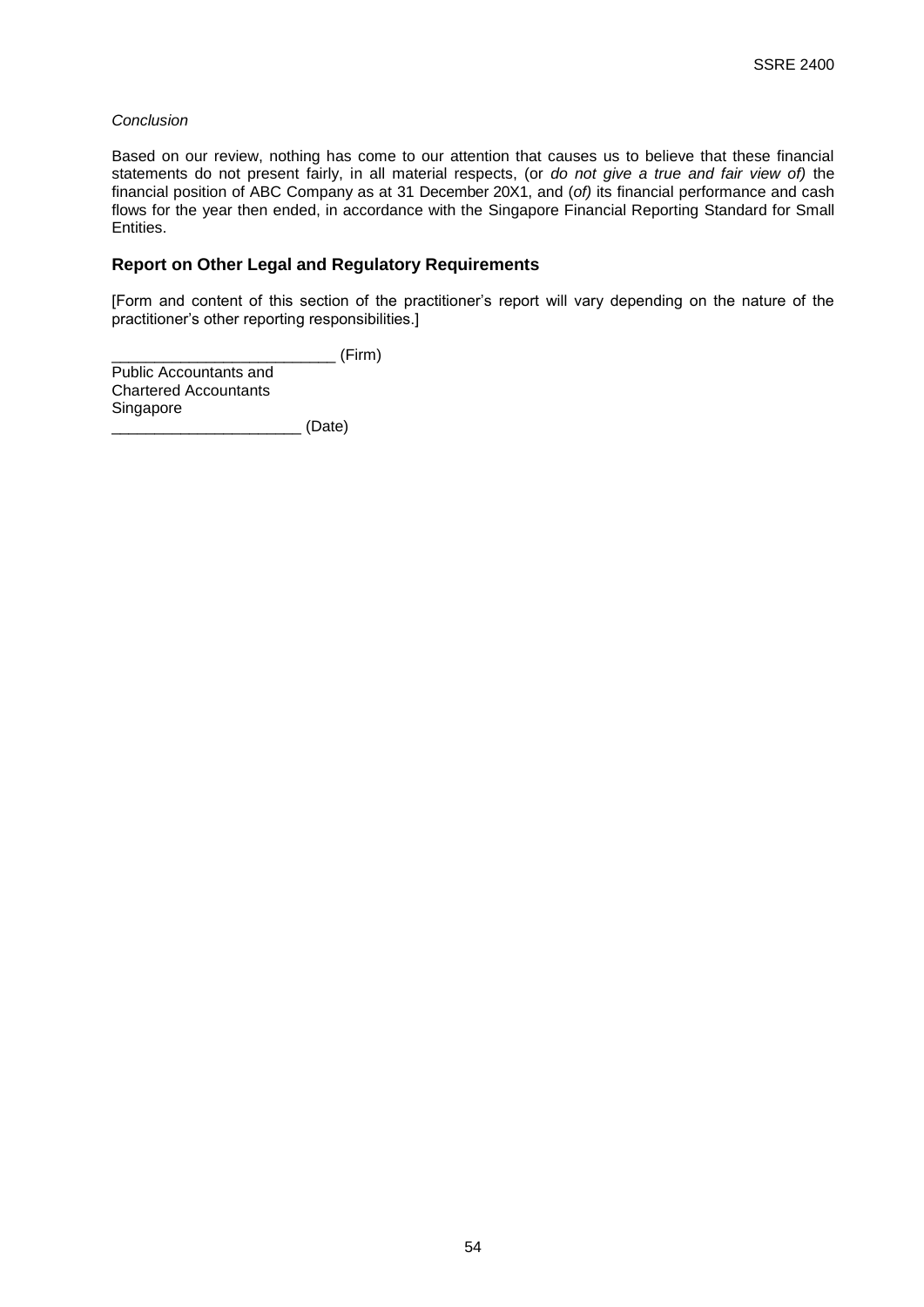*Conclusion*

Based on our review, nothing has come to our attention that causes us to believe that these financial statements do not present fairly, in all material respects, (or *do not give a true and fair view of)* the financial position of ABC Company as at 31 December 20X1, and (*of)* its financial performance and cash flows for the year then ended, in accordance with the Singapore Financial Reporting Standard for Small Entities.

### Report on Other Legal and Regulatory Requirements

[Form and content of this section of the practitioner's report will vary depending on the nature of the practitioner's other reporting responsibilities.]

__________________________ (Firm)
Public Accountants and
Chartered Accountants
Singapore
______________________ (Date)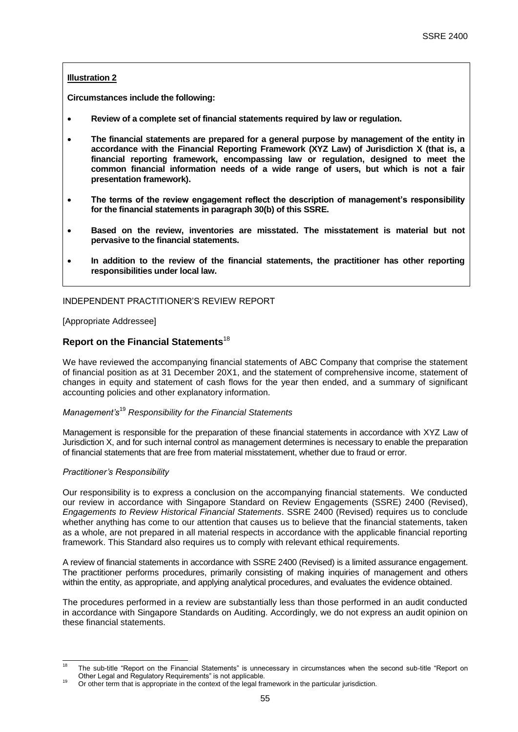**Illustration 2**

**Circumstances include the following:**

- **Review of a complete set of financial statements required by law or regulation.**
- **The financial statements are prepared for a general purpose by management of the entity in accordance with the Financial Reporting Framework (XYZ Law) of Jurisdiction X (that is, a financial reporting framework, encompassing law or regulation, designed to meet the common financial information needs of a wide range of users, but which is not a fair presentation framework).**
- **The terms of the review engagement reflect the description of management's responsibility for the financial statements in paragraph 30(b) of this SSRE.**
- **Based on the review, inventories are misstated. The misstatement is material but not pervasive to the financial statements.**
- **In addition to the review of the financial statements, the practitioner has other reporting responsibilities under local law.**

INDEPENDENT PRACTITIONER'S REVIEW REPORT

[Appropriate Addressee]

## Report on the Financial Statements[18]

We have reviewed the accompanying financial statements of ABC Company that comprise the statement of financial position as at 31 December 20X1, and the statement of comprehensive income, statement of changes in equity and statement of cash flows for the year then ended, and a summary of significant accounting policies and other explanatory information.

*Management's*[19] *Responsibility for the Financial Statements*

Management is responsible for the preparation of these financial statements in accordance with XYZ Law of Jurisdiction X, and for such internal control as management determines is necessary to enable the preparation of financial statements that are free from material misstatement, whether due to fraud or error.

*Practitioner's Responsibility*

Our responsibility is to express a conclusion on the accompanying financial statements. We conducted our review in accordance with Singapore Standard on Review Engagements (SSRE) 2400 (Revised), *Engagements to Review Historical Financial Statements*. SSRE 2400 (Revised) requires us to conclude whether anything has come to our attention that causes us to believe that the financial statements, taken as a whole, are not prepared in all material respects in accordance with the applicable financial reporting framework. This Standard also requires us to comply with relevant ethical requirements.

A review of financial statements in accordance with SSRE 2400 (Revised) is a limited assurance engagement. The practitioner performs procedures, primarily consisting of making inquiries of management and others within the entity, as appropriate, and applying analytical procedures, and evaluates the evidence obtained.

The procedures performed in a review are substantially less than those performed in an audit conducted in accordance with Singapore Standards on Auditing. Accordingly, we do not express an audit opinion on these financial statements.

---

[18] The sub-title "Report on the Financial Statements" is unnecessary in circumstances when the second sub-title "Report on Other Legal and Regulatory Requirements" is not applicable.

[19] Or other term that is appropriate in the context of the legal framework in the particular jurisdiction.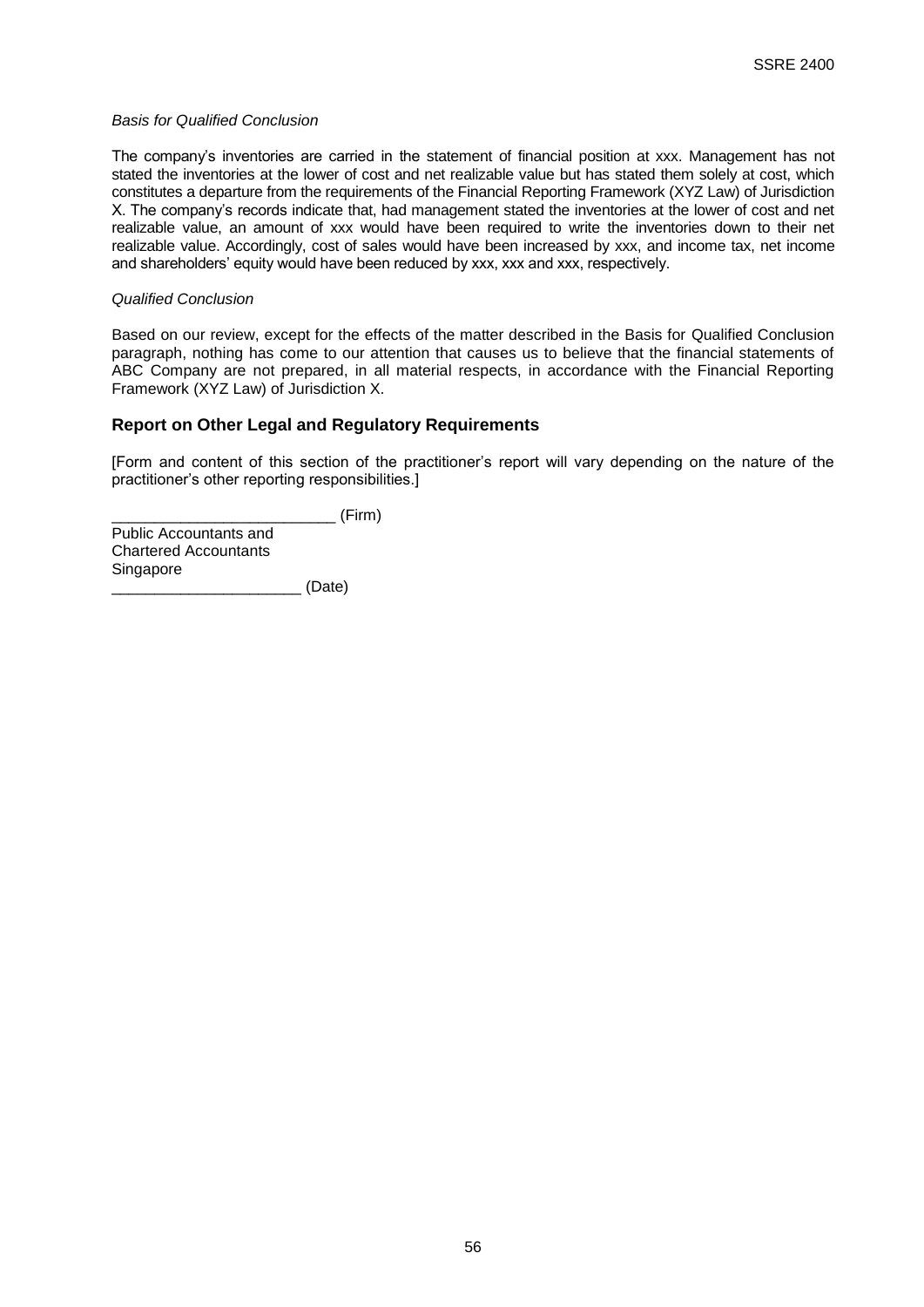*Basis for Qualified Conclusion*

The company's inventories are carried in the statement of financial position at xxx. Management has not stated the inventories at the lower of cost and net realizable value but has stated them solely at cost, which constitutes a departure from the requirements of the Financial Reporting Framework (XYZ Law) of Jurisdiction X. The company's records indicate that, had management stated the inventories at the lower of cost and net realizable value, an amount of xxx would have been required to write the inventories down to their net realizable value. Accordingly, cost of sales would have been increased by xxx, and income tax, net income and shareholders' equity would have been reduced by xxx, xxx and xxx, respectively.

*Qualified Conclusion*

Based on our review, except for the effects of the matter described in the Basis for Qualified Conclusion paragraph, nothing has come to our attention that causes us to believe that the financial statements of ABC Company are not prepared, in all material respects, in accordance with the Financial Reporting Framework (XYZ Law) of Jurisdiction X.

### Report on Other Legal and Regulatory Requirements

[Form and content of this section of the practitioner's report will vary depending on the nature of the practitioner's other reporting responsibilities.]

_________________________ (Firm)
Public Accountants and
Chartered Accountants
Singapore
_____________________ (Date)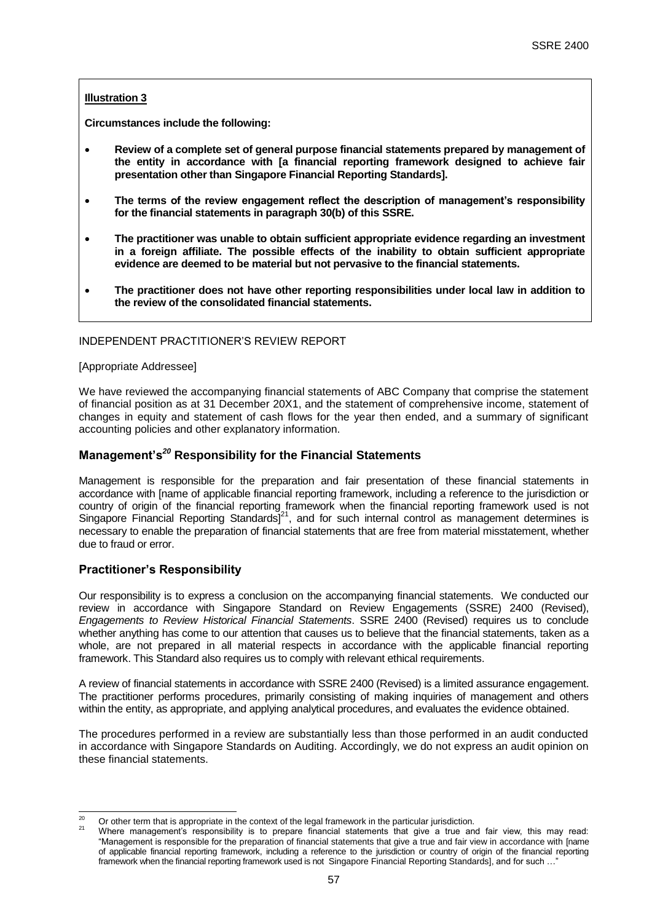**Illustration 3**

**Circumstances include the following:**

- **Review of a complete set of general purpose financial statements prepared by management of the entity in accordance with [a financial reporting framework designed to achieve fair presentation other than Singapore Financial Reporting Standards].**
- **The terms of the review engagement reflect the description of management's responsibility for the financial statements in paragraph 30(b) of this SSRE.**
- **The practitioner was unable to obtain sufficient appropriate evidence regarding an investment in a foreign affiliate. The possible effects of the inability to obtain sufficient appropriate evidence are deemed to be material but not pervasive to the financial statements.**
- **The practitioner does not have other reporting responsibilities under local law in addition to the review of the consolidated financial statements.**

INDEPENDENT PRACTITIONER'S REVIEW REPORT

[Appropriate Addressee]

We have reviewed the accompanying financial statements of ABC Company that comprise the statement of financial position as at 31 December 20X1, and the statement of comprehensive income, statement of changes in equity and statement of cash flows for the year then ended, and a summary of significant accounting policies and other explanatory information.

## Management's[20] Responsibility for the Financial Statements

Management is responsible for the preparation and fair presentation of these financial statements in accordance with [name of applicable financial reporting framework, including a reference to the jurisdiction or country of origin of the financial reporting framework when the financial reporting framework used is not Singapore Financial Reporting Standards][21], and for such internal control as management determines is necessary to enable the preparation of financial statements that are free from material misstatement, whether due to fraud or error.

## Practitioner's Responsibility

Our responsibility is to express a conclusion on the accompanying financial statements. We conducted our review in accordance with Singapore Standard on Review Engagements (SSRE) 2400 (Revised), *Engagements to Review Historical Financial Statements*. SSRE 2400 (Revised) requires us to conclude whether anything has come to our attention that causes us to believe that the financial statements, taken as a whole, are not prepared in all material respects in accordance with the applicable financial reporting framework. This Standard also requires us to comply with relevant ethical requirements.

A review of financial statements in accordance with SSRE 2400 (Revised) is a limited assurance engagement. The practitioner performs procedures, primarily consisting of making inquiries of management and others within the entity, as appropriate, and applying analytical procedures, and evaluates the evidence obtained.

The procedures performed in a review are substantially less than those performed in an audit conducted in accordance with Singapore Standards on Auditing. Accordingly, we do not express an audit opinion on these financial statements.

---

[20] Or other term that is appropriate in the context of the legal framework in the particular jurisdiction.

[21] Where management's responsibility is to prepare financial statements that give a true and fair view, this may read: "Management is responsible for the preparation of financial statements that give a true and fair view in accordance with [name of applicable financial reporting framework, including a reference to the jurisdiction or country of origin of the financial reporting framework when the financial reporting framework used is not Singapore Financial Reporting Standards], and for such …"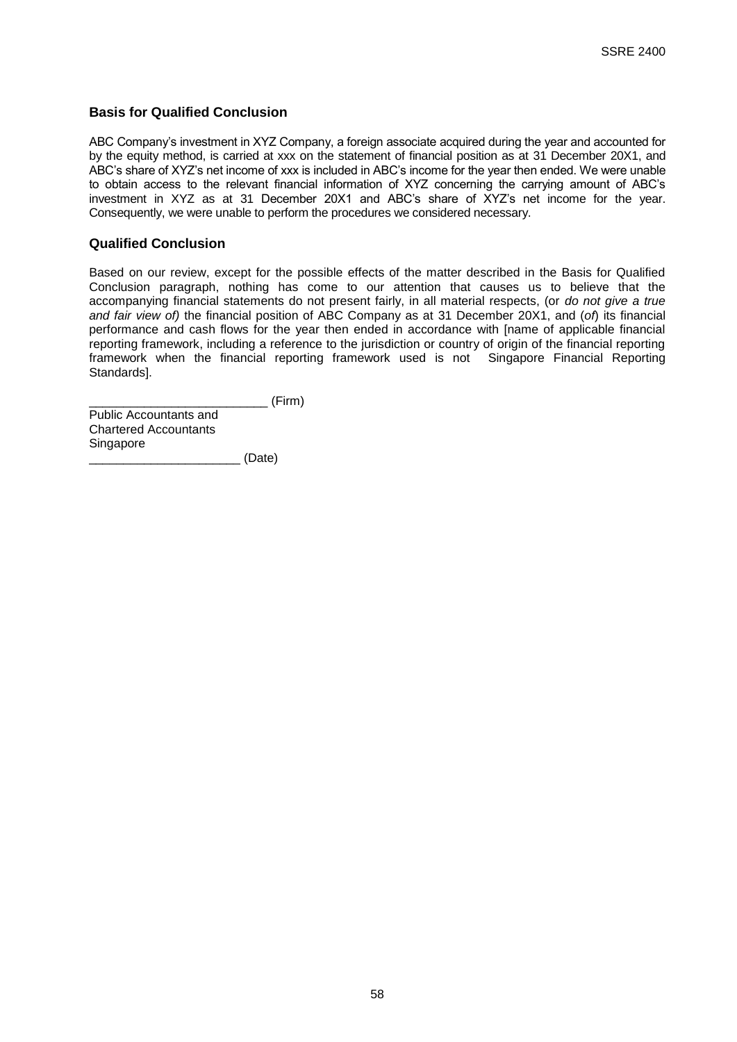### Basis for Qualified Conclusion

ABC Company's investment in XYZ Company, a foreign associate acquired during the year and accounted for by the equity method, is carried at xxx on the statement of financial position as at 31 December 20X1, and ABC's share of XYZ's net income of xxx is included in ABC's income for the year then ended. We were unable to obtain access to the relevant financial information of XYZ concerning the carrying amount of ABC's investment in XYZ as at 31 December 20X1 and ABC's share of XYZ's net income for the year. Consequently, we were unable to perform the procedures we considered necessary.

### Qualified Conclusion

Based on our review, except for the possible effects of the matter described in the Basis for Qualified Conclusion paragraph, nothing has come to our attention that causes us to believe that the accompanying financial statements do not present fairly, in all material respects, (or *do not give a true and fair view of)* the financial position of ABC Company as at 31 December 20X1, and (*of*) its financial performance and cash flows for the year then ended in accordance with [name of applicable financial reporting framework, including a reference to the jurisdiction or country of origin of the financial reporting framework when the financial reporting framework used is not Singapore Financial Reporting Standards].

__________________________ (Firm)
Public Accountants and
Chartered Accountants
Singapore
______________________ (Date)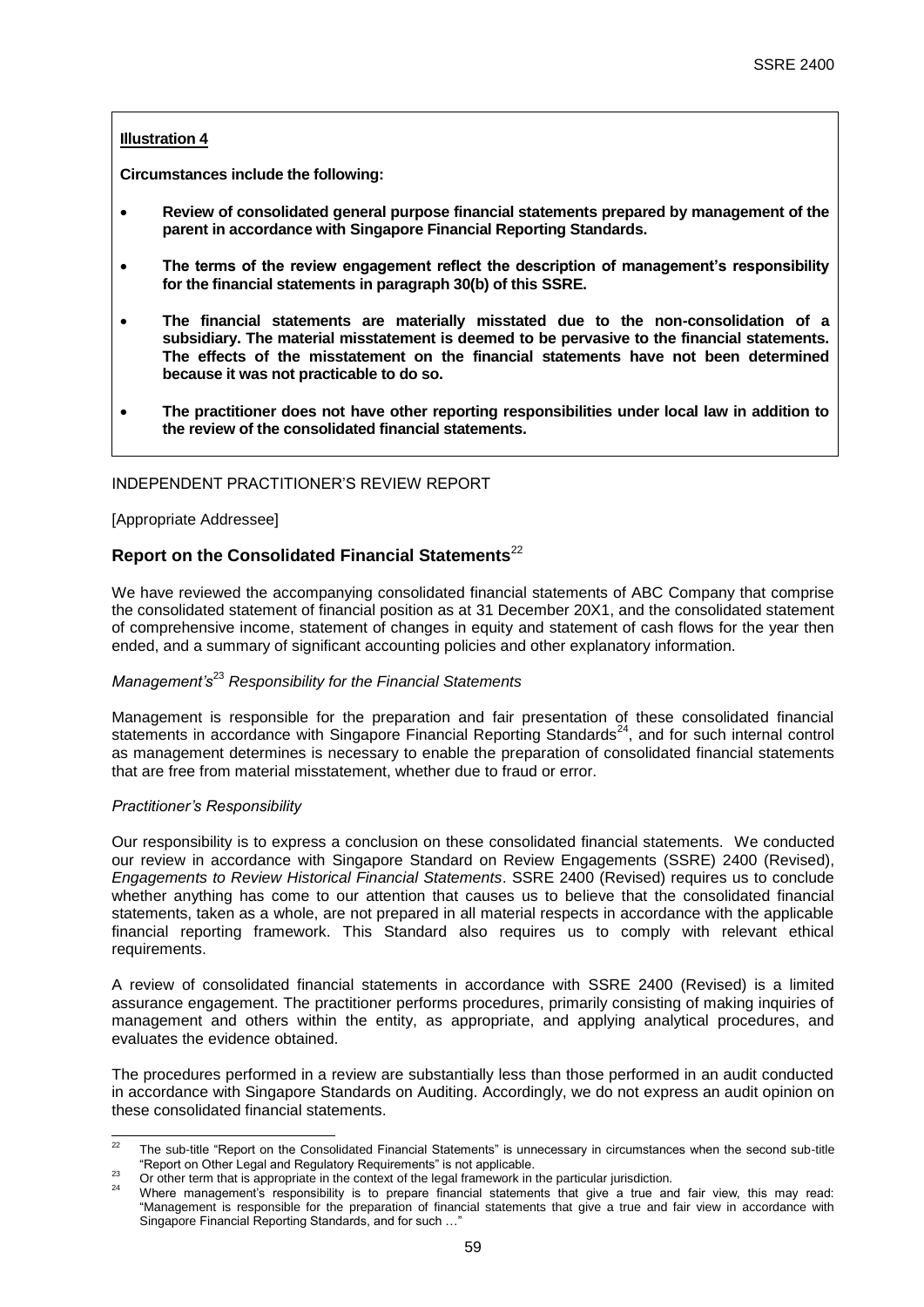**Illustration 4**

**Circumstances include the following:**

- **Review of consolidated general purpose financial statements prepared by management of the parent in accordance with Singapore Financial Reporting Standards.**
- **The terms of the review engagement reflect the description of management's responsibility for the financial statements in paragraph 30(b) of this SSRE.**
- **The financial statements are materially misstated due to the non-consolidation of a subsidiary. The material misstatement is deemed to be pervasive to the financial statements. The effects of the misstatement on the financial statements have not been determined because it was not practicable to do so.**
- **The practitioner does not have other reporting responsibilities under local law in addition to the review of the consolidated financial statements.**

INDEPENDENT PRACTITIONER'S REVIEW REPORT

[Appropriate Addressee]

## Report on the Consolidated Financial Statements[22]

We have reviewed the accompanying consolidated financial statements of ABC Company that comprise the consolidated statement of financial position as at 31 December 20X1, and the consolidated statement of comprehensive income, statement of changes in equity and statement of cash flows for the year then ended, and a summary of significant accounting policies and other explanatory information.

*Management's*[23] *Responsibility for the Financial Statements*

Management is responsible for the preparation and fair presentation of these consolidated financial statements in accordance with Singapore Financial Reporting Standards[24], and for such internal control as management determines is necessary to enable the preparation of consolidated financial statements that are free from material misstatement, whether due to fraud or error.

*Practitioner's Responsibility*

Our responsibility is to express a conclusion on these consolidated financial statements. We conducted our review in accordance with Singapore Standard on Review Engagements (SSRE) 2400 (Revised), *Engagements to Review Historical Financial Statements*. SSRE 2400 (Revised) requires us to conclude whether anything has come to our attention that causes us to believe that the consolidated financial statements, taken as a whole, are not prepared in all material respects in accordance with the applicable financial reporting framework. This Standard also requires us to comply with relevant ethical requirements.

A review of consolidated financial statements in accordance with SSRE 2400 (Revised) is a limited assurance engagement. The practitioner performs procedures, primarily consisting of making inquiries of management and others within the entity, as appropriate, and applying analytical procedures, and evaluates the evidence obtained.

The procedures performed in a review are substantially less than those performed in an audit conducted in accordance with Singapore Standards on Auditing. Accordingly, we do not express an audit opinion on these consolidated financial statements.

---

[22] The sub-title "Report on the Consolidated Financial Statements" is unnecessary in circumstances when the second sub-title "Report on Other Legal and Regulatory Requirements" is not applicable.

[23] Or other term that is appropriate in the context of the legal framework in the particular jurisdiction.

[24] Where management's responsibility is to prepare financial statements that give a true and fair view, this may read: "Management is responsible for the preparation of financial statements that give a true and fair view in accordance with Singapore Financial Reporting Standards, and for such …"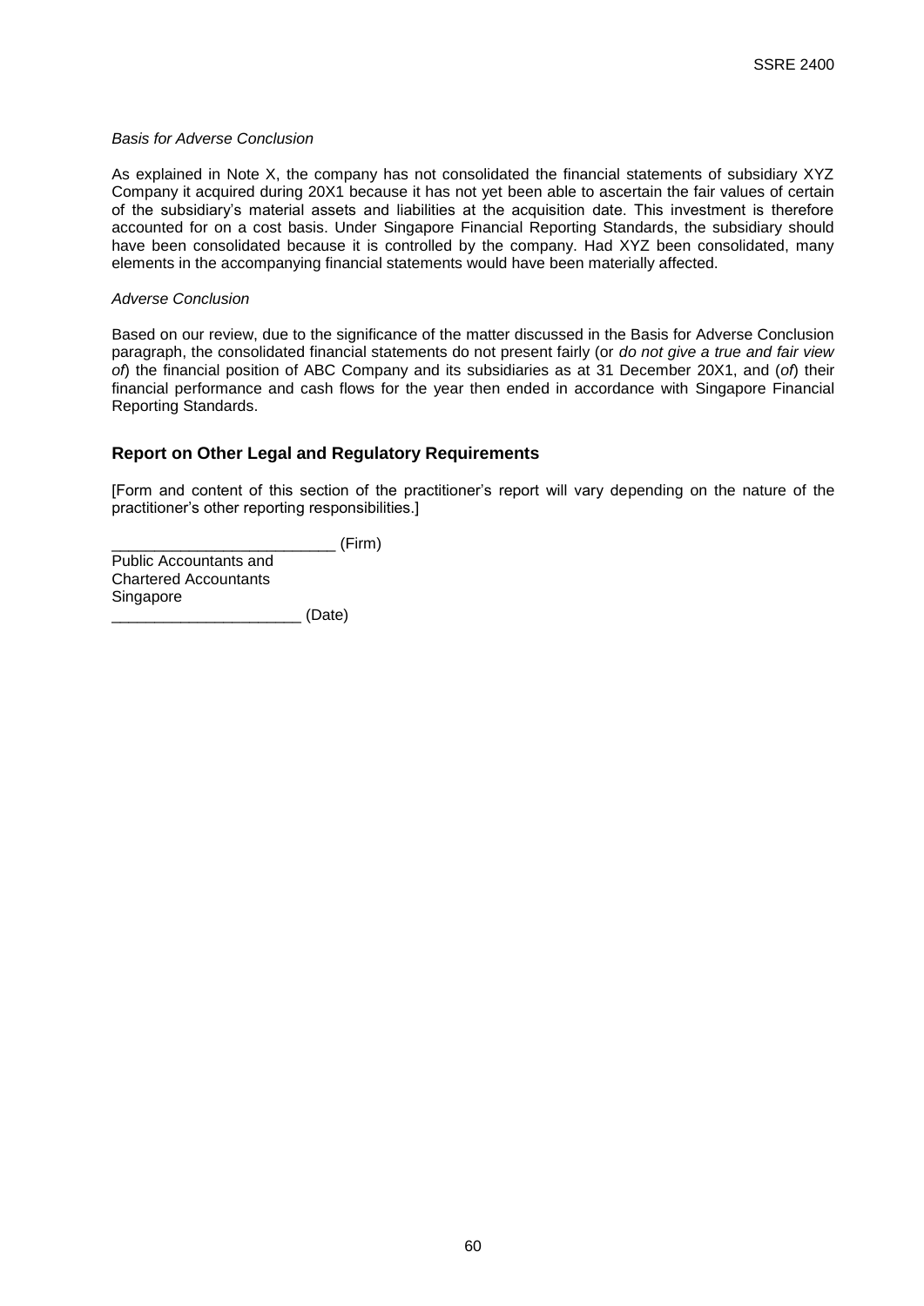*Basis for Adverse Conclusion*

As explained in Note X, the company has not consolidated the financial statements of subsidiary XYZ Company it acquired during 20X1 because it has not yet been able to ascertain the fair values of certain of the subsidiary's material assets and liabilities at the acquisition date. This investment is therefore accounted for on a cost basis. Under Singapore Financial Reporting Standards, the subsidiary should have been consolidated because it is controlled by the company. Had XYZ been consolidated, many elements in the accompanying financial statements would have been materially affected.

*Adverse Conclusion*

Based on our review, due to the significance of the matter discussed in the Basis for Adverse Conclusion paragraph, the consolidated financial statements do not present fairly (or *do not give a true and fair view of*) the financial position of ABC Company and its subsidiaries as at 31 December 20X1, and (*of*) their financial performance and cash flows for the year then ended in accordance with Singapore Financial Reporting Standards.

### Report on Other Legal and Regulatory Requirements

[Form and content of this section of the practitioner's report will vary depending on the nature of the practitioner's other reporting responsibilities.]

__________________________ (Firm)
Public Accountants and
Chartered Accountants
Singapore
______________________ (Date)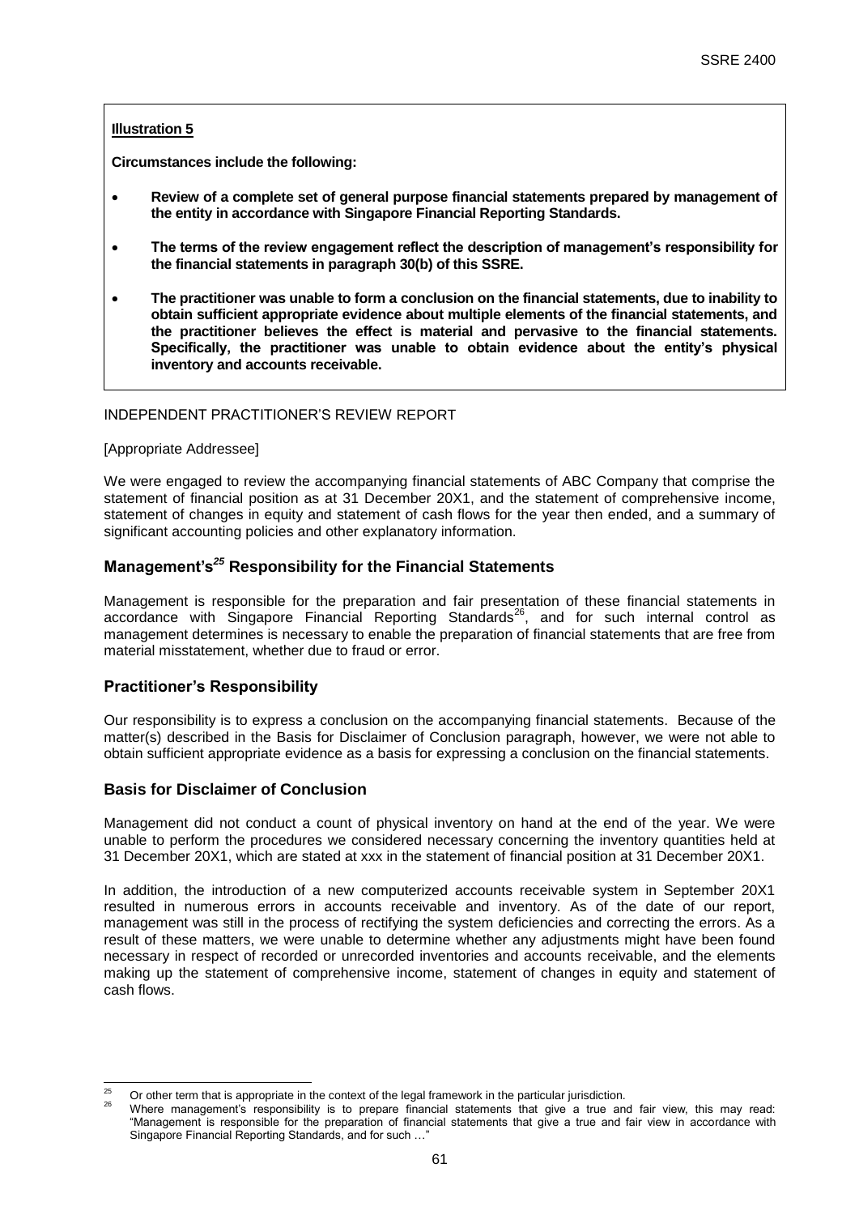**Illustration 5**

**Circumstances include the following:**

- **Review of a complete set of general purpose financial statements prepared by management of the entity in accordance with Singapore Financial Reporting Standards.**
- **The terms of the review engagement reflect the description of management's responsibility for the financial statements in paragraph 30(b) of this SSRE.**
- **The practitioner was unable to form a conclusion on the financial statements, due to inability to obtain sufficient appropriate evidence about multiple elements of the financial statements, and the practitioner believes the effect is material and pervasive to the financial statements. Specifically, the practitioner was unable to obtain evidence about the entity's physical inventory and accounts receivable.**

INDEPENDENT PRACTITIONER'S REVIEW REPORT

[Appropriate Addressee]

We were engaged to review the accompanying financial statements of ABC Company that comprise the statement of financial position as at 31 December 20X1, and the statement of comprehensive income, statement of changes in equity and statement of cash flows for the year then ended, and a summary of significant accounting policies and other explanatory information.

## Management's[25] Responsibility for the Financial Statements

Management is responsible for the preparation and fair presentation of these financial statements in accordance with Singapore Financial Reporting Standards[26], and for such internal control as management determines is necessary to enable the preparation of financial statements that are free from material misstatement, whether due to fraud or error.

## Practitioner's Responsibility

Our responsibility is to express a conclusion on the accompanying financial statements. Because of the matter(s) described in the Basis for Disclaimer of Conclusion paragraph, however, we were not able to obtain sufficient appropriate evidence as a basis for expressing a conclusion on the financial statements.

## Basis for Disclaimer of Conclusion

Management did not conduct a count of physical inventory on hand at the end of the year. We were unable to perform the procedures we considered necessary concerning the inventory quantities held at 31 December 20X1, which are stated at xxx in the statement of financial position at 31 December 20X1.

In addition, the introduction of a new computerized accounts receivable system in September 20X1 resulted in numerous errors in accounts receivable and inventory. As of the date of our report, management was still in the process of rectifying the system deficiencies and correcting the errors. As a result of these matters, we were unable to determine whether any adjustments might have been found necessary in respect of recorded or unrecorded inventories and accounts receivable, and the elements making up the statement of comprehensive income, statement of changes in equity and statement of cash flows.

---

[25] Or other term that is appropriate in the context of the legal framework in the particular jurisdiction.

[26] Where management's responsibility is to prepare financial statements that give a true and fair view, this may read: "Management is responsible for the preparation of financial statements that give a true and fair view in accordance with Singapore Financial Reporting Standards, and for such …"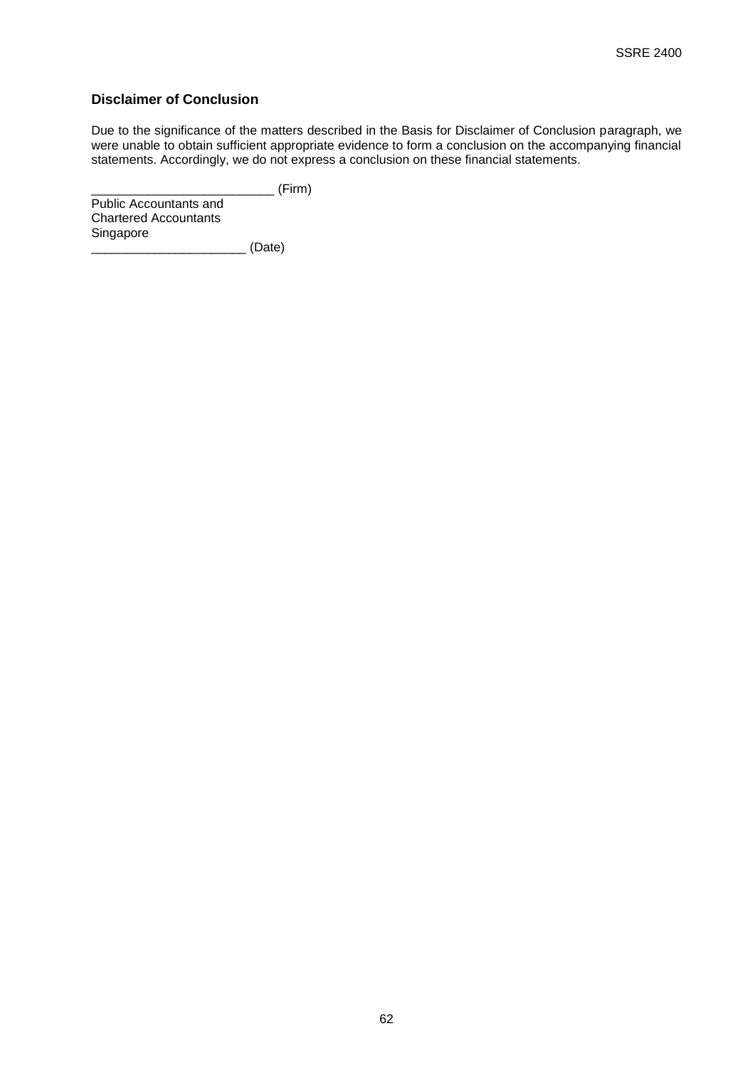### Disclaimer of Conclusion

Due to the significance of the matters described in the Basis for Disclaimer of Conclusion paragraph, we were unable to obtain sufficient appropriate evidence to form a conclusion on the accompanying financial statements. Accordingly, we do not express a conclusion on these financial statements.

__________________________ (Firm)
Public Accountants and
Chartered Accountants
Singapore
______________________ (Date)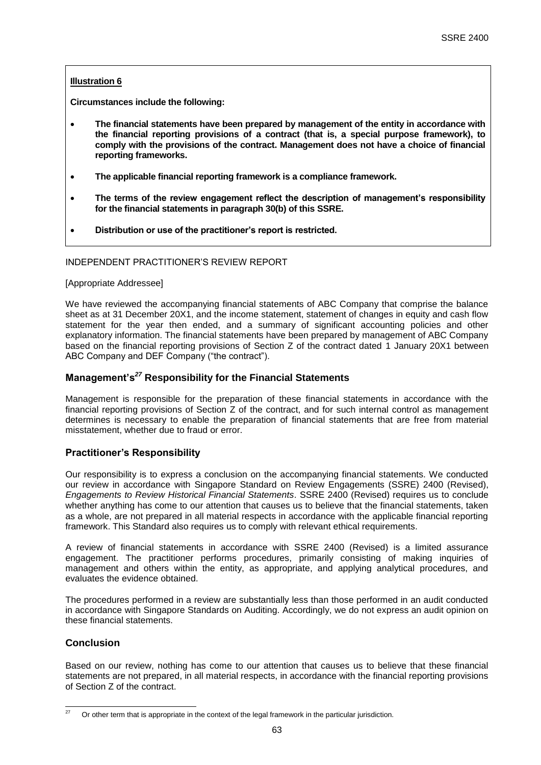**Illustration 6**

**Circumstances include the following:**

- **The financial statements have been prepared by management of the entity in accordance with the financial reporting provisions of a contract (that is, a special purpose framework), to comply with the provisions of the contract. Management does not have a choice of financial reporting frameworks.**
- **The applicable financial reporting framework is a compliance framework.**
- **The terms of the review engagement reflect the description of management's responsibility for the financial statements in paragraph 30(b) of this SSRE.**
- **Distribution or use of the practitioner's report is restricted.**

INDEPENDENT PRACTITIONER'S REVIEW REPORT

[Appropriate Addressee]

We have reviewed the accompanying financial statements of ABC Company that comprise the balance sheet as at 31 December 20X1, and the income statement, statement of changes in equity and cash flow statement for the year then ended, and a summary of significant accounting policies and other explanatory information. The financial statements have been prepared by management of ABC Company based on the financial reporting provisions of Section Z of the contract dated 1 January 20X1 between ABC Company and DEF Company ("the contract").

## Management's[27] Responsibility for the Financial Statements

Management is responsible for the preparation of these financial statements in accordance with the financial reporting provisions of Section Z of the contract, and for such internal control as management determines is necessary to enable the preparation of financial statements that are free from material misstatement, whether due to fraud or error.

## Practitioner's Responsibility

Our responsibility is to express a conclusion on the accompanying financial statements. We conducted our review in accordance with Singapore Standard on Review Engagements (SSRE) 2400 (Revised), *Engagements to Review Historical Financial Statements*. SSRE 2400 (Revised) requires us to conclude whether anything has come to our attention that causes us to believe that the financial statements, taken as a whole, are not prepared in all material respects in accordance with the applicable financial reporting framework. This Standard also requires us to comply with relevant ethical requirements.

A review of financial statements in accordance with SSRE 2400 (Revised) is a limited assurance engagement. The practitioner performs procedures, primarily consisting of making inquiries of management and others within the entity, as appropriate, and applying analytical procedures, and evaluates the evidence obtained.

The procedures performed in a review are substantially less than those performed in an audit conducted in accordance with Singapore Standards on Auditing. Accordingly, we do not express an audit opinion on these financial statements.

## Conclusion

Based on our review, nothing has come to our attention that causes us to believe that these financial statements are not prepared, in all material respects, in accordance with the financial reporting provisions of Section Z of the contract.

[27] Or other term that is appropriate in the context of the legal framework in the particular jurisdiction.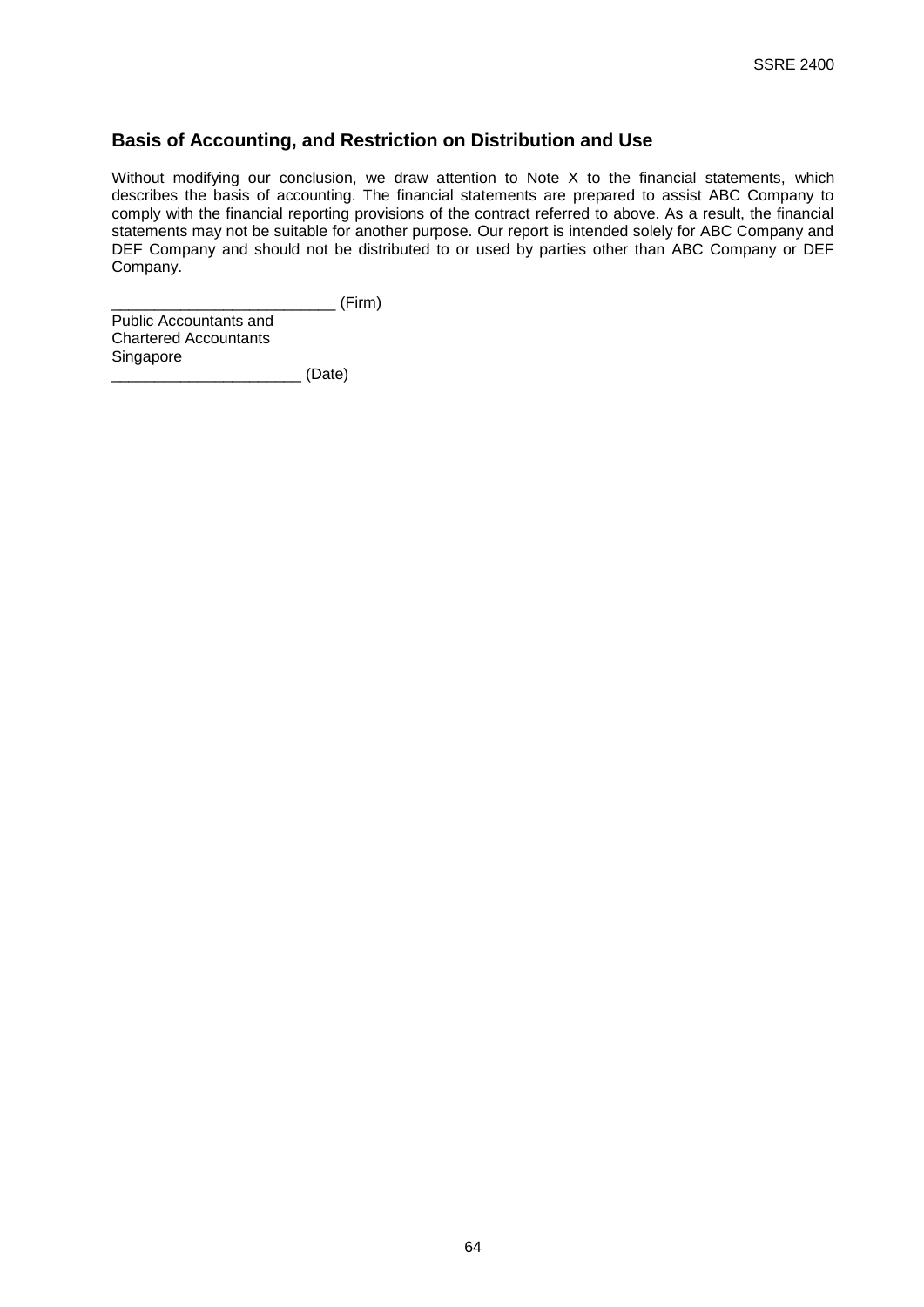## Basis of Accounting, and Restriction on Distribution and Use

Without modifying our conclusion, we draw attention to Note X to the financial statements, which describes the basis of accounting. The financial statements are prepared to assist ABC Company to comply with the financial reporting provisions of the contract referred to above. As a result, the financial statements may not be suitable for another purpose. Our report is intended solely for ABC Company and DEF Company and should not be distributed to or used by parties other than ABC Company or DEF Company.

__________________________ (Firm)
Public Accountants and
Chartered Accountants
Singapore
______________________ (Date)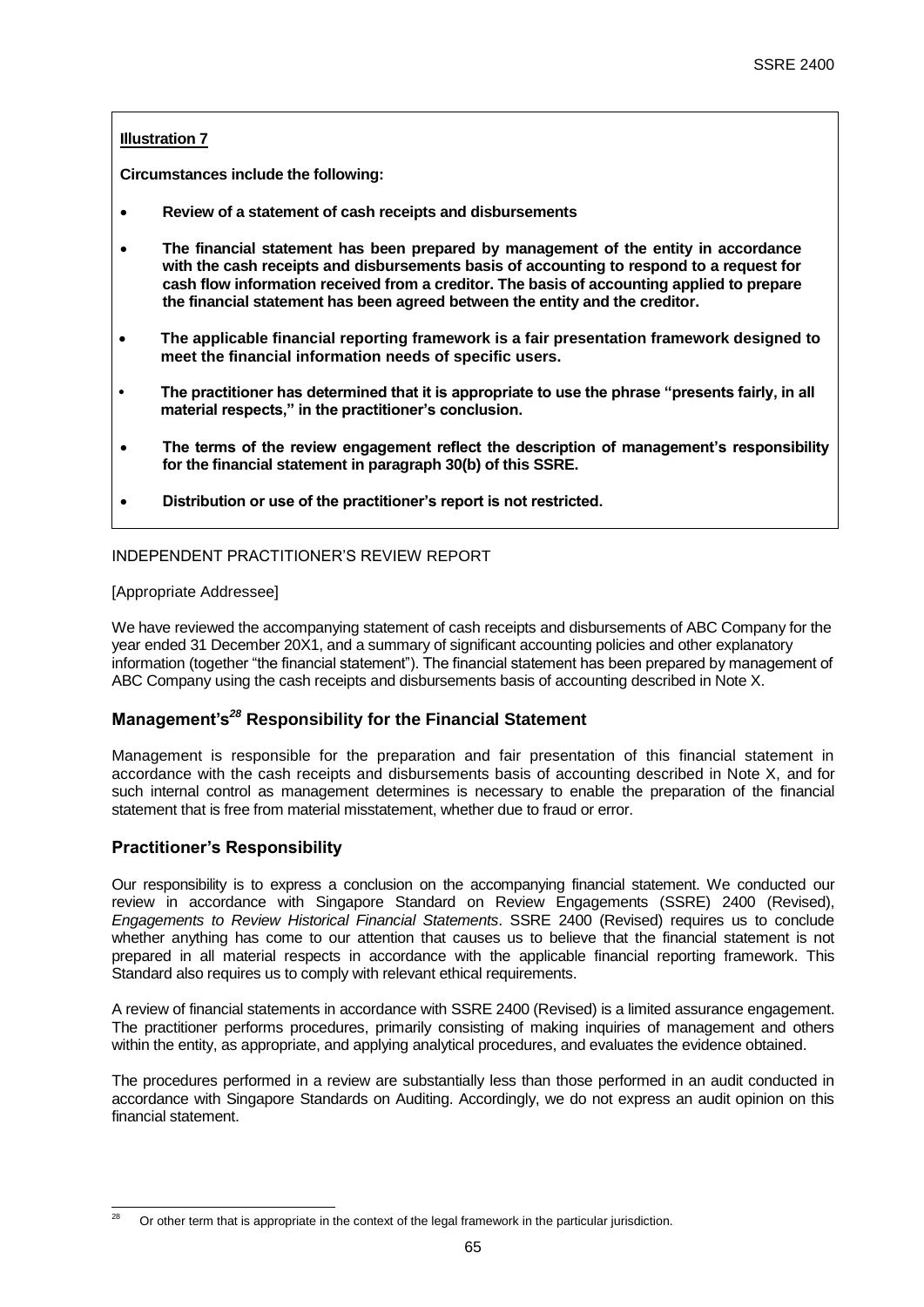**Illustration 7**

**Circumstances include the following:**

- **Review of a statement of cash receipts and disbursements**
- **The financial statement has been prepared by management of the entity in accordance with the cash receipts and disbursements basis of accounting to respond to a request for cash flow information received from a creditor. The basis of accounting applied to prepare the financial statement has been agreed between the entity and the creditor.**
- **The applicable financial reporting framework is a fair presentation framework designed to meet the financial information needs of specific users.**
- **The practitioner has determined that it is appropriate to use the phrase "presents fairly, in all material respects," in the practitioner's conclusion.**
- **The terms of the review engagement reflect the description of management's responsibility for the financial statement in paragraph 30(b) of this SSRE.**
- **Distribution or use of the practitioner's report is not restricted.**

INDEPENDENT PRACTITIONER'S REVIEW REPORT

[Appropriate Addressee]

We have reviewed the accompanying statement of cash receipts and disbursements of ABC Company for the year ended 31 December 20X1, and a summary of significant accounting policies and other explanatory information (together "the financial statement"). The financial statement has been prepared by management of ABC Company using the cash receipts and disbursements basis of accounting described in Note X.

## Management's[28] Responsibility for the Financial Statement

Management is responsible for the preparation and fair presentation of this financial statement in accordance with the cash receipts and disbursements basis of accounting described in Note X, and for such internal control as management determines is necessary to enable the preparation of the financial statement that is free from material misstatement, whether due to fraud or error.

## Practitioner's Responsibility

Our responsibility is to express a conclusion on the accompanying financial statement. We conducted our review in accordance with Singapore Standard on Review Engagements (SSRE) 2400 (Revised), *Engagements to Review Historical Financial Statements*. SSRE 2400 (Revised) requires us to conclude whether anything has come to our attention that causes us to believe that the financial statement is not prepared in all material respects in accordance with the applicable financial reporting framework. This Standard also requires us to comply with relevant ethical requirements.

A review of financial statements in accordance with SSRE 2400 (Revised) is a limited assurance engagement. The practitioner performs procedures, primarily consisting of making inquiries of management and others within the entity, as appropriate, and applying analytical procedures, and evaluates the evidence obtained.

The procedures performed in a review are substantially less than those performed in an audit conducted in accordance with Singapore Standards on Auditing. Accordingly, we do not express an audit opinion on this financial statement.

[28] Or other term that is appropriate in the context of the legal framework in the particular jurisdiction.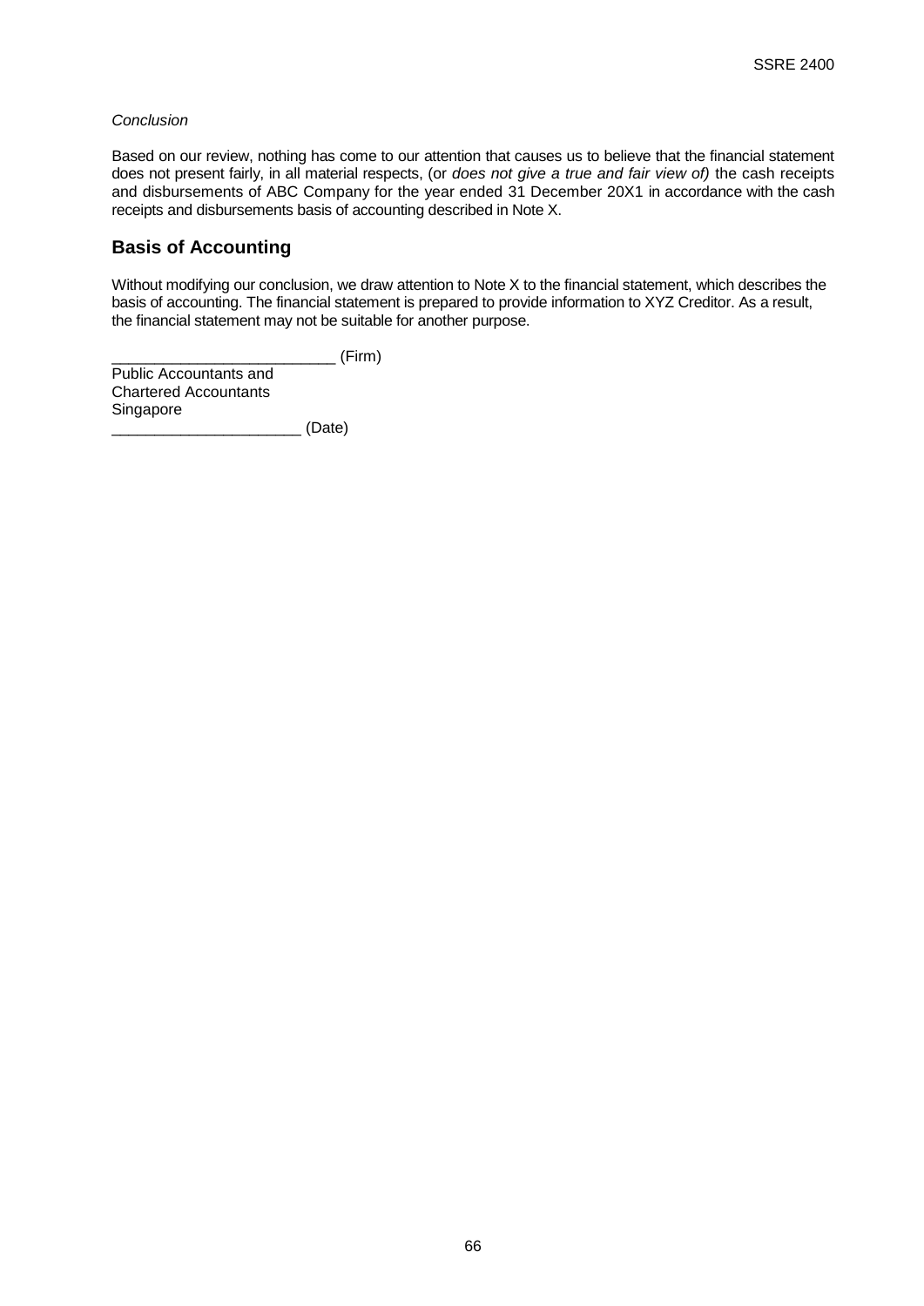*Conclusion*

Based on our review, nothing has come to our attention that causes us to believe that the financial statement does not present fairly, in all material respects, (or *does not give a true and fair view of)* the cash receipts and disbursements of ABC Company for the year ended 31 December 20X1 in accordance with the cash receipts and disbursements basis of accounting described in Note X.

## Basis of Accounting

Without modifying our conclusion, we draw attention to Note X to the financial statement, which describes the basis of accounting. The financial statement is prepared to provide information to XYZ Creditor. As a result, the financial statement may not be suitable for another purpose.

__________________________ (Firm)
Public Accountants and
Chartered Accountants
Singapore
______________________ (Date)